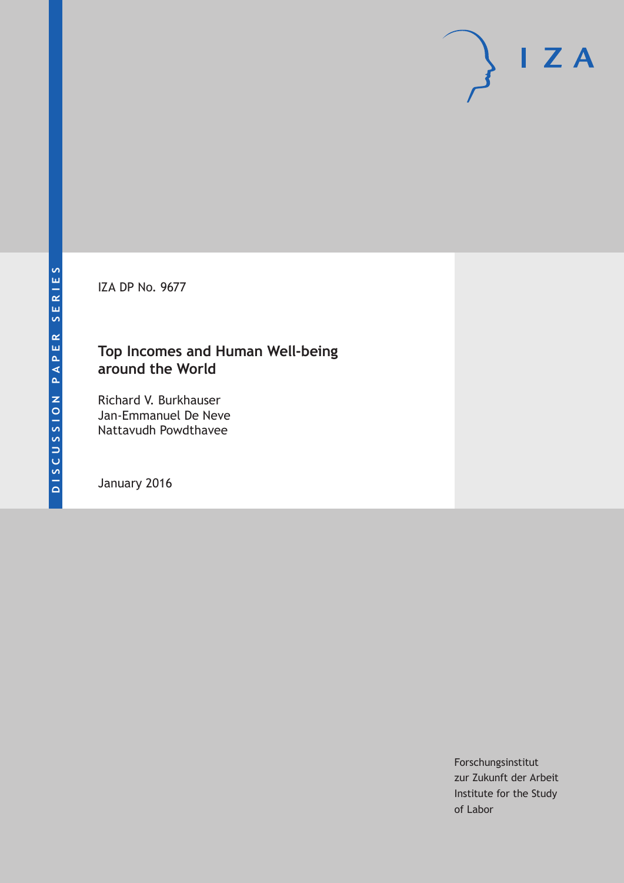DISCUSSION PAPER SERIES

IZA

IZA DP No. 9677

# Top Incomes and Human Well-being around the World

Richard V. Burkhauser
Jan-Emmanuel De Neve
Nattavudh Powdthavee

January 2016

Forschungsinstitut
zur Zukunft der Arbeit
Institute for the Study
of Labor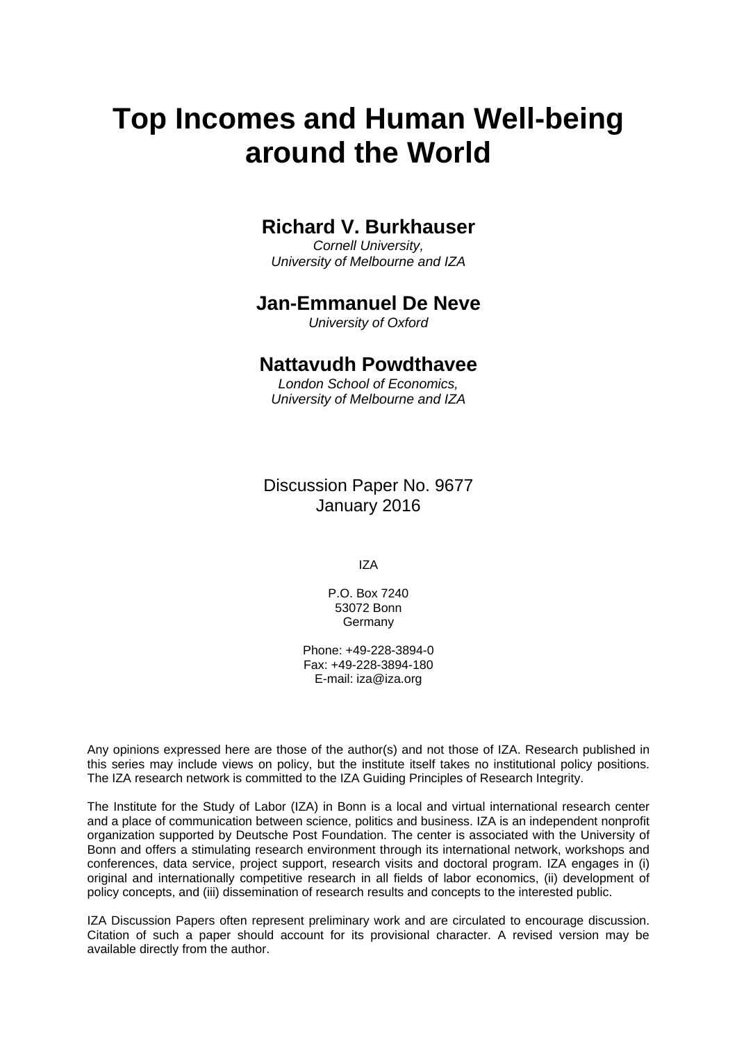# Top Incomes and Human Well-being around the World

## Richard V. Burkhauser

*Cornell University,*
*University of Melbourne and IZA*

## Jan-Emmanuel De Neve

*University of Oxford*

## Nattavudh Powdthavee

*London School of Economics,*
*University of Melbourne and IZA*

Discussion Paper No. 9677
January 2016

IZA

P.O. Box 7240
53072 Bonn
Germany

Phone: +49-228-3894-0
Fax: +49-228-3894-180
E-mail: iza@iza.org

Any opinions expressed here are those of the author(s) and not those of IZA. Research published in this series may include views on policy, but the institute itself takes no institutional policy positions. The IZA research network is committed to the IZA Guiding Principles of Research Integrity.

The Institute for the Study of Labor (IZA) in Bonn is a local and virtual international research center and a place of communication between science, politics and business. IZA is an independent nonprofit organization supported by Deutsche Post Foundation. The center is associated with the University of Bonn and offers a stimulating research environment through its international network, workshops and conferences, data service, project support, research visits and doctoral program. IZA engages in (i) original and internationally competitive research in all fields of labor economics, (ii) development of policy concepts, and (iii) dissemination of research results and concepts to the interested public.

IZA Discussion Papers often represent preliminary work and are circulated to encourage discussion. Citation of such a paper should account for its provisional character. A revised version may be available directly from the author.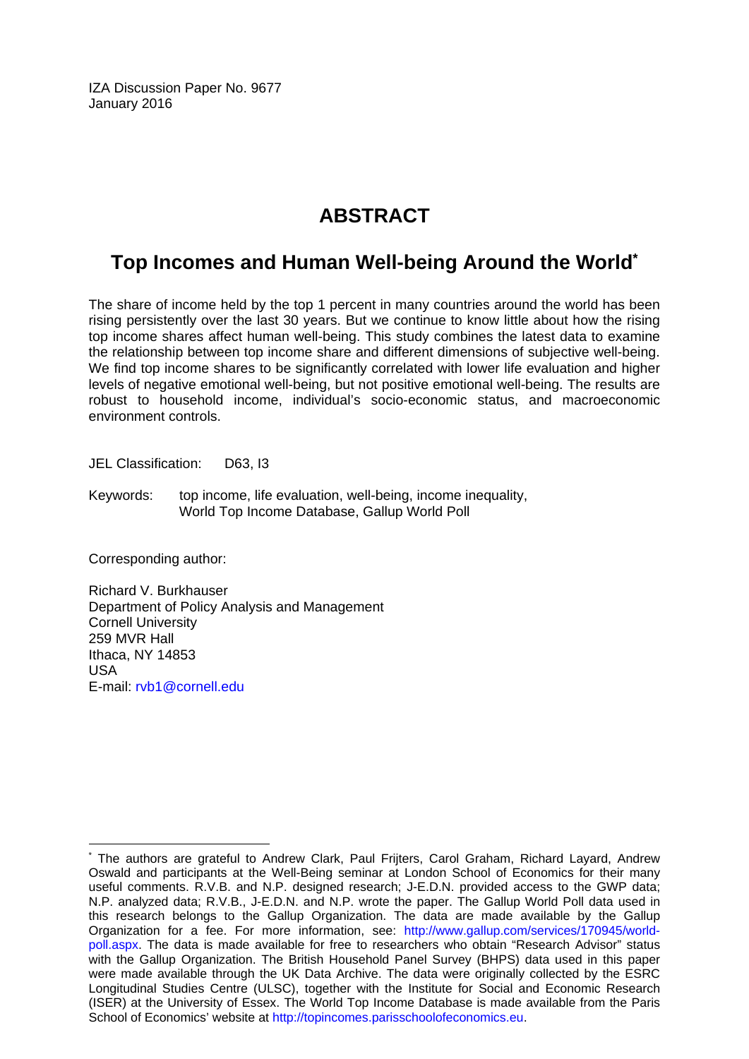IZA Discussion Paper No. 9677
January 2016

# ABSTRACT

## Top Incomes and Human Well-being Around the World*

The share of income held by the top 1 percent in many countries around the world has been rising persistently over the last 30 years. But we continue to know little about how the rising top income shares affect human well-being. This study combines the latest data to examine the relationship between top income share and different dimensions of subjective well-being. We find top income shares to be significantly correlated with lower life evaluation and higher levels of negative emotional well-being, but not positive emotional well-being. The results are robust to household income, individual's socio-economic status, and macroeconomic environment controls.

JEL Classification: D63, I3

Keywords: top income, life evaluation, well-being, income inequality, World Top Income Database, Gallup World Poll

Corresponding author:

Richard V. Burkhauser
Department of Policy Analysis and Management
Cornell University
259 MVR Hall
Ithaca, NY 14853
USA
E-mail: rvb1@cornell.edu

* The authors are grateful to Andrew Clark, Paul Frijters, Carol Graham, Richard Layard, Andrew Oswald and participants at the Well-Being seminar at London School of Economics for their many useful comments. R.V.B. and N.P. designed research; J-E.D.N. provided access to the GWP data; N.P. analyzed data; R.V.B., J-E.D.N. and N.P. wrote the paper. The Gallup World Poll data used in this research belongs to the Gallup Organization. The data are made available by the Gallup Organization for a fee. For more information, see: http://www.gallup.com/services/170945/world-poll.aspx. The data is made available for free to researchers who obtain "Research Advisor" status with the Gallup Organization. The British Household Panel Survey (BHPS) data used in this paper were made available through the UK Data Archive. The data were originally collected by the ESRC Longitudinal Studies Centre (ULSC), together with the Institute for Social and Economic Research (ISER) at the University of Essex. The World Top Income Database is made available from the Paris School of Economics' website at http://topincomes.parisschoolofeconomics.eu.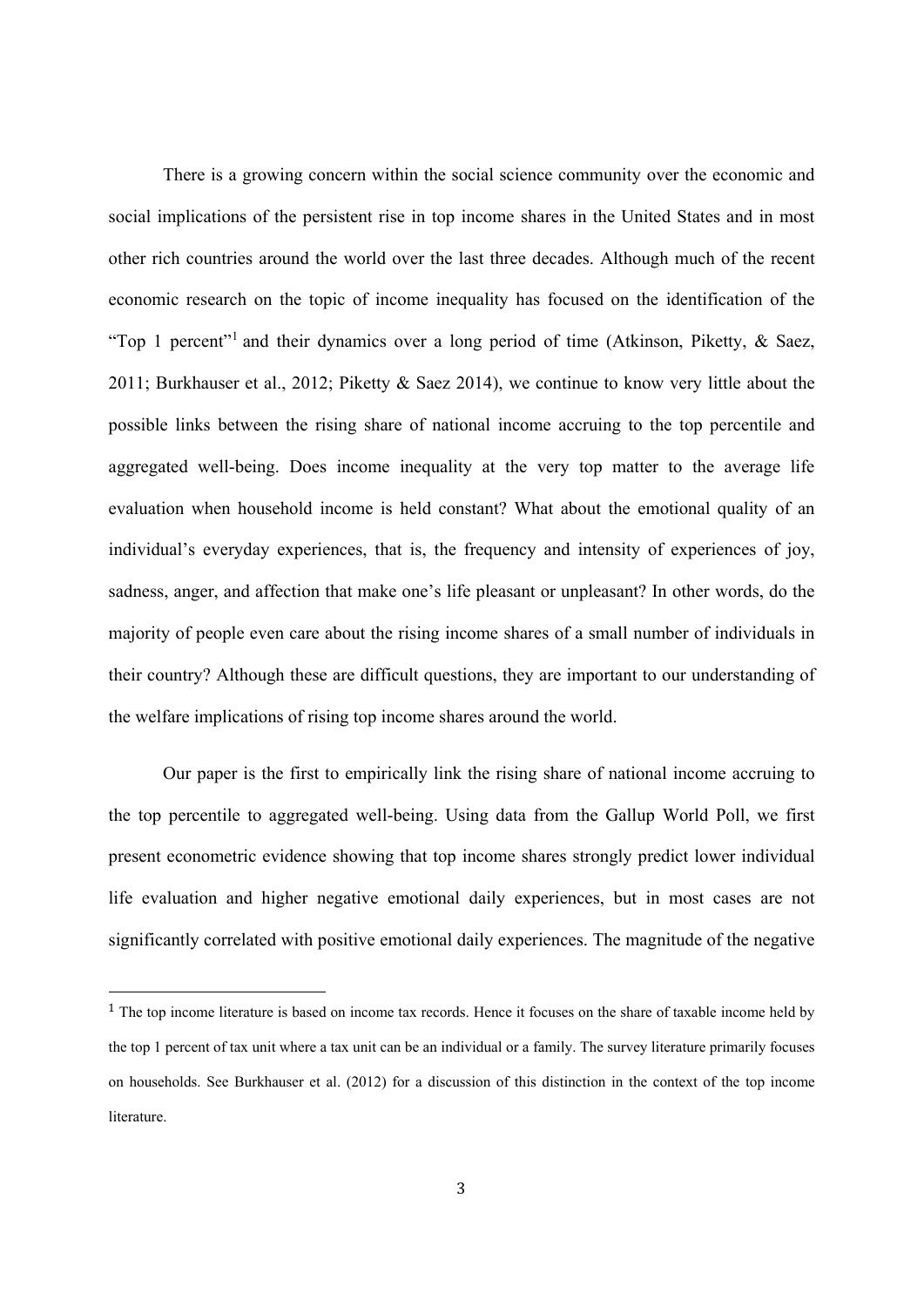There is a growing concern within the social science community over the economic and social implications of the persistent rise in top income shares in the United States and in most other rich countries around the world over the last three decades. Although much of the recent economic research on the topic of income inequality has focused on the identification of the "Top 1 percent"[1] and their dynamics over a long period of time (Atkinson, Piketty, & Saez, 2011; Burkhauser et al., 2012; Piketty & Saez 2014), we continue to know very little about the possible links between the rising share of national income accruing to the top percentile and aggregated well-being. Does income inequality at the very top matter to the average life evaluation when household income is held constant? What about the emotional quality of an individual's everyday experiences, that is, the frequency and intensity of experiences of joy, sadness, anger, and affection that make one's life pleasant or unpleasant? In other words, do the majority of people even care about the rising income shares of a small number of individuals in their country? Although these are difficult questions, they are important to our understanding of the welfare implications of rising top income shares around the world.

Our paper is the first to empirically link the rising share of national income accruing to the top percentile to aggregated well-being. Using data from the Gallup World Poll, we first present econometric evidence showing that top income shares strongly predict lower individual life evaluation and higher negative emotional daily experiences, but in most cases are not significantly correlated with positive emotional daily experiences. The magnitude of the negative

[1] The top income literature is based on income tax records. Hence it focuses on the share of taxable income held by the top 1 percent of tax unit where a tax unit can be an individual or a family. The survey literature primarily focuses on households. See Burkhauser et al. (2012) for a discussion of this distinction in the context of the top income literature.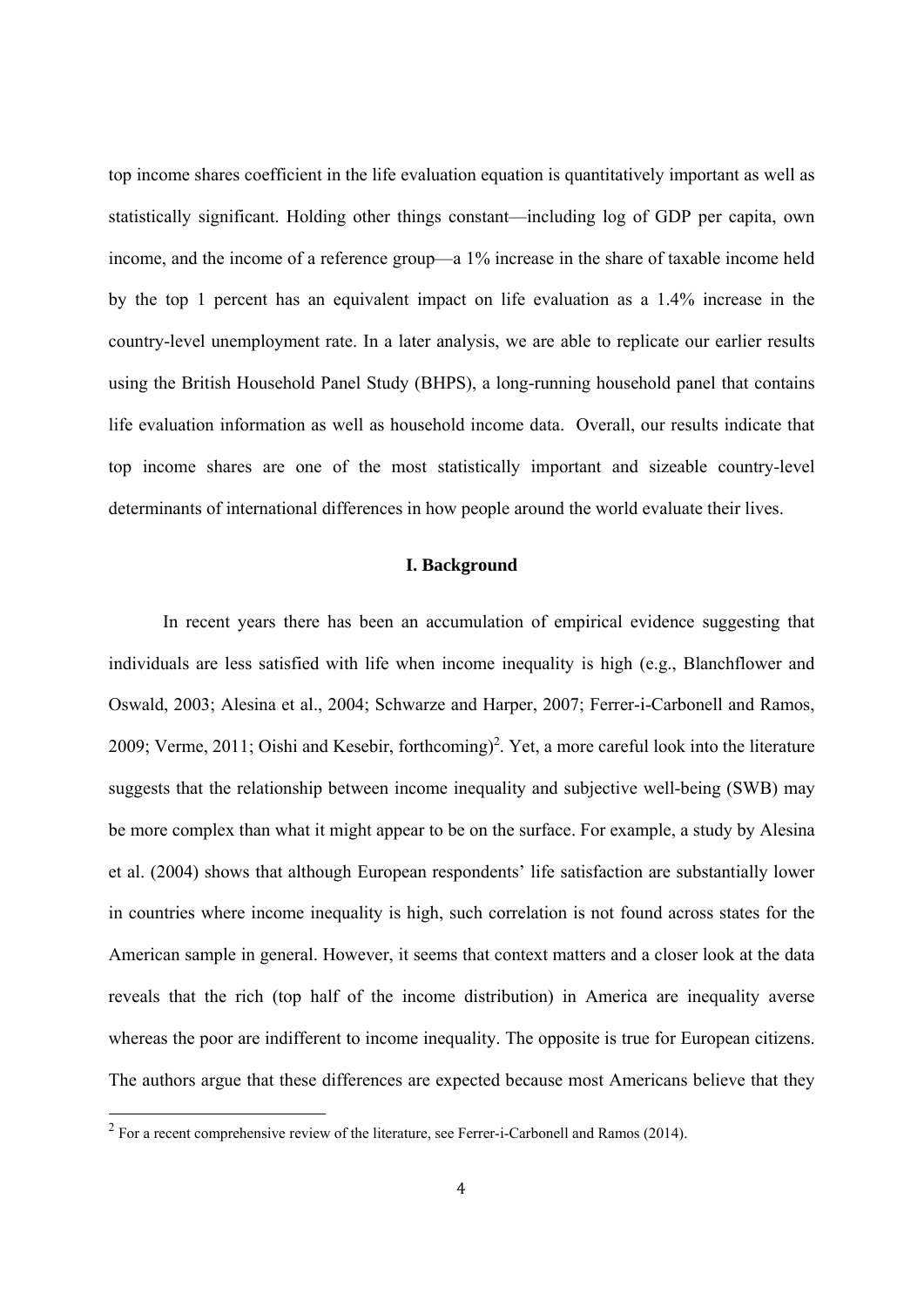top income shares coefficient in the life evaluation equation is quantitatively important as well as statistically significant. Holding other things constant—including log of GDP per capita, own income, and the income of a reference group—a 1% increase in the share of taxable income held by the top 1 percent has an equivalent impact on life evaluation as a 1.4% increase in the country-level unemployment rate. In a later analysis, we are able to replicate our earlier results using the British Household Panel Study (BHPS), a long-running household panel that contains life evaluation information as well as household income data. Overall, our results indicate that top income shares are one of the most statistically important and sizeable country-level determinants of international differences in how people around the world evaluate their lives.

## I. Background

In recent years there has been an accumulation of empirical evidence suggesting that individuals are less satisfied with life when income inequality is high (e.g., Blanchflower and Oswald, 2003; Alesina et al., 2004; Schwarze and Harper, 2007; Ferrer-i-Carbonell and Ramos, 2009; Verme, 2011; Oishi and Kesebir, forthcoming)[2]. Yet, a more careful look into the literature suggests that the relationship between income inequality and subjective well-being (SWB) may be more complex than what it might appear to be on the surface. For example, a study by Alesina et al. (2004) shows that although European respondents' life satisfaction are substantially lower in countries where income inequality is high, such correlation is not found across states for the American sample in general. However, it seems that context matters and a closer look at the data reveals that the rich (top half of the income distribution) in America are inequality averse whereas the poor are indifferent to income inequality. The opposite is true for European citizens. The authors argue that these differences are expected because most Americans believe that they

[2] For a recent comprehensive review of the literature, see Ferrer-i-Carbonell and Ramos (2014).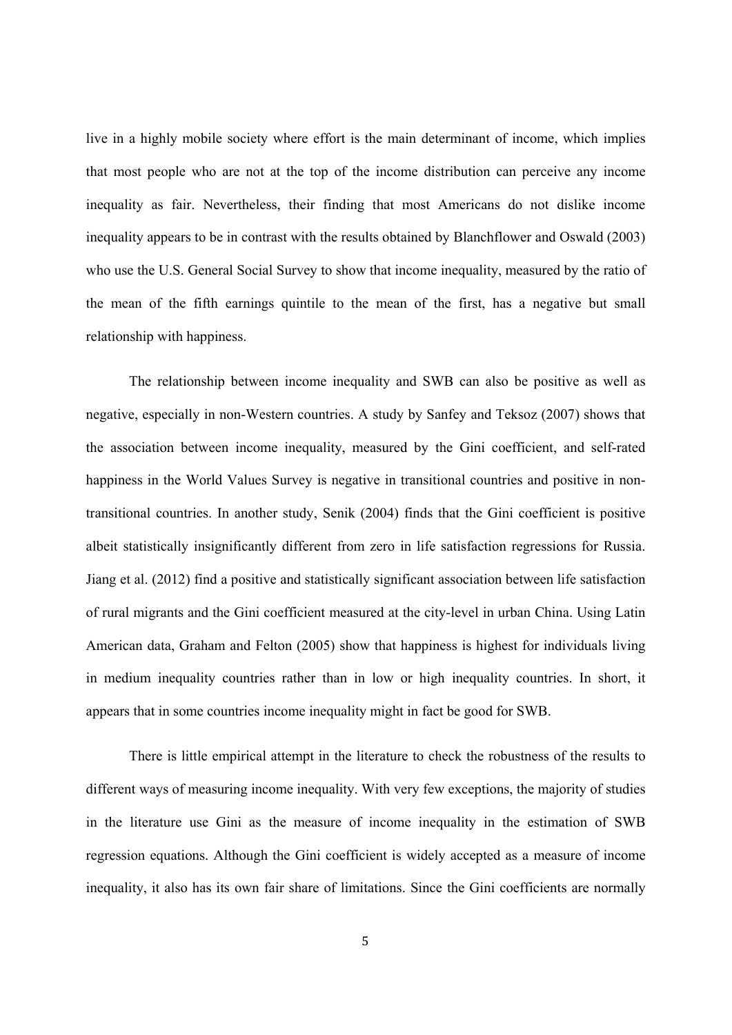live in a highly mobile society where effort is the main determinant of income, which implies that most people who are not at the top of the income distribution can perceive any income inequality as fair. Nevertheless, their finding that most Americans do not dislike income inequality appears to be in contrast with the results obtained by Blanchflower and Oswald (2003) who use the U.S. General Social Survey to show that income inequality, measured by the ratio of the mean of the fifth earnings quintile to the mean of the first, has a negative but small relationship with happiness.

The relationship between income inequality and SWB can also be positive as well as negative, especially in non-Western countries. A study by Sanfey and Teksoz (2007) shows that the association between income inequality, measured by the Gini coefficient, and self-rated happiness in the World Values Survey is negative in transitional countries and positive in non-transitional countries. In another study, Senik (2004) finds that the Gini coefficient is positive albeit statistically insignificantly different from zero in life satisfaction regressions for Russia. Jiang et al. (2012) find a positive and statistically significant association between life satisfaction of rural migrants and the Gini coefficient measured at the city-level in urban China. Using Latin American data, Graham and Felton (2005) show that happiness is highest for individuals living in medium inequality countries rather than in low or high inequality countries. In short, it appears that in some countries income inequality might in fact be good for SWB.

There is little empirical attempt in the literature to check the robustness of the results to different ways of measuring income inequality. With very few exceptions, the majority of studies in the literature use Gini as the measure of income inequality in the estimation of SWB regression equations. Although the Gini coefficient is widely accepted as a measure of income inequality, it also has its own fair share of limitations. Since the Gini coefficients are normally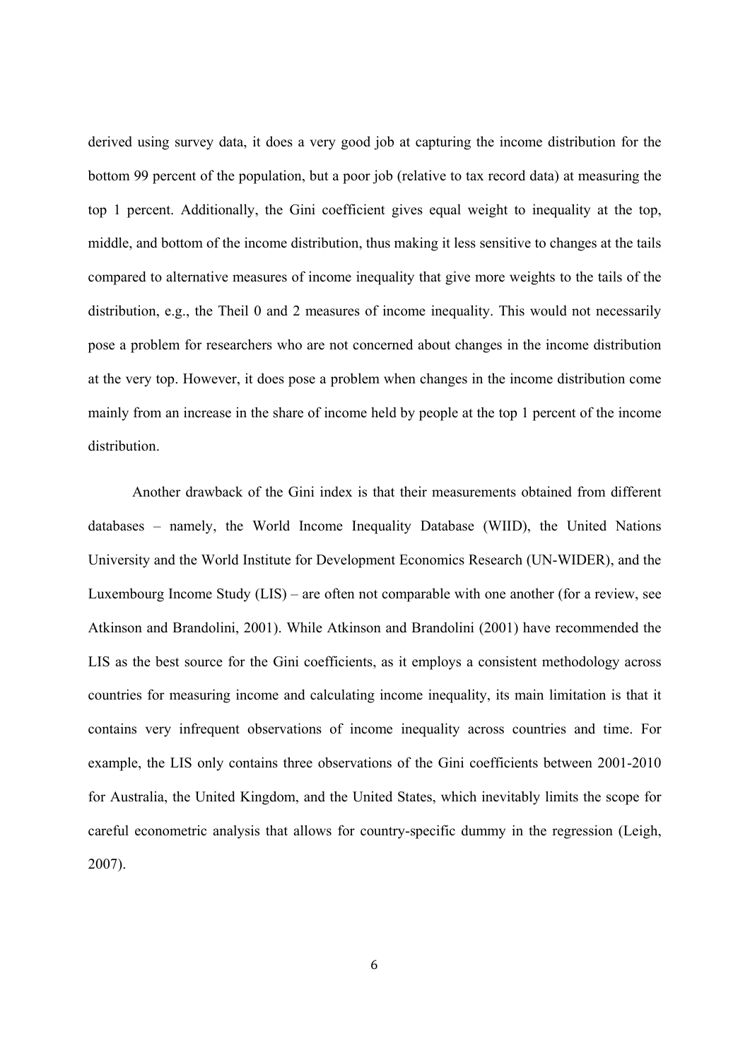derived using survey data, it does a very good job at capturing the income distribution for the bottom 99 percent of the population, but a poor job (relative to tax record data) at measuring the top 1 percent. Additionally, the Gini coefficient gives equal weight to inequality at the top, middle, and bottom of the income distribution, thus making it less sensitive to changes at the tails compared to alternative measures of income inequality that give more weights to the tails of the distribution, e.g., the Theil 0 and 2 measures of income inequality. This would not necessarily pose a problem for researchers who are not concerned about changes in the income distribution at the very top. However, it does pose a problem when changes in the income distribution come mainly from an increase in the share of income held by people at the top 1 percent of the income distribution.

Another drawback of the Gini index is that their measurements obtained from different databases – namely, the World Income Inequality Database (WIID), the United Nations University and the World Institute for Development Economics Research (UN-WIDER), and the Luxembourg Income Study (LIS) – are often not comparable with one another (for a review, see Atkinson and Brandolini, 2001). While Atkinson and Brandolini (2001) have recommended the LIS as the best source for the Gini coefficients, as it employs a consistent methodology across countries for measuring income and calculating income inequality, its main limitation is that it contains very infrequent observations of income inequality across countries and time. For example, the LIS only contains three observations of the Gini coefficients between 2001-2010 for Australia, the United Kingdom, and the United States, which inevitably limits the scope for careful econometric analysis that allows for country-specific dummy in the regression (Leigh, 2007).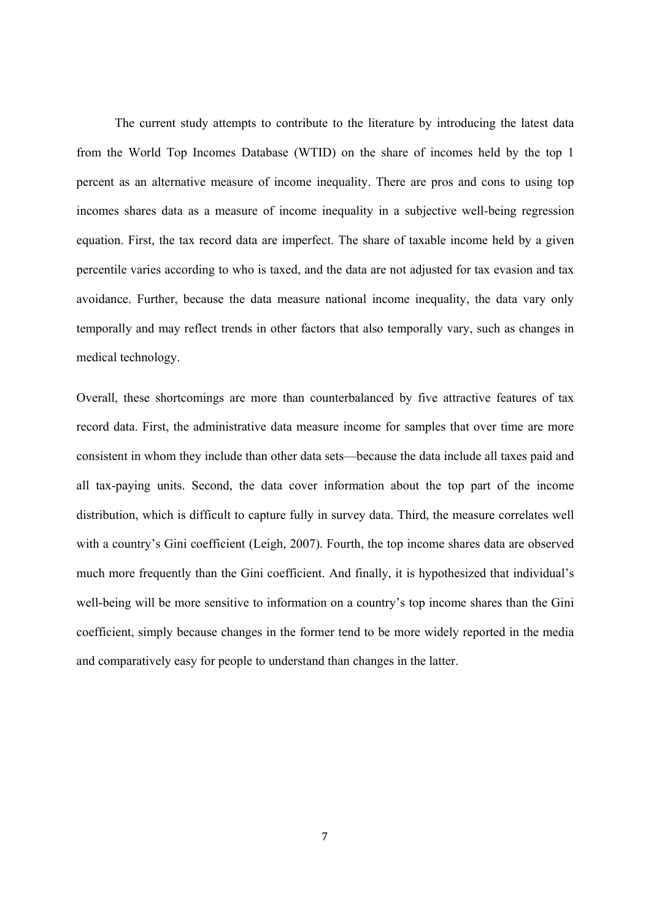The current study attempts to contribute to the literature by introducing the latest data from the World Top Incomes Database (WTID) on the share of incomes held by the top 1 percent as an alternative measure of income inequality. There are pros and cons to using top incomes shares data as a measure of income inequality in a subjective well-being regression equation. First, the tax record data are imperfect. The share of taxable income held by a given percentile varies according to who is taxed, and the data are not adjusted for tax evasion and tax avoidance. Further, because the data measure national income inequality, the data vary only temporally and may reflect trends in other factors that also temporally vary, such as changes in medical technology.

Overall, these shortcomings are more than counterbalanced by five attractive features of tax record data. First, the administrative data measure income for samples that over time are more consistent in whom they include than other data sets—because the data include all taxes paid and all tax-paying units. Second, the data cover information about the top part of the income distribution, which is difficult to capture fully in survey data. Third, the measure correlates well with a country's Gini coefficient (Leigh, 2007). Fourth, the top income shares data are observed much more frequently than the Gini coefficient. And finally, it is hypothesized that individual's well-being will be more sensitive to information on a country's top income shares than the Gini coefficient, simply because changes in the former tend to be more widely reported in the media and comparatively easy for people to understand than changes in the latter.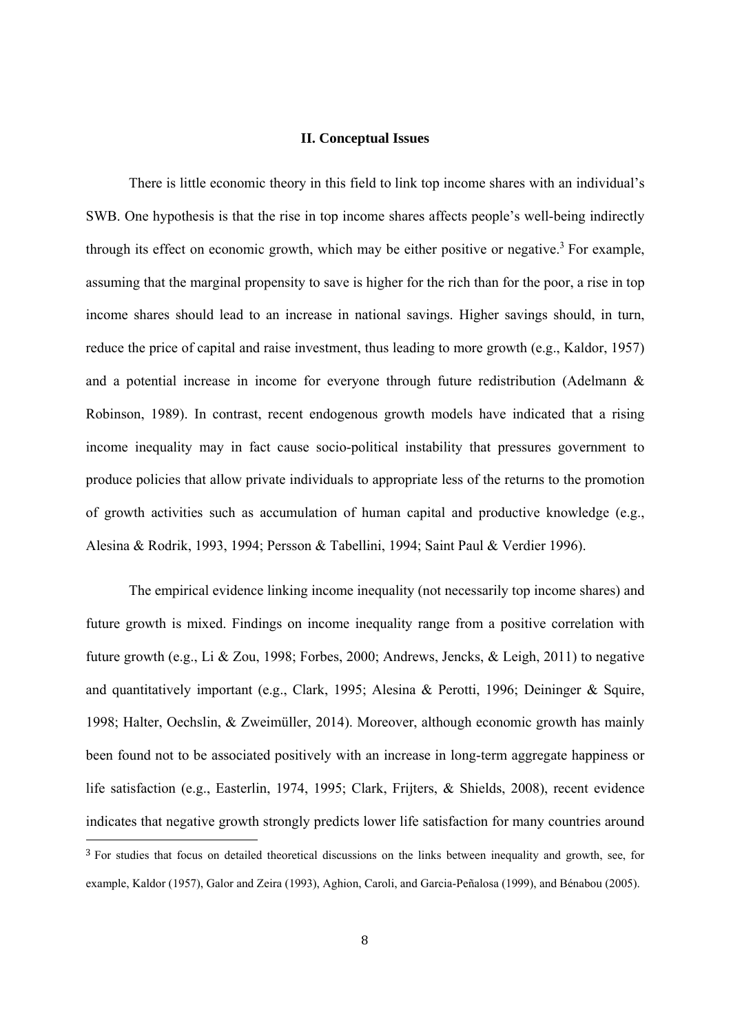## II. Conceptual Issues

There is little economic theory in this field to link top income shares with an individual's SWB. One hypothesis is that the rise in top income shares affects people's well-being indirectly through its effect on economic growth, which may be either positive or negative.[3] For example, assuming that the marginal propensity to save is higher for the rich than for the poor, a rise in top income shares should lead to an increase in national savings. Higher savings should, in turn, reduce the price of capital and raise investment, thus leading to more growth (e.g., Kaldor, 1957) and a potential increase in income for everyone through future redistribution (Adelmann & Robinson, 1989). In contrast, recent endogenous growth models have indicated that a rising income inequality may in fact cause socio-political instability that pressures government to produce policies that allow private individuals to appropriate less of the returns to the promotion of growth activities such as accumulation of human capital and productive knowledge (e.g., Alesina & Rodrik, 1993, 1994; Persson & Tabellini, 1994; Saint Paul & Verdier 1996).

The empirical evidence linking income inequality (not necessarily top income shares) and future growth is mixed. Findings on income inequality range from a positive correlation with future growth (e.g., Li & Zou, 1998; Forbes, 2000; Andrews, Jencks, & Leigh, 2011) to negative and quantitatively important (e.g., Clark, 1995; Alesina & Perotti, 1996; Deininger & Squire, 1998; Halter, Oechslin, & Zweimüller, 2014). Moreover, although economic growth has mainly been found not to be associated positively with an increase in long-term aggregate happiness or life satisfaction (e.g., Easterlin, 1974, 1995; Clark, Frijters, & Shields, 2008), recent evidence indicates that negative growth strongly predicts lower life satisfaction for many countries around

[3] For studies that focus on detailed theoretical discussions on the links between inequality and growth, see, for example, Kaldor (1957), Galor and Zeira (1993), Aghion, Caroli, and Garcia-Peñalosa (1999), and Bénabou (2005).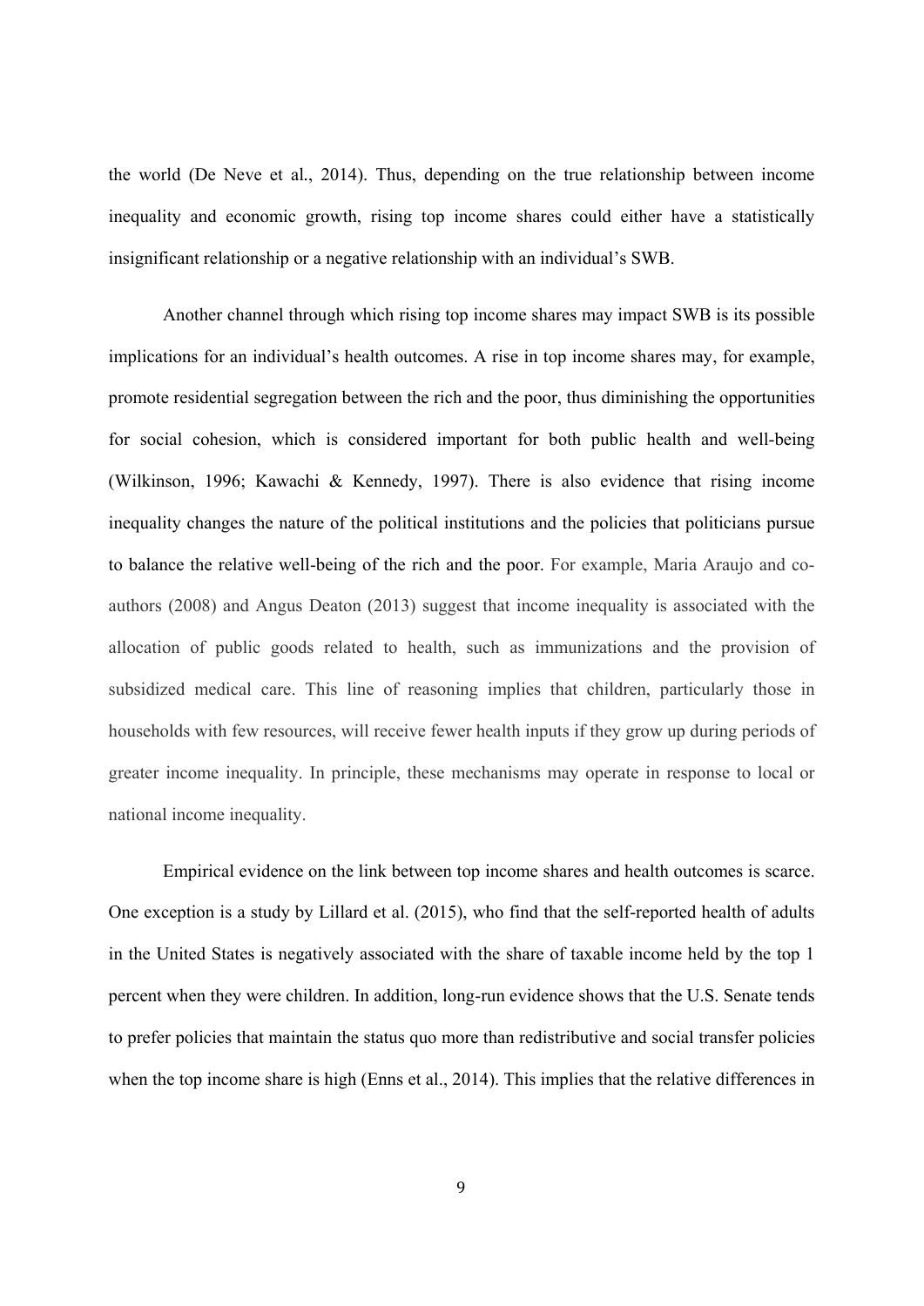the world (De Neve et al., 2014). Thus, depending on the true relationship between income inequality and economic growth, rising top income shares could either have a statistically insignificant relationship or a negative relationship with an individual's SWB.

Another channel through which rising top income shares may impact SWB is its possible implications for an individual's health outcomes. A rise in top income shares may, for example, promote residential segregation between the rich and the poor, thus diminishing the opportunities for social cohesion, which is considered important for both public health and well-being (Wilkinson, 1996; Kawachi & Kennedy, 1997). There is also evidence that rising income inequality changes the nature of the political institutions and the policies that politicians pursue to balance the relative well-being of the rich and the poor. For example, Maria Araujo and co-authors (2008) and Angus Deaton (2013) suggest that income inequality is associated with the allocation of public goods related to health, such as immunizations and the provision of subsidized medical care. This line of reasoning implies that children, particularly those in households with few resources, will receive fewer health inputs if they grow up during periods of greater income inequality. In principle, these mechanisms may operate in response to local or national income inequality.

Empirical evidence on the link between top income shares and health outcomes is scarce. One exception is a study by Lillard et al. (2015), who find that the self-reported health of adults in the United States is negatively associated with the share of taxable income held by the top 1 percent when they were children. In addition, long-run evidence shows that the U.S. Senate tends to prefer policies that maintain the status quo more than redistributive and social transfer policies when the top income share is high (Enns et al., 2014). This implies that the relative differences in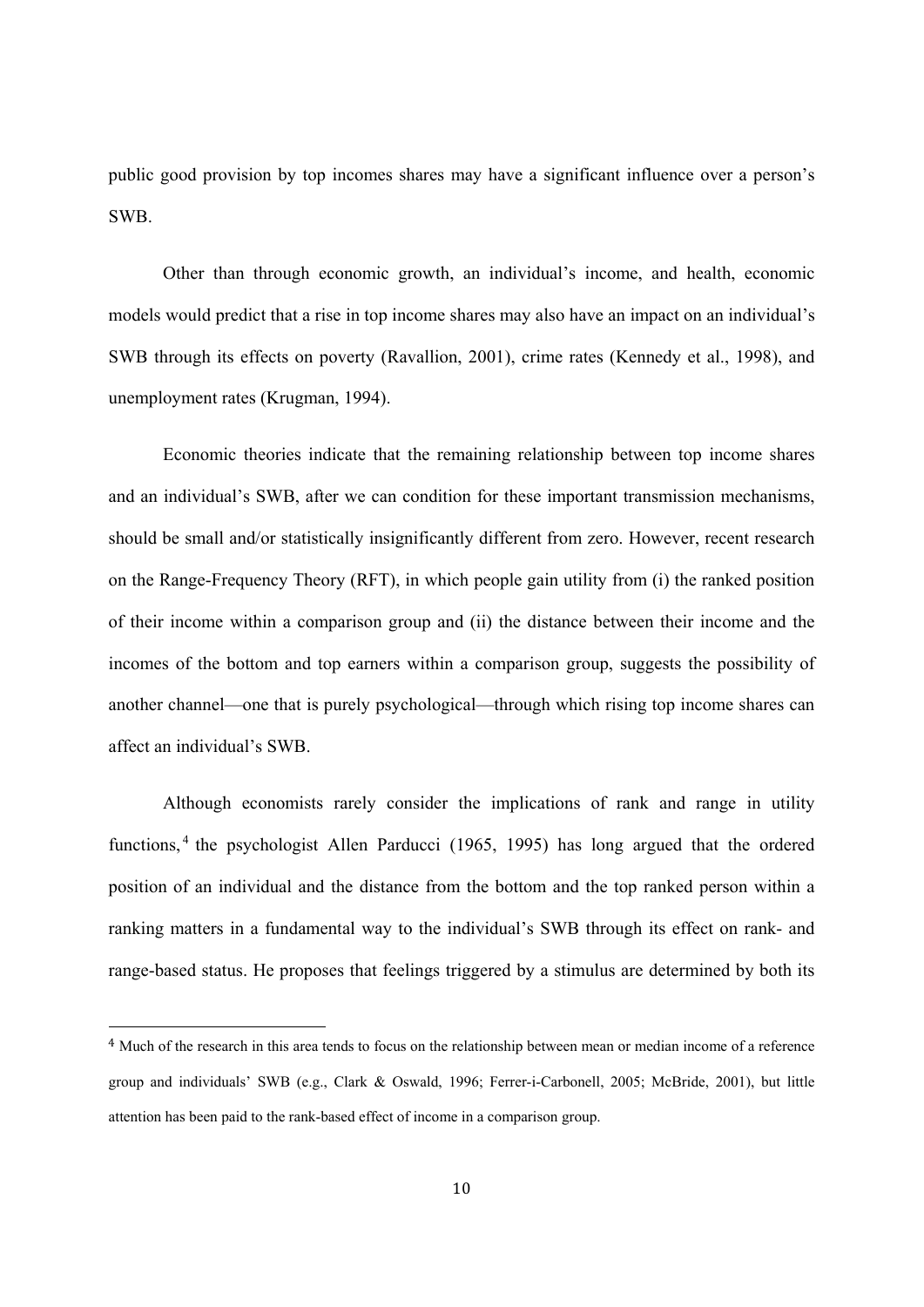public good provision by top incomes shares may have a significant influence over a person's SWB.

Other than through economic growth, an individual's income, and health, economic models would predict that a rise in top income shares may also have an impact on an individual's SWB through its effects on poverty (Ravallion, 2001), crime rates (Kennedy et al., 1998), and unemployment rates (Krugman, 1994).

Economic theories indicate that the remaining relationship between top income shares and an individual's SWB, after we can condition for these important transmission mechanisms, should be small and/or statistically insignificantly different from zero. However, recent research on the Range-Frequency Theory (RFT), in which people gain utility from (i) the ranked position of their income within a comparison group and (ii) the distance between their income and the incomes of the bottom and top earners within a comparison group, suggests the possibility of another channel—one that is purely psychological—through which rising top income shares can affect an individual's SWB.

Although economists rarely consider the implications of rank and range in utility functions,[4] the psychologist Allen Parducci (1965, 1995) has long argued that the ordered position of an individual and the distance from the bottom and the top ranked person within a ranking matters in a fundamental way to the individual's SWB through its effect on rank- and range-based status. He proposes that feelings triggered by a stimulus are determined by both its

[4] Much of the research in this area tends to focus on the relationship between mean or median income of a reference group and individuals' SWB (e.g., Clark & Oswald, 1996; Ferrer-i-Carbonell, 2005; McBride, 2001), but little attention has been paid to the rank-based effect of income in a comparison group.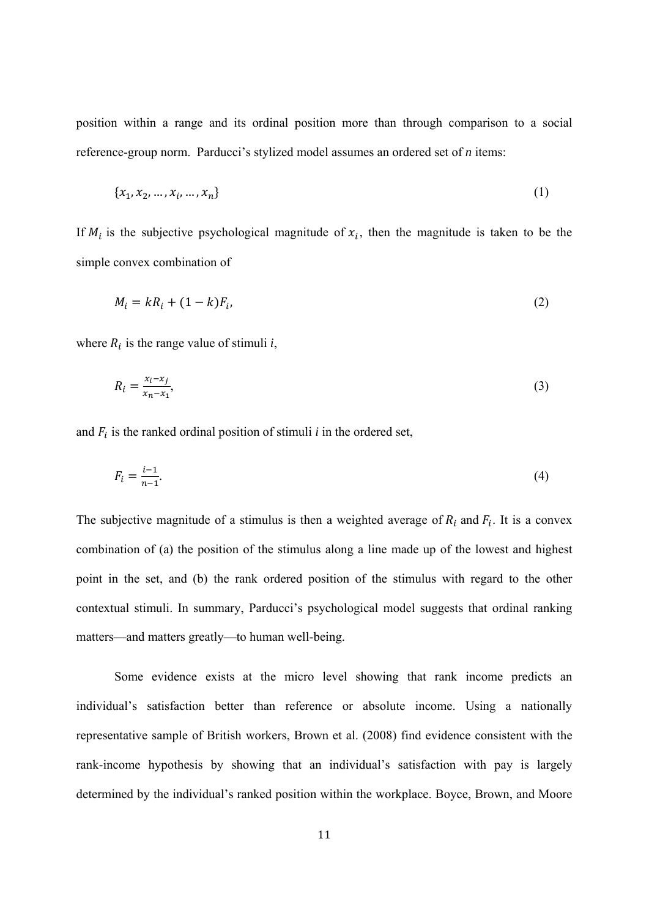position within a range and its ordinal position more than through comparison to a social reference-group norm. Parducci's stylized model assumes an ordered set of *n* items:

$$\{x_1, x_2, \ldots, x_i, \ldots, x_n\} \tag{1}$$

If $M_i$ is the subjective psychological magnitude of $x_i$, then the magnitude is taken to be the simple convex combination of

$$M_i = kR_i + (1-k)F_i, \tag{2}$$

where $R_i$ is the range value of stimuli *i*,

$$R_i = \frac{x_i - x_j}{x_n - x_1}, \tag{3}$$

and $F_i$ is the ranked ordinal position of stimuli *i* in the ordered set,

$$F_i = \frac{i-1}{n-1}. \tag{4}$$

The subjective magnitude of a stimulus is then a weighted average of $R_i$ and $F_i$. It is a convex combination of (a) the position of the stimulus along a line made up of the lowest and highest point in the set, and (b) the rank ordered position of the stimulus with regard to the other contextual stimuli. In summary, Parducci's psychological model suggests that ordinal ranking matters—and matters greatly—to human well-being.

Some evidence exists at the micro level showing that rank income predicts an individual's satisfaction better than reference or absolute income. Using a nationally representative sample of British workers, Brown et al. (2008) find evidence consistent with the rank-income hypothesis by showing that an individual's satisfaction with pay is largely determined by the individual's ranked position within the workplace. Boyce, Brown, and Moore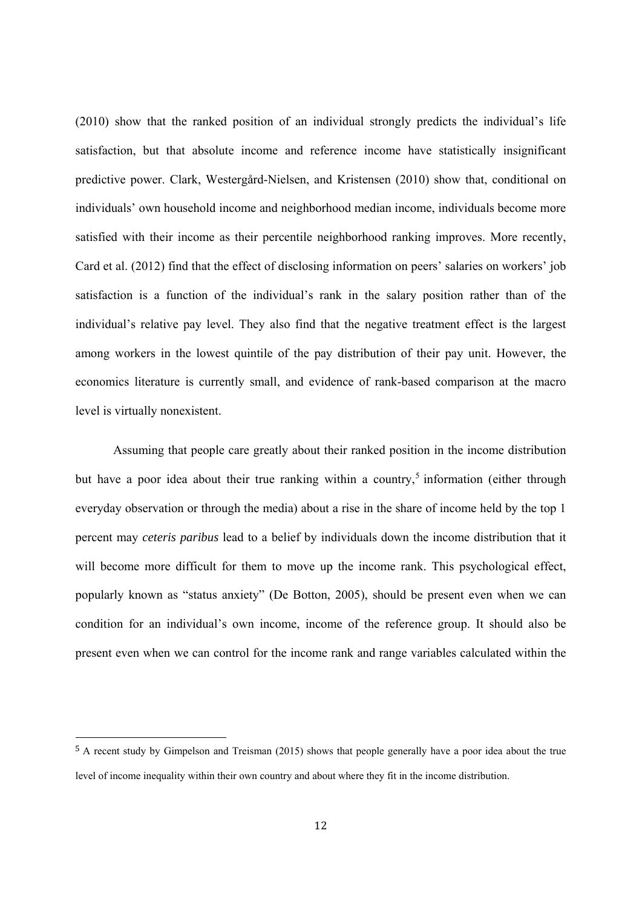(2010) show that the ranked position of an individual strongly predicts the individual's life satisfaction, but that absolute income and reference income have statistically insignificant predictive power. Clark, Westergård-Nielsen, and Kristensen (2010) show that, conditional on individuals' own household income and neighborhood median income, individuals become more satisfied with their income as their percentile neighborhood ranking improves. More recently, Card et al. (2012) find that the effect of disclosing information on peers' salaries on workers' job satisfaction is a function of the individual's rank in the salary position rather than of the individual's relative pay level. They also find that the negative treatment effect is the largest among workers in the lowest quintile of the pay distribution of their pay unit. However, the economics literature is currently small, and evidence of rank-based comparison at the macro level is virtually nonexistent.

Assuming that people care greatly about their ranked position in the income distribution but have a poor idea about their true ranking within a country,[5] information (either through everyday observation or through the media) about a rise in the share of income held by the top 1 percent may *ceteris paribus* lead to a belief by individuals down the income distribution that it will become more difficult for them to move up the income rank. This psychological effect, popularly known as "status anxiety" (De Botton, 2005), should be present even when we can condition for an individual's own income, income of the reference group. It should also be present even when we can control for the income rank and range variables calculated within the

[5] A recent study by Gimpelson and Treisman (2015) shows that people generally have a poor idea about the true level of income inequality within their own country and about where they fit in the income distribution.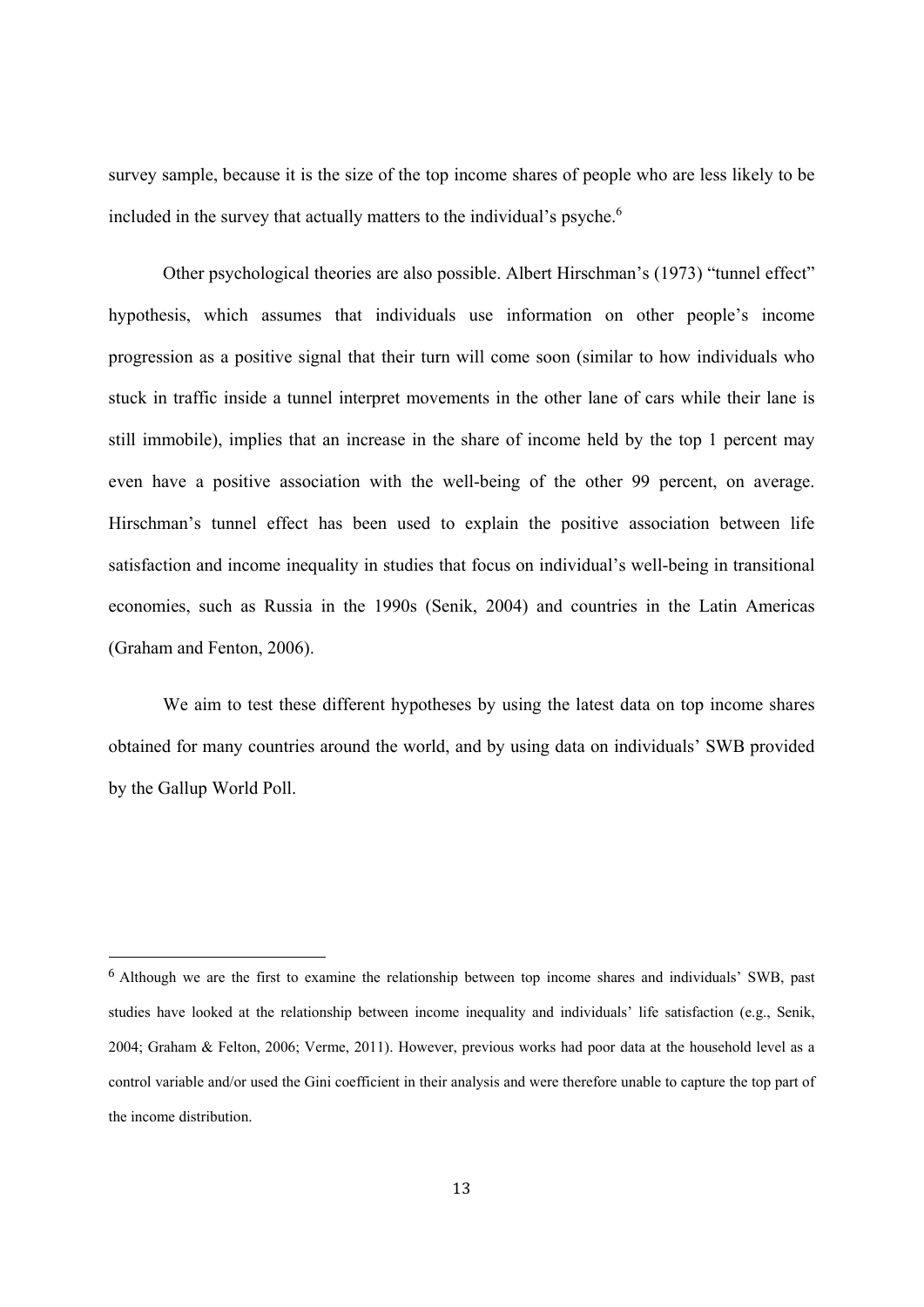survey sample, because it is the size of the top income shares of people who are less likely to be included in the survey that actually matters to the individual's psyche.[6]

Other psychological theories are also possible. Albert Hirschman's (1973) "tunnel effect" hypothesis, which assumes that individuals use information on other people's income progression as a positive signal that their turn will come soon (similar to how individuals who stuck in traffic inside a tunnel interpret movements in the other lane of cars while their lane is still immobile), implies that an increase in the share of income held by the top 1 percent may even have a positive association with the well-being of the other 99 percent, on average. Hirschman's tunnel effect has been used to explain the positive association between life satisfaction and income inequality in studies that focus on individual's well-being in transitional economies, such as Russia in the 1990s (Senik, 2004) and countries in the Latin Americas (Graham and Fenton, 2006).

We aim to test these different hypotheses by using the latest data on top income shares obtained for many countries around the world, and by using data on individuals' SWB provided by the Gallup World Poll.

---

[6] Although we are the first to examine the relationship between top income shares and individuals' SWB, past studies have looked at the relationship between income inequality and individuals' life satisfaction (e.g., Senik, 2004; Graham & Felton, 2006; Verme, 2011). However, previous works had poor data at the household level as a control variable and/or used the Gini coefficient in their analysis and were therefore unable to capture the top part of the income distribution.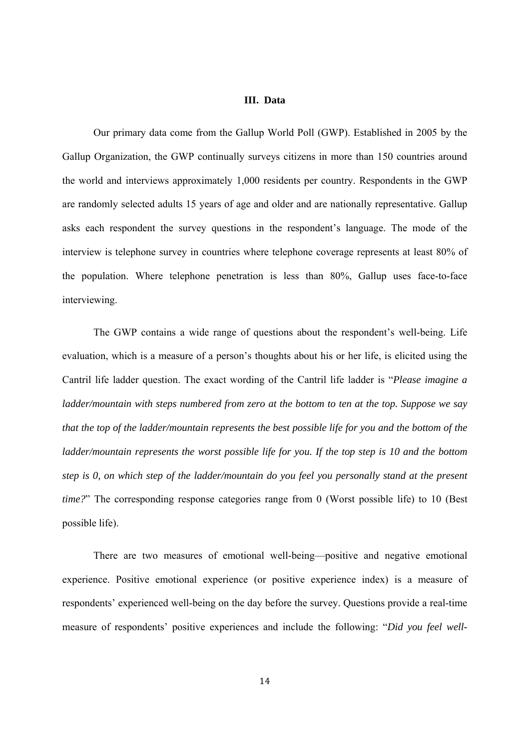## III. Data

Our primary data come from the Gallup World Poll (GWP). Established in 2005 by the Gallup Organization, the GWP continually surveys citizens in more than 150 countries around the world and interviews approximately 1,000 residents per country. Respondents in the GWP are randomly selected adults 15 years of age and older and are nationally representative. Gallup asks each respondent the survey questions in the respondent's language. The mode of the interview is telephone survey in countries where telephone coverage represents at least 80% of the population. Where telephone penetration is less than 80%, Gallup uses face-to-face interviewing.

The GWP contains a wide range of questions about the respondent's well-being. Life evaluation, which is a measure of a person's thoughts about his or her life, is elicited using the Cantril life ladder question. The exact wording of the Cantril life ladder is "*Please imagine a ladder/mountain with steps numbered from zero at the bottom to ten at the top. Suppose we say that the top of the ladder/mountain represents the best possible life for you and the bottom of the ladder/mountain represents the worst possible life for you. If the top step is 10 and the bottom step is 0, on which step of the ladder/mountain do you feel you personally stand at the present time?*" The corresponding response categories range from 0 (Worst possible life) to 10 (Best possible life).

There are two measures of emotional well-being—positive and negative emotional experience. Positive emotional experience (or positive experience index) is a measure of respondents' experienced well-being on the day before the survey. Questions provide a real-time measure of respondents' positive experiences and include the following: "*Did you feel well-*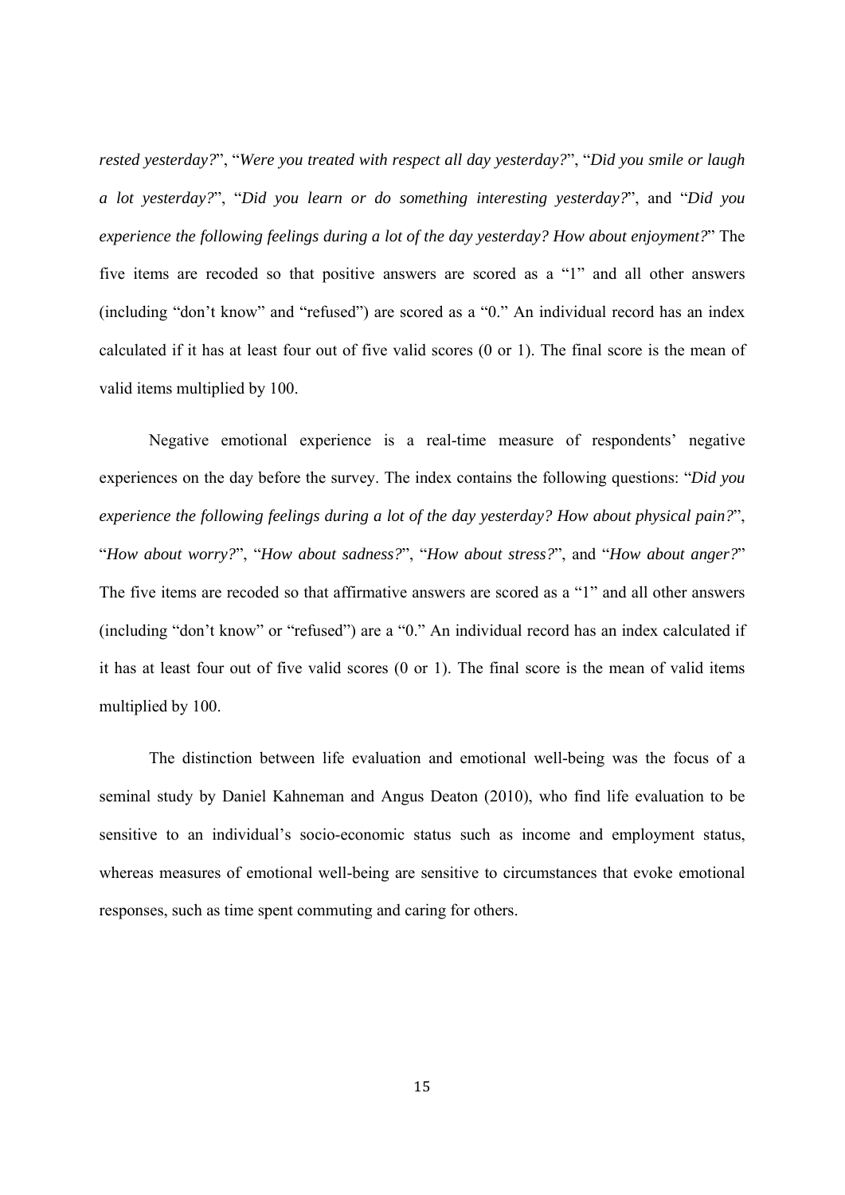*rested yesterday?*", "*Were you treated with respect all day yesterday?*", "*Did you smile or laugh a lot yesterday?*", "*Did you learn or do something interesting yesterday?*", and "*Did you experience the following feelings during a lot of the day yesterday? How about enjoyment?*" The five items are recoded so that positive answers are scored as a "1" and all other answers (including "don't know" and "refused") are scored as a "0." An individual record has an index calculated if it has at least four out of five valid scores (0 or 1). The final score is the mean of valid items multiplied by 100.

Negative emotional experience is a real-time measure of respondents' negative experiences on the day before the survey. The index contains the following questions: "*Did you experience the following feelings during a lot of the day yesterday? How about physical pain?*", "*How about worry?*", "*How about sadness?*", "*How about stress?*", and "*How about anger?*" The five items are recoded so that affirmative answers are scored as a "1" and all other answers (including "don't know" or "refused") are a "0." An individual record has an index calculated if it has at least four out of five valid scores (0 or 1). The final score is the mean of valid items multiplied by 100.

The distinction between life evaluation and emotional well-being was the focus of a seminal study by Daniel Kahneman and Angus Deaton (2010), who find life evaluation to be sensitive to an individual's socio-economic status such as income and employment status, whereas measures of emotional well-being are sensitive to circumstances that evoke emotional responses, such as time spent commuting and caring for others.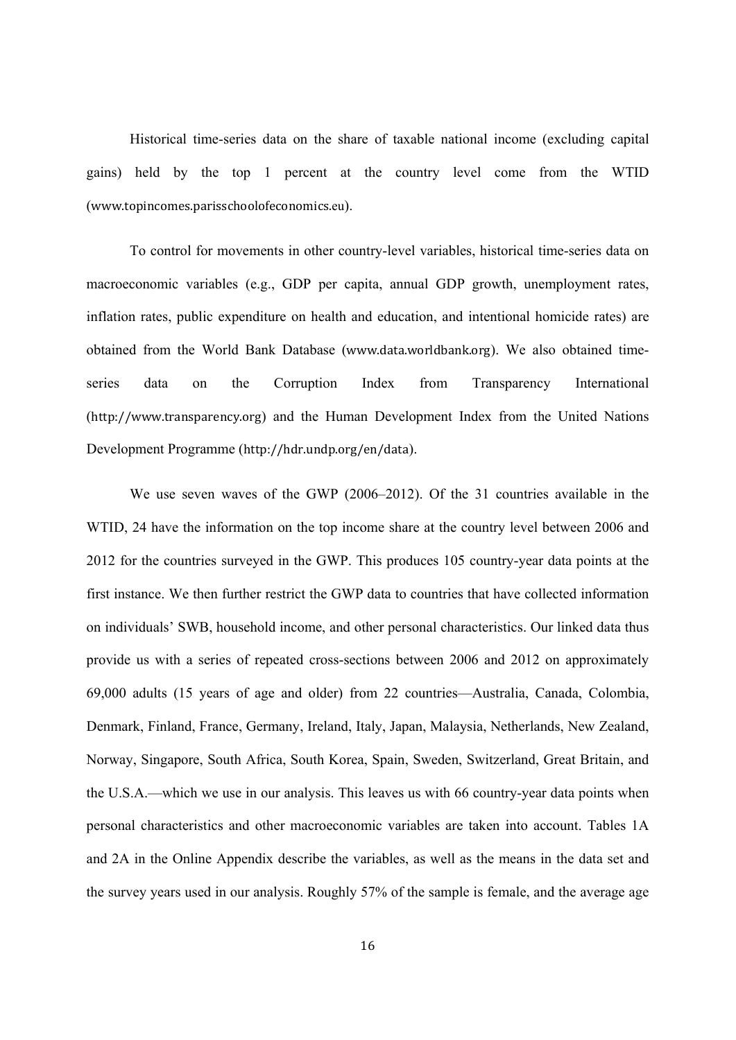Historical time-series data on the share of taxable national income (excluding capital gains) held by the top 1 percent at the country level come from the WTID (www.topincomes.parisschoolofeconomics.eu).

To control for movements in other country-level variables, historical time-series data on macroeconomic variables (e.g., GDP per capita, annual GDP growth, unemployment rates, inflation rates, public expenditure on health and education, and intentional homicide rates) are obtained from the World Bank Database (www.data.worldbank.org). We also obtained time-series data on the Corruption Index from Transparency International (http://www.transparency.org) and the Human Development Index from the United Nations Development Programme (http://hdr.undp.org/en/data).

We use seven waves of the GWP (2006–2012). Of the 31 countries available in the WTID, 24 have the information on the top income share at the country level between 2006 and 2012 for the countries surveyed in the GWP. This produces 105 country-year data points at the first instance. We then further restrict the GWP data to countries that have collected information on individuals' SWB, household income, and other personal characteristics. Our linked data thus provide us with a series of repeated cross-sections between 2006 and 2012 on approximately 69,000 adults (15 years of age and older) from 22 countries—Australia, Canada, Colombia, Denmark, Finland, France, Germany, Ireland, Italy, Japan, Malaysia, Netherlands, New Zealand, Norway, Singapore, South Africa, South Korea, Spain, Sweden, Switzerland, Great Britain, and the U.S.A.—which we use in our analysis. This leaves us with 66 country-year data points when personal characteristics and other macroeconomic variables are taken into account. Tables 1A and 2A in the Online Appendix describe the variables, as well as the means in the data set and the survey years used in our analysis. Roughly 57% of the sample is female, and the average age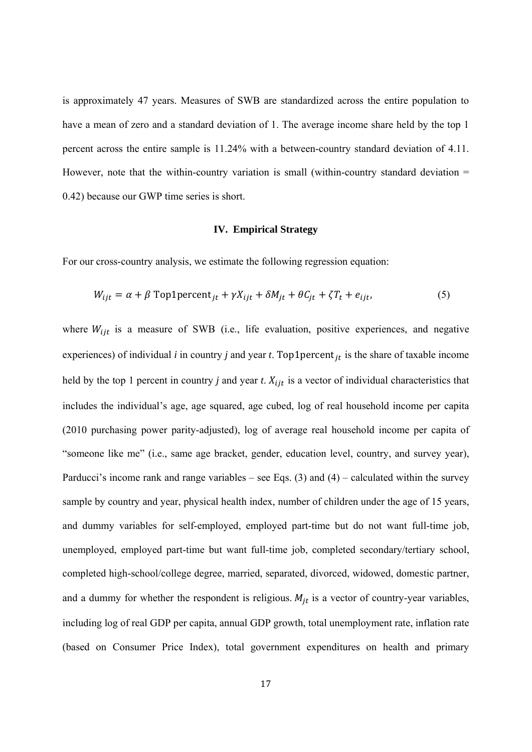is approximately 47 years. Measures of SWB are standardized across the entire population to have a mean of zero and a standard deviation of 1. The average income share held by the top 1 percent across the entire sample is 11.24% with a between-country standard deviation of 4.11. However, note that the within-country variation is small (within-country standard deviation = 0.42) because our GWP time series is short.

## IV. Empirical Strategy

For our cross-country analysis, we estimate the following regression equation:

$$W_{ijt} = \alpha + \beta \text{ Top1percent}_{jt} + \gamma X_{ijt} + \delta M_{jt} + \theta C_{jt} + \zeta T_t + e_{ijt}, \quad (5)$$

where $W_{ijt}$ is a measure of SWB (i.e., life evaluation, positive experiences, and negative experiences) of individual *i* in country *j* and year *t*. $\text{Top1percent}_{jt}$ is the share of taxable income held by the top 1 percent in country *j* and year *t*. $X_{ijt}$ is a vector of individual characteristics that includes the individual's age, age squared, age cubed, log of real household income per capita (2010 purchasing power parity-adjusted), log of average real household income per capita of "someone like me" (i.e., same age bracket, gender, education level, country, and survey year), Parducci's income rank and range variables – see Eqs. (3) and (4) – calculated within the survey sample by country and year, physical health index, number of children under the age of 15 years, and dummy variables for self-employed, employed part-time but do not want full-time job, unemployed, employed part-time but want full-time job, completed secondary/tertiary school, completed high-school/college degree, married, separated, divorced, widowed, domestic partner, and a dummy for whether the respondent is religious. $M_{jt}$ is a vector of country-year variables, including log of real GDP per capita, annual GDP growth, total unemployment rate, inflation rate (based on Consumer Price Index), total government expenditures on health and primary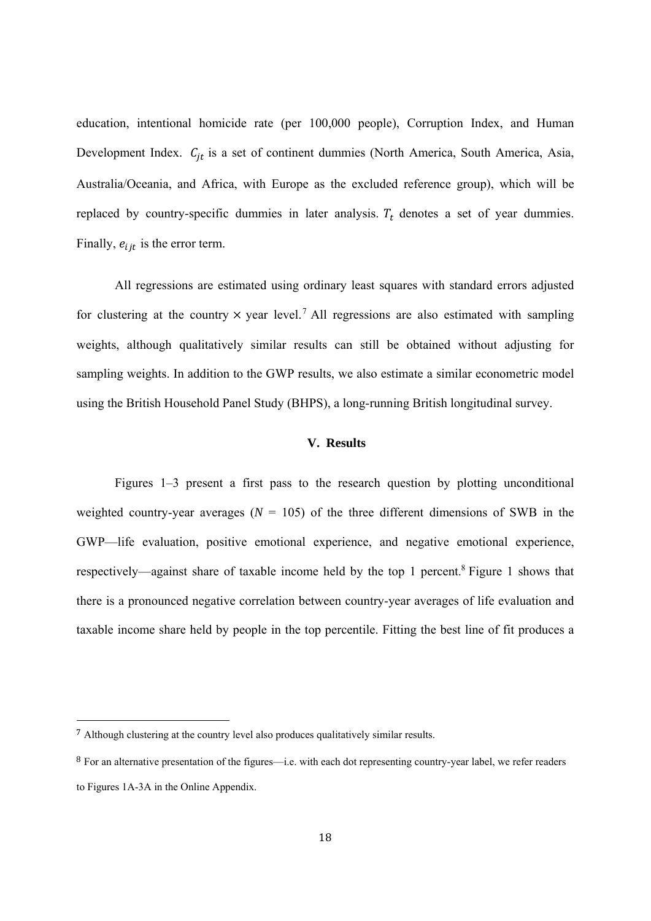education, intentional homicide rate (per 100,000 people), Corruption Index, and Human Development Index. $C_{jt}$ is a set of continent dummies (North America, South America, Asia, Australia/Oceania, and Africa, with Europe as the excluded reference group), which will be replaced by country-specific dummies in later analysis. $T_t$ denotes a set of year dummies. Finally, $e_{ijt}$ is the error term.

All regressions are estimated using ordinary least squares with standard errors adjusted for clustering at the country × year level.[7] All regressions are also estimated with sampling weights, although qualitatively similar results can still be obtained without adjusting for sampling weights. In addition to the GWP results, we also estimate a similar econometric model using the British Household Panel Study (BHPS), a long-running British longitudinal survey.

## V. Results

Figures 1–3 present a first pass to the research question by plotting unconditional weighted country-year averages ($N$ = 105) of the three different dimensions of SWB in the GWP—life evaluation, positive emotional experience, and negative emotional experience, respectively—against share of taxable income held by the top 1 percent.[8] Figure 1 shows that there is a pronounced negative correlation between country-year averages of life evaluation and taxable income share held by people in the top percentile. Fitting the best line of fit produces a

---

[7] Although clustering at the country level also produces qualitatively similar results.

[8] For an alternative presentation of the figures—i.e. with each dot representing country-year label, we refer readers to Figures 1A-3A in the Online Appendix.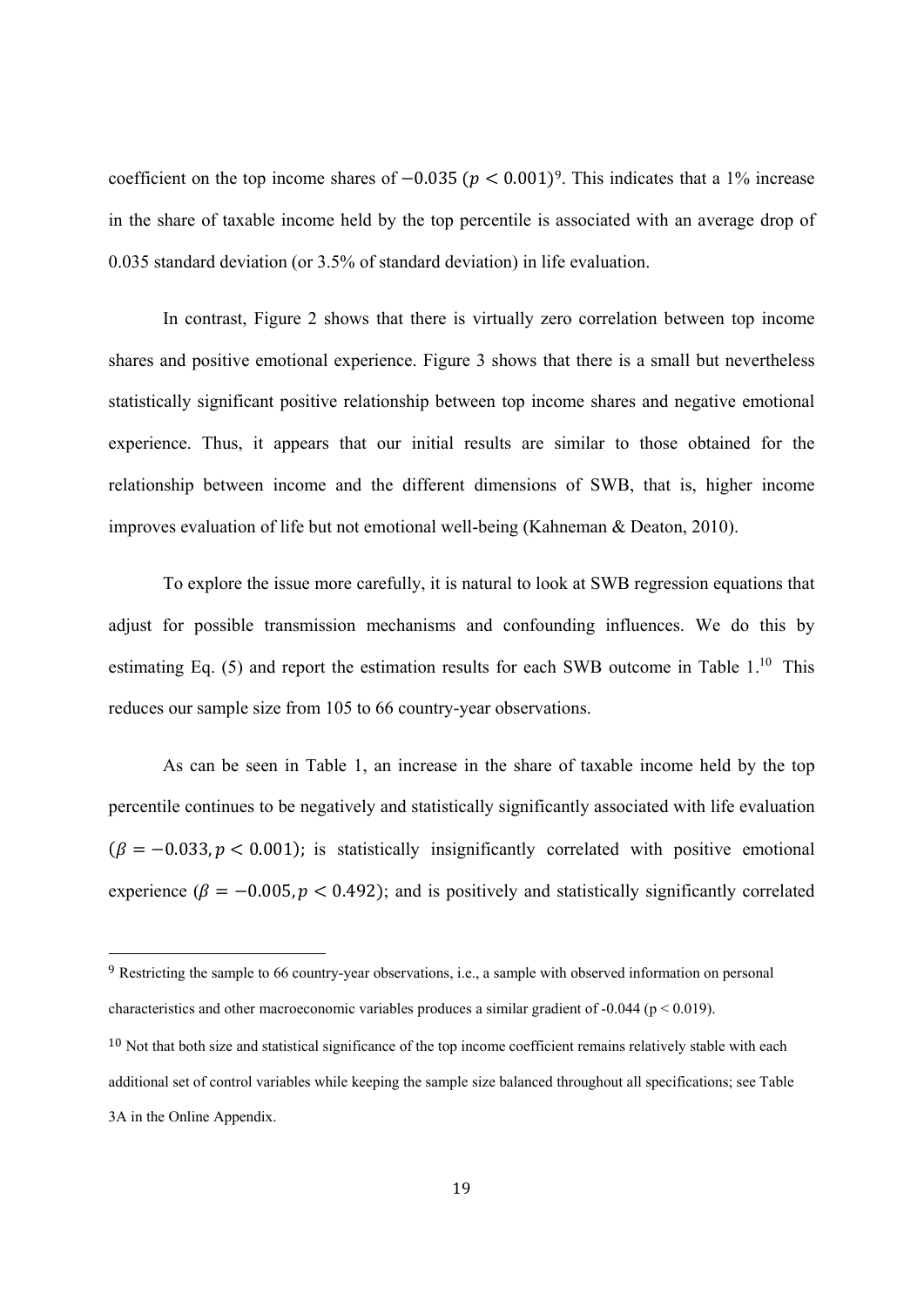coefficient on the top income shares of $-0.035$ ($p < 0.001$)[9]. This indicates that a 1% increase in the share of taxable income held by the top percentile is associated with an average drop of 0.035 standard deviation (or 3.5% of standard deviation) in life evaluation.

In contrast, Figure 2 shows that there is virtually zero correlation between top income shares and positive emotional experience. Figure 3 shows that there is a small but nevertheless statistically significant positive relationship between top income shares and negative emotional experience. Thus, it appears that our initial results are similar to those obtained for the relationship between income and the different dimensions of SWB, that is, higher income improves evaluation of life but not emotional well-being (Kahneman & Deaton, 2010).

To explore the issue more carefully, it is natural to look at SWB regression equations that adjust for possible transmission mechanisms and confounding influences. We do this by estimating Eq. (5) and report the estimation results for each SWB outcome in Table 1.[10] This reduces our sample size from 105 to 66 country-year observations.

As can be seen in Table 1, an increase in the share of taxable income held by the top percentile continues to be negatively and statistically significantly associated with life evaluation ($\beta = -0.033, p < 0.001$); is statistically insignificantly correlated with positive emotional experience ($\beta = -0.005, p < 0.492$); and is positively and statistically significantly correlated

---

[9] Restricting the sample to 66 country-year observations, i.e., a sample with observed information on personal characteristics and other macroeconomic variables produces a similar gradient of -0.044 ($p < 0.019$).

[10] Not that both size and statistical significance of the top income coefficient remains relatively stable with each additional set of control variables while keeping the sample size balanced throughout all specifications; see Table 3A in the Online Appendix.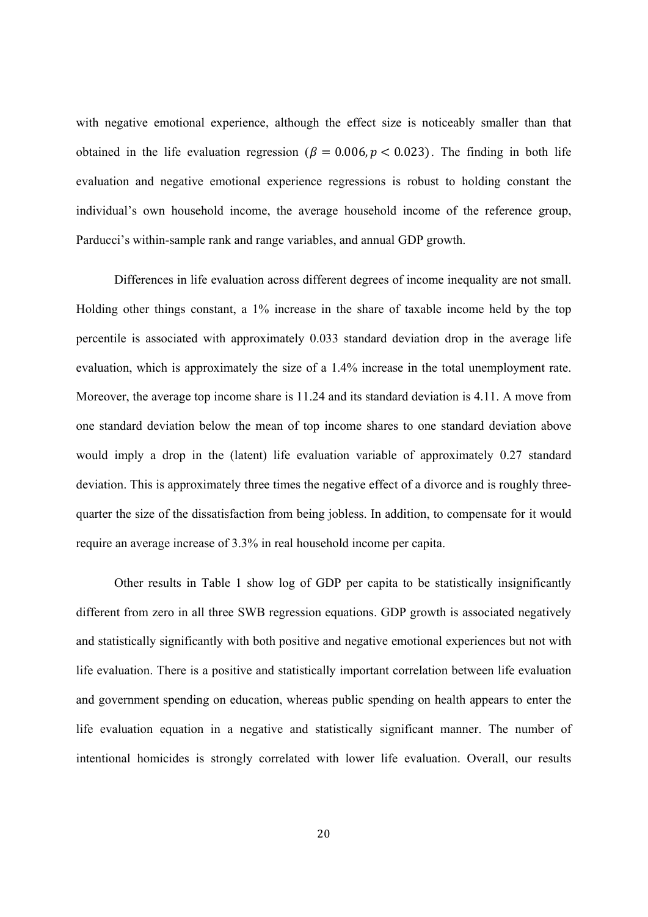with negative emotional experience, although the effect size is noticeably smaller than that obtained in the life evaluation regression ($\beta = 0.006, p < 0.023$). The finding in both life evaluation and negative emotional experience regressions is robust to holding constant the individual's own household income, the average household income of the reference group, Parducci's within-sample rank and range variables, and annual GDP growth.

Differences in life evaluation across different degrees of income inequality are not small. Holding other things constant, a 1% increase in the share of taxable income held by the top percentile is associated with approximately 0.033 standard deviation drop in the average life evaluation, which is approximately the size of a 1.4% increase in the total unemployment rate. Moreover, the average top income share is 11.24 and its standard deviation is 4.11. A move from one standard deviation below the mean of top income shares to one standard deviation above would imply a drop in the (latent) life evaluation variable of approximately 0.27 standard deviation. This is approximately three times the negative effect of a divorce and is roughly three-quarter the size of the dissatisfaction from being jobless. In addition, to compensate for it would require an average increase of 3.3% in real household income per capita.

Other results in Table 1 show log of GDP per capita to be statistically insignificantly different from zero in all three SWB regression equations. GDP growth is associated negatively and statistically significantly with both positive and negative emotional experiences but not with life evaluation. There is a positive and statistically important correlation between life evaluation and government spending on education, whereas public spending on health appears to enter the life evaluation equation in a negative and statistically significant manner. The number of intentional homicides is strongly correlated with lower life evaluation. Overall, our results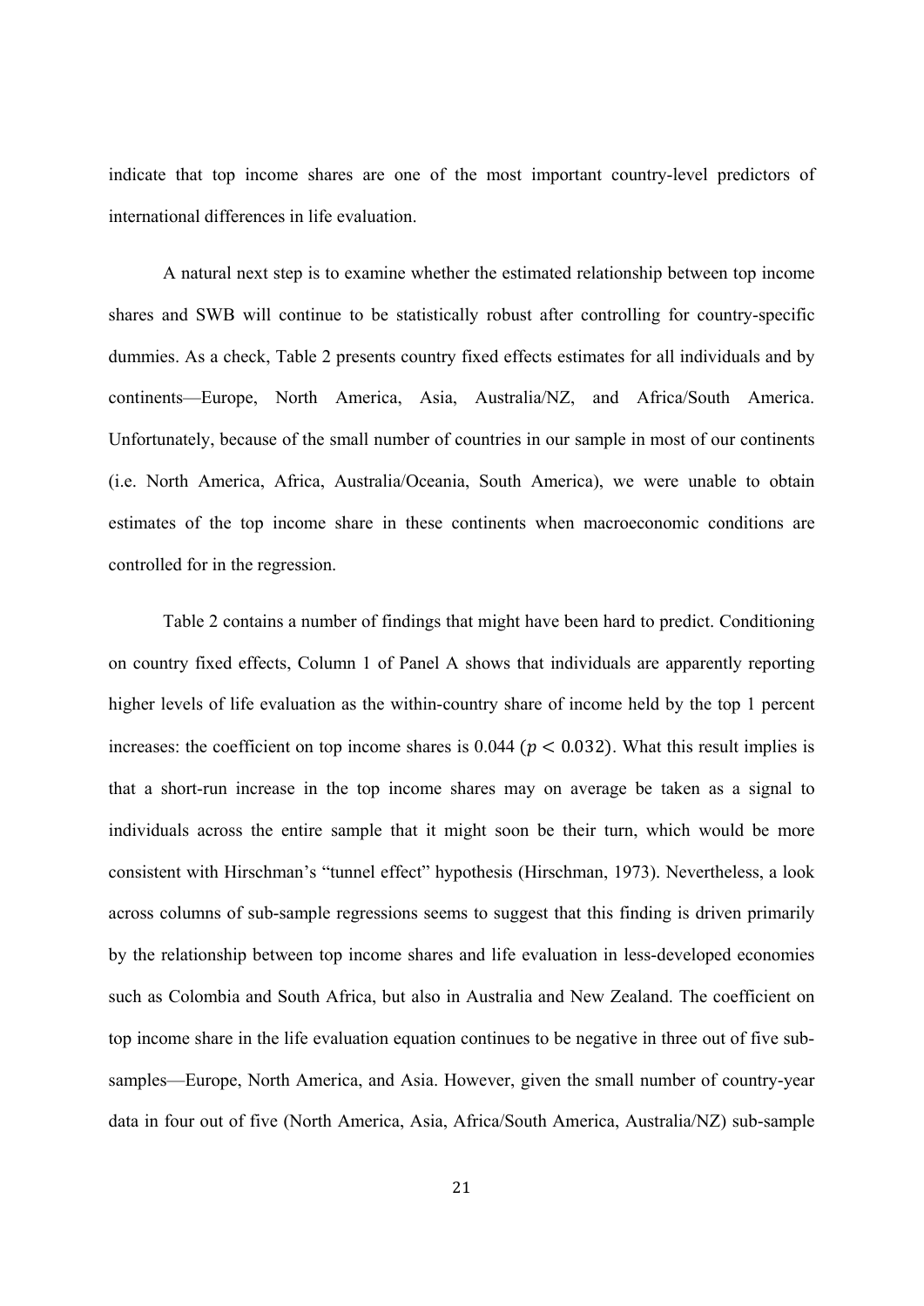indicate that top income shares are one of the most important country-level predictors of international differences in life evaluation.

A natural next step is to examine whether the estimated relationship between top income shares and SWB will continue to be statistically robust after controlling for country-specific dummies. As a check, Table 2 presents country fixed effects estimates for all individuals and by continents—Europe, North America, Asia, Australia/NZ, and Africa/South America. Unfortunately, because of the small number of countries in our sample in most of our continents (i.e. North America, Africa, Australia/Oceania, South America), we were unable to obtain estimates of the top income share in these continents when macroeconomic conditions are controlled for in the regression.

Table 2 contains a number of findings that might have been hard to predict. Conditioning on country fixed effects, Column 1 of Panel A shows that individuals are apparently reporting higher levels of life evaluation as the within-country share of income held by the top 1 percent increases: the coefficient on top income shares is 0.044 ($p < 0.032$). What this result implies is that a short-run increase in the top income shares may on average be taken as a signal to individuals across the entire sample that it might soon be their turn, which would be more consistent with Hirschman's "tunnel effect" hypothesis (Hirschman, 1973). Nevertheless, a look across columns of sub-sample regressions seems to suggest that this finding is driven primarily by the relationship between top income shares and life evaluation in less-developed economies such as Colombia and South Africa, but also in Australia and New Zealand. The coefficient on top income share in the life evaluation equation continues to be negative in three out of five sub-samples—Europe, North America, and Asia. However, given the small number of country-year data in four out of five (North America, Asia, Africa/South America, Australia/NZ) sub-sample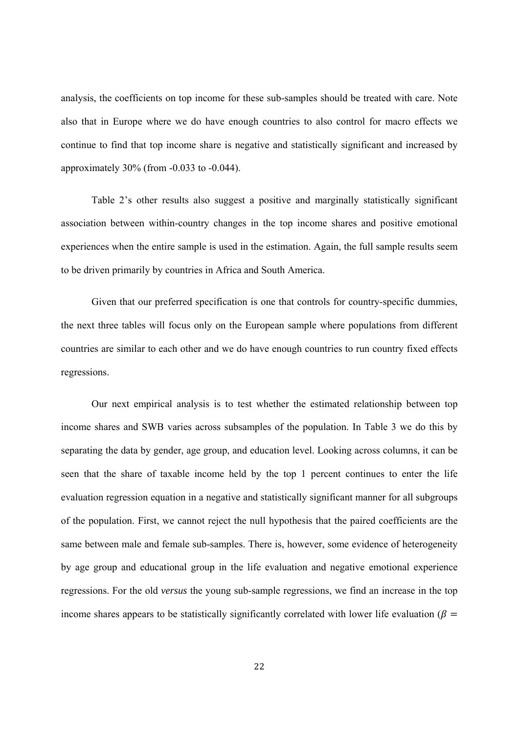analysis, the coefficients on top income for these sub-samples should be treated with care. Note also that in Europe where we do have enough countries to also control for macro effects we continue to find that top income share is negative and statistically significant and increased by approximately 30% (from -0.033 to -0.044).

Table 2's other results also suggest a positive and marginally statistically significant association between within-country changes in the top income shares and positive emotional experiences when the entire sample is used in the estimation. Again, the full sample results seem to be driven primarily by countries in Africa and South America.

Given that our preferred specification is one that controls for country-specific dummies, the next three tables will focus only on the European sample where populations from different countries are similar to each other and we do have enough countries to run country fixed effects regressions.

Our next empirical analysis is to test whether the estimated relationship between top income shares and SWB varies across subsamples of the population. In Table 3 we do this by separating the data by gender, age group, and education level. Looking across columns, it can be seen that the share of taxable income held by the top 1 percent continues to enter the life evaluation regression equation in a negative and statistically significant manner for all subgroups of the population. First, we cannot reject the null hypothesis that the paired coefficients are the same between male and female sub-samples. There is, however, some evidence of heterogeneity by age group and educational group in the life evaluation and negative emotional experience regressions. For the old *versus* the young sub-sample regressions, we find an increase in the top income shares appears to be statistically significantly correlated with lower life evaluation ($\beta =$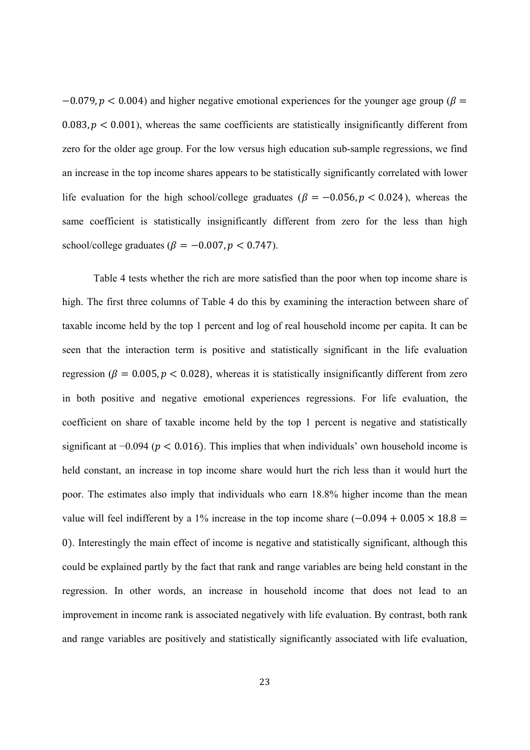$-0.079, p < 0.004$) and higher negative emotional experiences for the younger age group ($\beta = 0.083, p < 0.001$), whereas the same coefficients are statistically insignificantly different from zero for the older age group. For the low versus high education sub-sample regressions, we find an increase in the top income shares appears to be statistically significantly correlated with lower life evaluation for the high school/college graduates ($\beta = -0.056, p < 0.024$), whereas the same coefficient is statistically insignificantly different from zero for the less than high school/college graduates ($\beta = -0.007, p < 0.747$).

Table 4 tests whether the rich are more satisfied than the poor when top income share is high. The first three columns of Table 4 do this by examining the interaction between share of taxable income held by the top 1 percent and log of real household income per capita. It can be seen that the interaction term is positive and statistically significant in the life evaluation regression ($\beta = 0.005, p < 0.028$), whereas it is statistically insignificantly different from zero in both positive and negative emotional experiences regressions. For life evaluation, the coefficient on share of taxable income held by the top 1 percent is negative and statistically significant at −0.094 ($p < 0.016$). This implies that when individuals' own household income is held constant, an increase in top income share would hurt the rich less than it would hurt the poor. The estimates also imply that individuals who earn 18.8% higher income than the mean value will feel indifferent by a 1% increase in the top income share ($-0.094 + 0.005 \times 18.8 = 0$). Interestingly the main effect of income is negative and statistically significant, although this could be explained partly by the fact that rank and range variables are being held constant in the regression. In other words, an increase in household income that does not lead to an improvement in income rank is associated negatively with life evaluation. By contrast, both rank and range variables are positively and statistically significantly associated with life evaluation,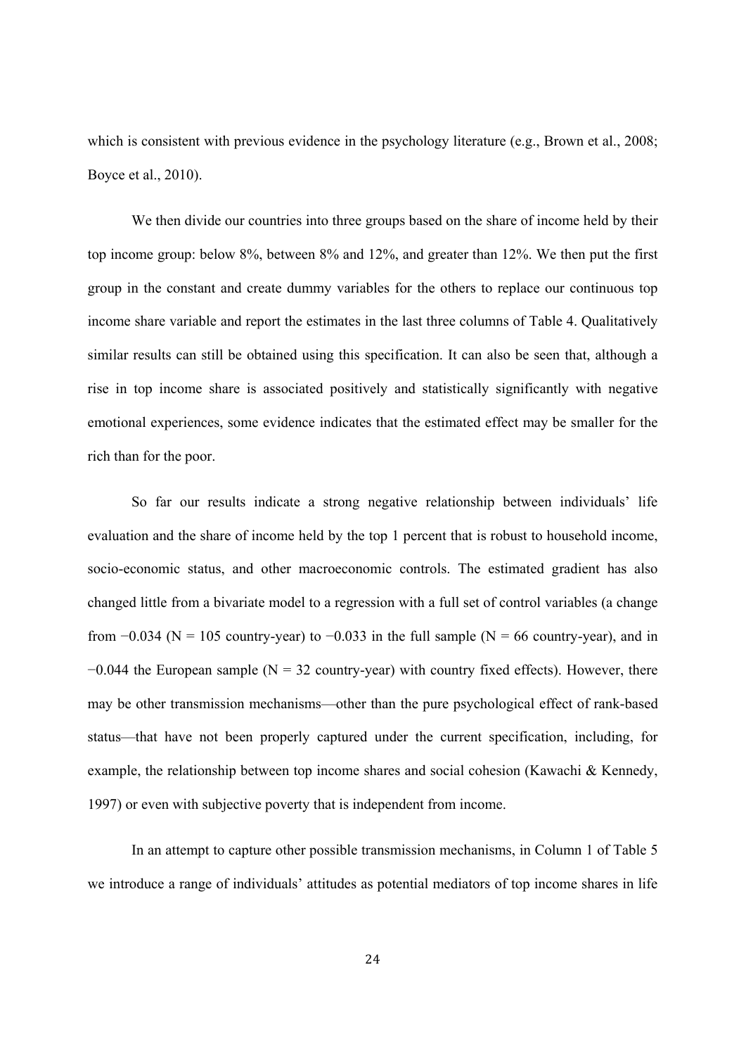which is consistent with previous evidence in the psychology literature (e.g., Brown et al., 2008; Boyce et al., 2010).

We then divide our countries into three groups based on the share of income held by their top income group: below 8%, between 8% and 12%, and greater than 12%. We then put the first group in the constant and create dummy variables for the others to replace our continuous top income share variable and report the estimates in the last three columns of Table 4. Qualitatively similar results can still be obtained using this specification. It can also be seen that, although a rise in top income share is associated positively and statistically significantly with negative emotional experiences, some evidence indicates that the estimated effect may be smaller for the rich than for the poor.

So far our results indicate a strong negative relationship between individuals' life evaluation and the share of income held by the top 1 percent that is robust to household income, socio-economic status, and other macroeconomic controls. The estimated gradient has also changed little from a bivariate model to a regression with a full set of control variables (a change from −0.034 (N = 105 country-year) to −0.033 in the full sample (N = 66 country-year), and in −0.044 the European sample (N = 32 country-year) with country fixed effects). However, there may be other transmission mechanisms—other than the pure psychological effect of rank-based status—that have not been properly captured under the current specification, including, for example, the relationship between top income shares and social cohesion (Kawachi & Kennedy, 1997) or even with subjective poverty that is independent from income.

In an attempt to capture other possible transmission mechanisms, in Column 1 of Table 5 we introduce a range of individuals' attitudes as potential mediators of top income shares in life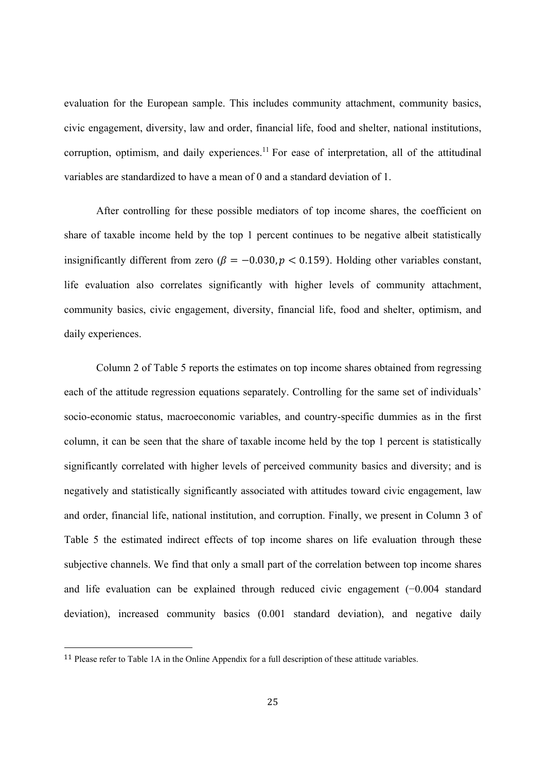evaluation for the European sample. This includes community attachment, community basics, civic engagement, diversity, law and order, financial life, food and shelter, national institutions, corruption, optimism, and daily experiences.[11] For ease of interpretation, all of the attitudinal variables are standardized to have a mean of 0 and a standard deviation of 1.

After controlling for these possible mediators of top income shares, the coefficient on share of taxable income held by the top 1 percent continues to be negative albeit statistically insignificantly different from zero ($\beta = -0.030, p < 0.159$). Holding other variables constant, life evaluation also correlates significantly with higher levels of community attachment, community basics, civic engagement, diversity, financial life, food and shelter, optimism, and daily experiences.

Column 2 of Table 5 reports the estimates on top income shares obtained from regressing each of the attitude regression equations separately. Controlling for the same set of individuals' socio-economic status, macroeconomic variables, and country-specific dummies as in the first column, it can be seen that the share of taxable income held by the top 1 percent is statistically significantly correlated with higher levels of perceived community basics and diversity; and is negatively and statistically significantly associated with attitudes toward civic engagement, law and order, financial life, national institution, and corruption. Finally, we present in Column 3 of Table 5 the estimated indirect effects of top income shares on life evaluation through these subjective channels. We find that only a small part of the correlation between top income shares and life evaluation can be explained through reduced civic engagement (−0.004 standard deviation), increased community basics (0.001 standard deviation), and negative daily

[11] Please refer to Table 1A in the Online Appendix for a full description of these attitude variables.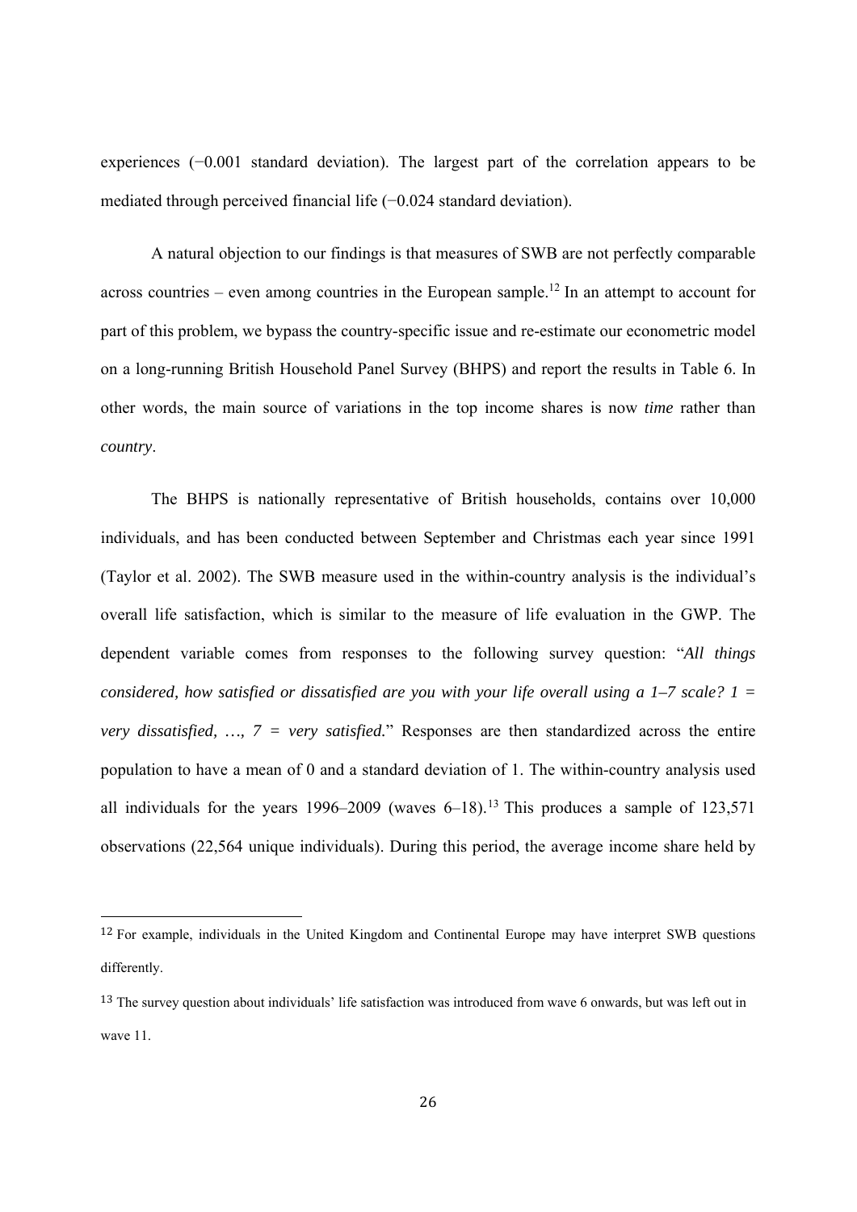experiences (−0.001 standard deviation). The largest part of the correlation appears to be mediated through perceived financial life (−0.024 standard deviation).

A natural objection to our findings is that measures of SWB are not perfectly comparable across countries – even among countries in the European sample.[12] In an attempt to account for part of this problem, we bypass the country-specific issue and re-estimate our econometric model on a long-running British Household Panel Survey (BHPS) and report the results in Table 6. In other words, the main source of variations in the top income shares is now *time* rather than *country*.

The BHPS is nationally representative of British households, contains over 10,000 individuals, and has been conducted between September and Christmas each year since 1991 (Taylor et al. 2002). The SWB measure used in the within-country analysis is the individual's overall life satisfaction, which is similar to the measure of life evaluation in the GWP. The dependent variable comes from responses to the following survey question: "*All things considered, how satisfied or dissatisfied are you with your life overall using a 1–7 scale? 1 = very dissatisfied, …, 7 = very satisfied.*" Responses are then standardized across the entire population to have a mean of 0 and a standard deviation of 1. The within-country analysis used all individuals for the years 1996–2009 (waves 6–18).[13] This produces a sample of 123,571 observations (22,564 unique individuals). During this period, the average income share held by

---

[12] For example, individuals in the United Kingdom and Continental Europe may have interpret SWB questions differently.

[13] The survey question about individuals' life satisfaction was introduced from wave 6 onwards, but was left out in wave 11.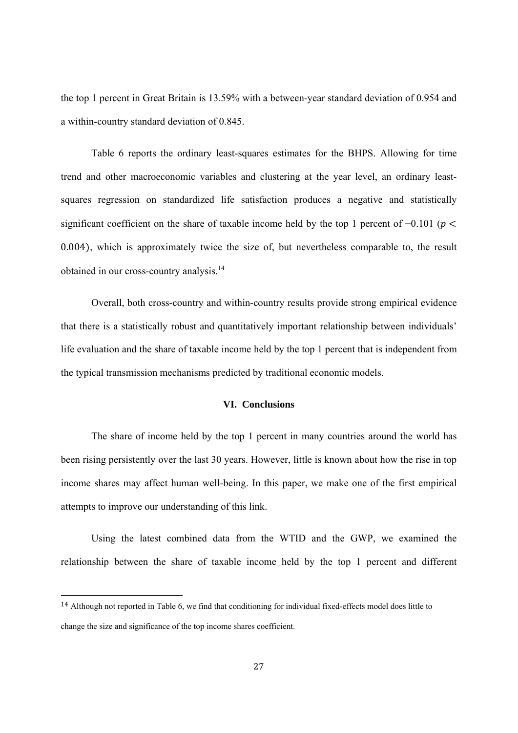the top 1 percent in Great Britain is 13.59% with a between-year standard deviation of 0.954 and a within-country standard deviation of 0.845.

Table 6 reports the ordinary least-squares estimates for the BHPS. Allowing for time trend and other macroeconomic variables and clustering at the year level, an ordinary least-squares regression on standardized life satisfaction produces a negative and statistically significant coefficient on the share of taxable income held by the top 1 percent of −0.101 ($p < 0.004$), which is approximately twice the size of, but nevertheless comparable to, the result obtained in our cross-country analysis.[14]

Overall, both cross-country and within-country results provide strong empirical evidence that there is a statistically robust and quantitatively important relationship between individuals' life evaluation and the share of taxable income held by the top 1 percent that is independent from the typical transmission mechanisms predicted by traditional economic models.

## VI. Conclusions

The share of income held by the top 1 percent in many countries around the world has been rising persistently over the last 30 years. However, little is known about how the rise in top income shares may affect human well-being. In this paper, we make one of the first empirical attempts to improve our understanding of this link.

Using the latest combined data from the WTID and the GWP, we examined the relationship between the share of taxable income held by the top 1 percent and different

---

[14] Although not reported in Table 6, we find that conditioning for individual fixed-effects model does little to change the size and significance of the top income shares coefficient.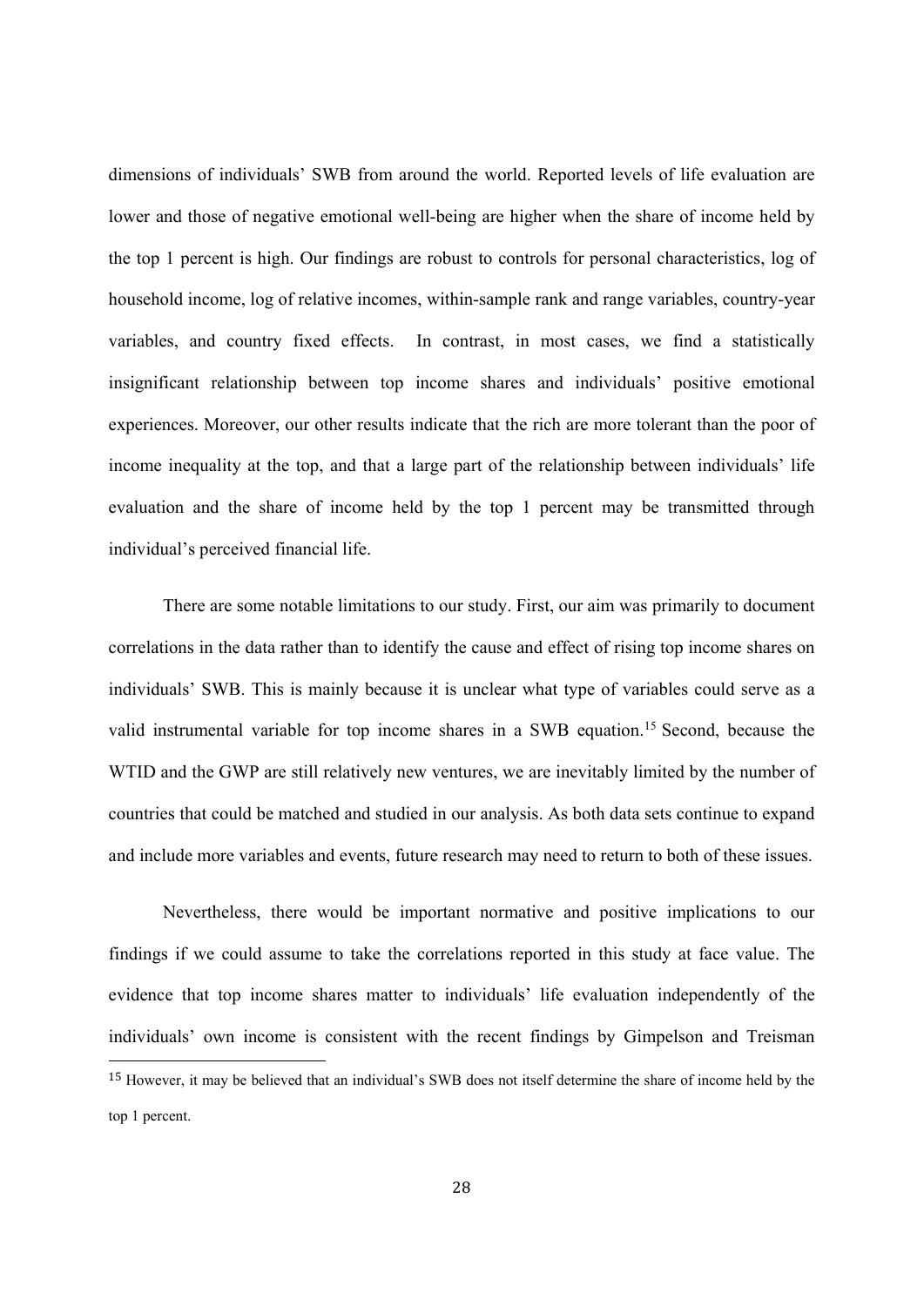dimensions of individuals' SWB from around the world. Reported levels of life evaluation are lower and those of negative emotional well-being are higher when the share of income held by the top 1 percent is high. Our findings are robust to controls for personal characteristics, log of household income, log of relative incomes, within-sample rank and range variables, country-year variables, and country fixed effects. In contrast, in most cases, we find a statistically insignificant relationship between top income shares and individuals' positive emotional experiences. Moreover, our other results indicate that the rich are more tolerant than the poor of income inequality at the top, and that a large part of the relationship between individuals' life evaluation and the share of income held by the top 1 percent may be transmitted through individual's perceived financial life.

There are some notable limitations to our study. First, our aim was primarily to document correlations in the data rather than to identify the cause and effect of rising top income shares on individuals' SWB. This is mainly because it is unclear what type of variables could serve as a valid instrumental variable for top income shares in a SWB equation.[15] Second, because the WTID and the GWP are still relatively new ventures, we are inevitably limited by the number of countries that could be matched and studied in our analysis. As both data sets continue to expand and include more variables and events, future research may need to return to both of these issues.

Nevertheless, there would be important normative and positive implications to our findings if we could assume to take the correlations reported in this study at face value. The evidence that top income shares matter to individuals' life evaluation independently of the individuals' own income is consistent with the recent findings by Gimpelson and Treisman

[15] However, it may be believed that an individual's SWB does not itself determine the share of income held by the top 1 percent.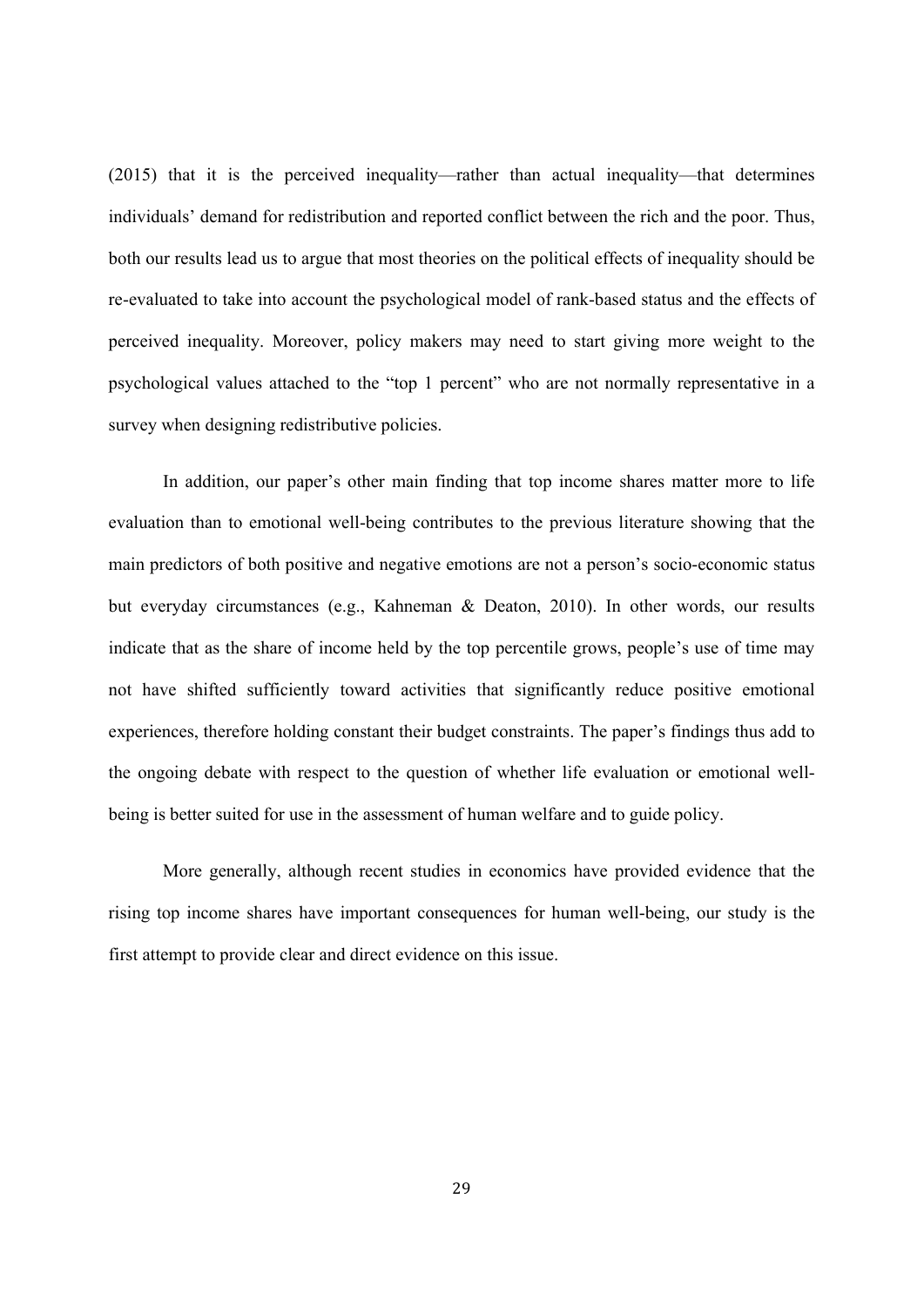(2015) that it is the perceived inequality—rather than actual inequality—that determines individuals' demand for redistribution and reported conflict between the rich and the poor. Thus, both our results lead us to argue that most theories on the political effects of inequality should be re-evaluated to take into account the psychological model of rank-based status and the effects of perceived inequality. Moreover, policy makers may need to start giving more weight to the psychological values attached to the "top 1 percent" who are not normally representative in a survey when designing redistributive policies.

In addition, our paper's other main finding that top income shares matter more to life evaluation than to emotional well-being contributes to the previous literature showing that the main predictors of both positive and negative emotions are not a person's socio-economic status but everyday circumstances (e.g., Kahneman & Deaton, 2010). In other words, our results indicate that as the share of income held by the top percentile grows, people's use of time may not have shifted sufficiently toward activities that significantly reduce positive emotional experiences, therefore holding constant their budget constraints. The paper's findings thus add to the ongoing debate with respect to the question of whether life evaluation or emotional well-being is better suited for use in the assessment of human welfare and to guide policy.

More generally, although recent studies in economics have provided evidence that the rising top income shares have important consequences for human well-being, our study is the first attempt to provide clear and direct evidence on this issue.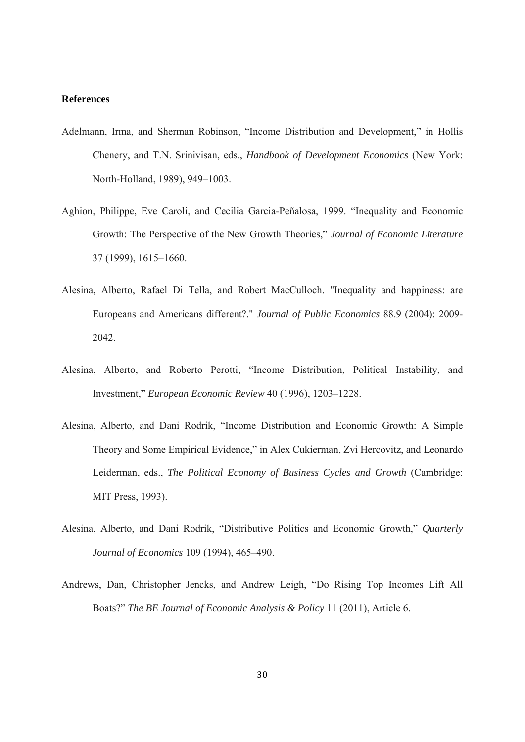**References**

Adelmann, Irma, and Sherman Robinson, "Income Distribution and Development," in Hollis Chenery, and T.N. Srinivisan, eds., *Handbook of Development Economics* (New York: North-Holland, 1989), 949–1003.

Aghion, Philippe, Eve Caroli, and Cecilia Garcia-Peñalosa, 1999. "Inequality and Economic Growth: The Perspective of the New Growth Theories," *Journal of Economic Literature* 37 (1999), 1615–1660.

Alesina, Alberto, Rafael Di Tella, and Robert MacCulloch. "Inequality and happiness: are Europeans and Americans different?." *Journal of Public Economics* 88.9 (2004): 2009-2042.

Alesina, Alberto, and Roberto Perotti, "Income Distribution, Political Instability, and Investment," *European Economic Review* 40 (1996), 1203–1228.

Alesina, Alberto, and Dani Rodrik, "Income Distribution and Economic Growth: A Simple Theory and Some Empirical Evidence," in Alex Cukierman, Zvi Hercovitz, and Leonardo Leiderman, eds., *The Political Economy of Business Cycles and Growth* (Cambridge: MIT Press, 1993).

Alesina, Alberto, and Dani Rodrik, "Distributive Politics and Economic Growth," *Quarterly Journal of Economics* 109 (1994), 465–490.

Andrews, Dan, Christopher Jencks, and Andrew Leigh, "Do Rising Top Incomes Lift All Boats?" *The BE Journal of Economic Analysis & Policy* 11 (2011), Article 6.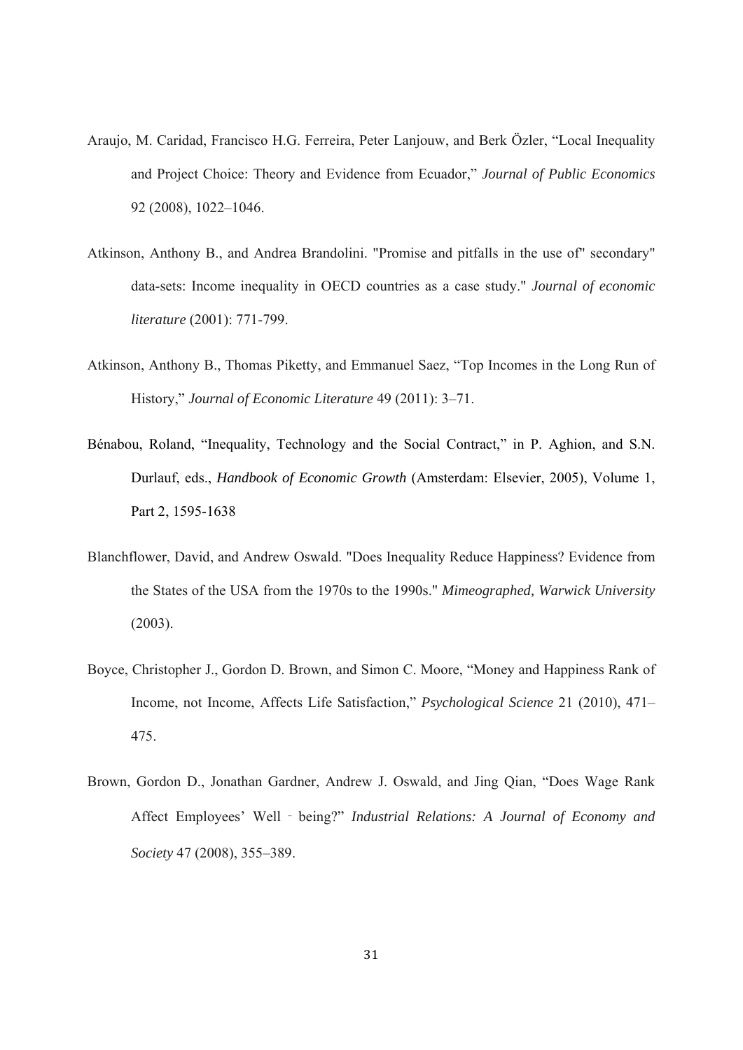Araujo, M. Caridad, Francisco H.G. Ferreira, Peter Lanjouw, and Berk Özler, "Local Inequality and Project Choice: Theory and Evidence from Ecuador," *Journal of Public Economics* 92 (2008), 1022–1046.

Atkinson, Anthony B., and Andrea Brandolini. "Promise and pitfalls in the use of" secondary" data-sets: Income inequality in OECD countries as a case study." *Journal of economic literature* (2001): 771-799.

Atkinson, Anthony B., Thomas Piketty, and Emmanuel Saez, "Top Incomes in the Long Run of History," *Journal of Economic Literature* 49 (2011): 3–71.

Bénabou, Roland, "Inequality, Technology and the Social Contract," in P. Aghion, and S.N. Durlauf, eds., *Handbook of Economic Growth* (Amsterdam: Elsevier, 2005), Volume 1, Part 2, 1595-1638

Blanchflower, David, and Andrew Oswald. "Does Inequality Reduce Happiness? Evidence from the States of the USA from the 1970s to the 1990s." *Mimeographed, Warwick University* (2003).

Boyce, Christopher J., Gordon D. Brown, and Simon C. Moore, "Money and Happiness Rank of Income, not Income, Affects Life Satisfaction," *Psychological Science* 21 (2010), 471–475.

Brown, Gordon D., Jonathan Gardner, Andrew J. Oswald, and Jing Qian, "Does Wage Rank Affect Employees' Well‐being?" *Industrial Relations: A Journal of Economy and Society* 47 (2008), 355–389.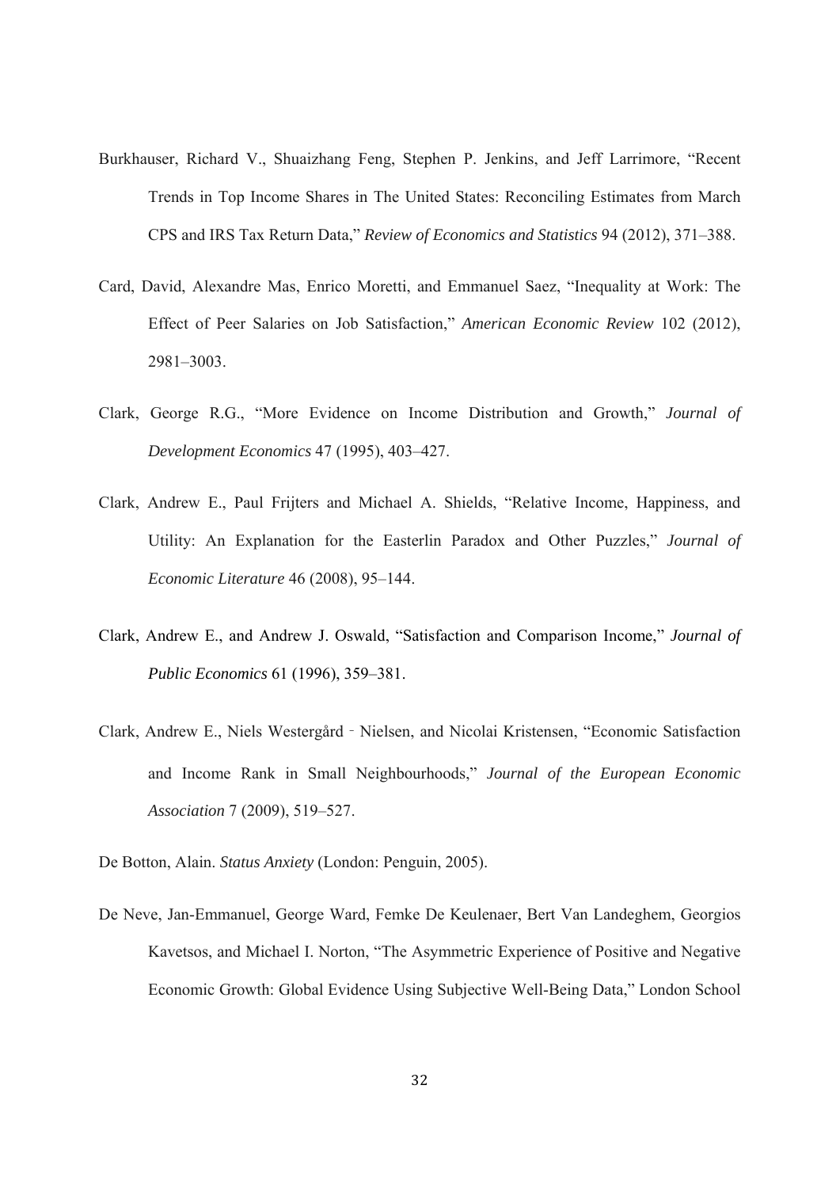Burkhauser, Richard V., Shuaizhang Feng, Stephen P. Jenkins, and Jeff Larrimore, "Recent Trends in Top Income Shares in The United States: Reconciling Estimates from March CPS and IRS Tax Return Data," *Review of Economics and Statistics* 94 (2012), 371–388.

Card, David, Alexandre Mas, Enrico Moretti, and Emmanuel Saez, "Inequality at Work: The Effect of Peer Salaries on Job Satisfaction," *American Economic Review* 102 (2012), 2981–3003.

Clark, George R.G., "More Evidence on Income Distribution and Growth," *Journal of Development Economics* 47 (1995), 403–427.

Clark, Andrew E., Paul Frijters and Michael A. Shields, "Relative Income, Happiness, and Utility: An Explanation for the Easterlin Paradox and Other Puzzles," *Journal of Economic Literature* 46 (2008), 95–144.

Clark, Andrew E., and Andrew J. Oswald, "Satisfaction and Comparison Income," *Journal of Public Economics* 61 (1996), 359–381.

Clark, Andrew E., Niels Westergård‐Nielsen, and Nicolai Kristensen, "Economic Satisfaction and Income Rank in Small Neighbourhoods," *Journal of the European Economic Association* 7 (2009), 519–527.

De Botton, Alain. *Status Anxiety* (London: Penguin, 2005).

De Neve, Jan-Emmanuel, George Ward, Femke De Keulenaer, Bert Van Landeghem, Georgios Kavetsos, and Michael I. Norton, "The Asymmetric Experience of Positive and Negative Economic Growth: Global Evidence Using Subjective Well-Being Data," London School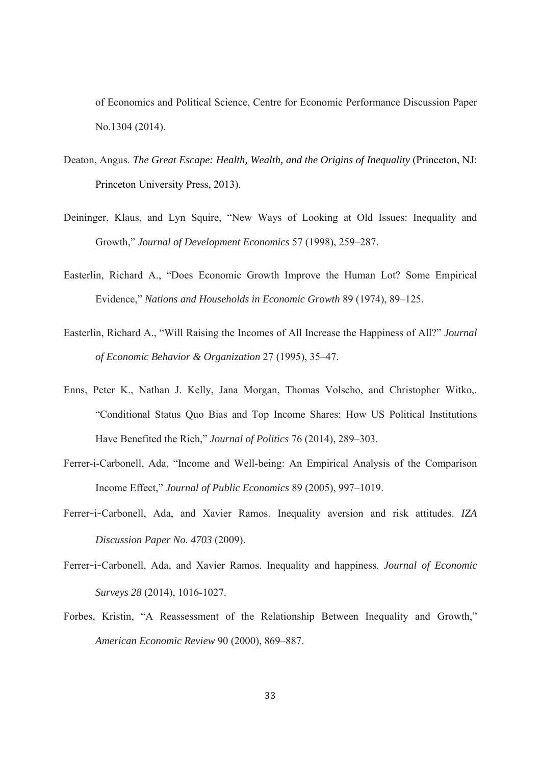of Economics and Political Science, Centre for Economic Performance Discussion Paper No.1304 (2014).

Deaton, Angus. *The Great Escape: Health, Wealth, and the Origins of Inequality* (Princeton, NJ: Princeton University Press, 2013).

Deininger, Klaus, and Lyn Squire, "New Ways of Looking at Old Issues: Inequality and Growth," *Journal of Development Economics* 57 (1998), 259–287.

Easterlin, Richard A., "Does Economic Growth Improve the Human Lot? Some Empirical Evidence," *Nations and Households in Economic Growth* 89 (1974), 89–125.

Easterlin, Richard A., "Will Raising the Incomes of All Increase the Happiness of All?" *Journal of Economic Behavior & Organization* 27 (1995), 35–47.

Enns, Peter K., Nathan J. Kelly, Jana Morgan, Thomas Volscho, and Christopher Witko,. "Conditional Status Quo Bias and Top Income Shares: How US Political Institutions Have Benefited the Rich," *Journal of Politics* 76 (2014), 289–303.

Ferrer-i-Carbonell, Ada, "Income and Well-being: An Empirical Analysis of the Comparison Income Effect," *Journal of Public Economics* 89 (2005), 997–1019.

Ferrer-i-Carbonell, Ada, and Xavier Ramos. Inequality aversion and risk attitudes. *IZA Discussion Paper No. 4703* (2009).

Ferrer-i-Carbonell, Ada, and Xavier Ramos. Inequality and happiness. *Journal of Economic Surveys 28* (2014), 1016-1027.

Forbes, Kristin, "A Reassessment of the Relationship Between Inequality and Growth," *American Economic Review* 90 (2000), 869–887.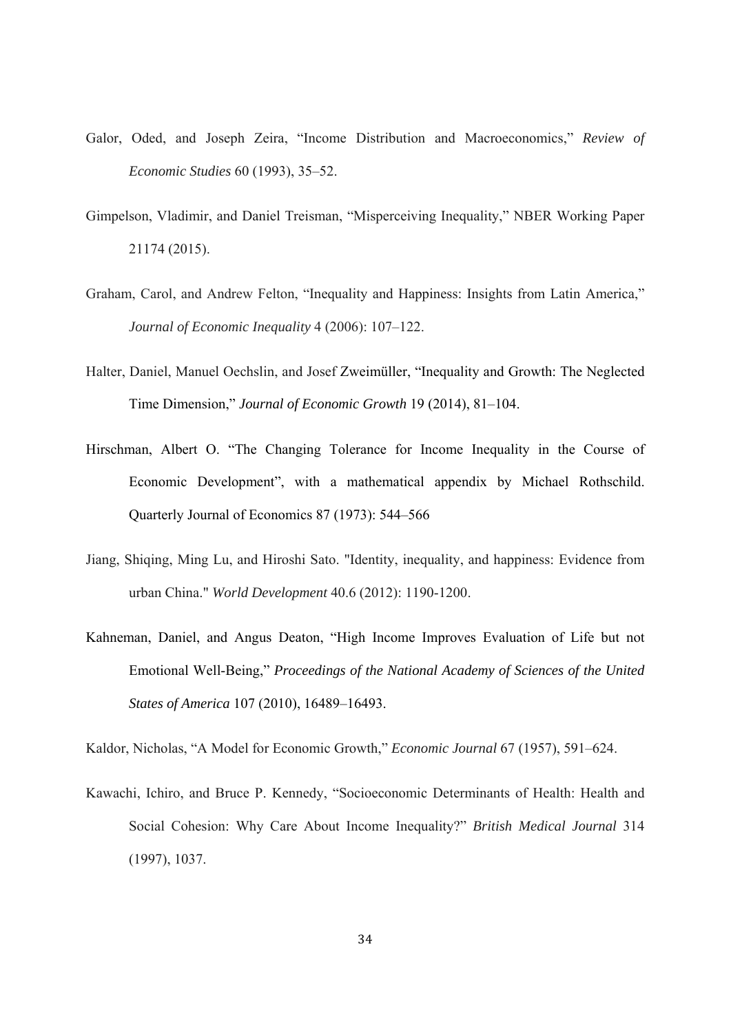Galor, Oded, and Joseph Zeira, "Income Distribution and Macroeconomics," *Review of Economic Studies* 60 (1993), 35–52.

Gimpelson, Vladimir, and Daniel Treisman, "Misperceiving Inequality," NBER Working Paper 21174 (2015).

Graham, Carol, and Andrew Felton, "Inequality and Happiness: Insights from Latin America," *Journal of Economic Inequality* 4 (2006): 107–122.

Halter, Daniel, Manuel Oechslin, and Josef Zweimüller, "Inequality and Growth: The Neglected Time Dimension," *Journal of Economic Growth* 19 (2014), 81–104.

Hirschman, Albert O. "The Changing Tolerance for Income Inequality in the Course of Economic Development", with a mathematical appendix by Michael Rothschild. Quarterly Journal of Economics 87 (1973): 544–566

Jiang, Shiqing, Ming Lu, and Hiroshi Sato. "Identity, inequality, and happiness: Evidence from urban China." *World Development* 40.6 (2012): 1190-1200.

Kahneman, Daniel, and Angus Deaton, "High Income Improves Evaluation of Life but not Emotional Well-Being," *Proceedings of the National Academy of Sciences of the United States of America* 107 (2010), 16489–16493.

Kaldor, Nicholas, "A Model for Economic Growth," *Economic Journal* 67 (1957), 591–624.

Kawachi, Ichiro, and Bruce P. Kennedy, "Socioeconomic Determinants of Health: Health and Social Cohesion: Why Care About Income Inequality?" *British Medical Journal* 314 (1997), 1037.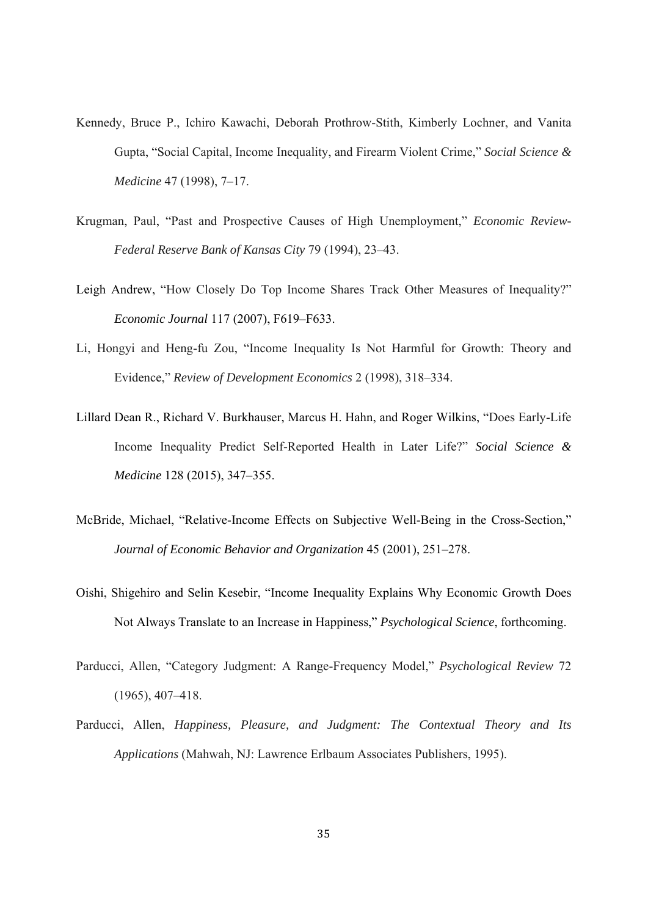Kennedy, Bruce P., Ichiro Kawachi, Deborah Prothrow-Stith, Kimberly Lochner, and Vanita Gupta, "Social Capital, Income Inequality, and Firearm Violent Crime," *Social Science & Medicine* 47 (1998), 7–17.

Krugman, Paul, "Past and Prospective Causes of High Unemployment," *Economic Review-Federal Reserve Bank of Kansas City* 79 (1994), 23–43.

Leigh Andrew, "How Closely Do Top Income Shares Track Other Measures of Inequality?" *Economic Journal* 117 (2007), F619–F633.

Li, Hongyi and Heng-fu Zou, "Income Inequality Is Not Harmful for Growth: Theory and Evidence," *Review of Development Economics* 2 (1998), 318–334.

Lillard Dean R., Richard V. Burkhauser, Marcus H. Hahn, and Roger Wilkins, "Does Early-Life Income Inequality Predict Self-Reported Health in Later Life?" *Social Science & Medicine* 128 (2015), 347–355.

McBride, Michael, "Relative-Income Effects on Subjective Well-Being in the Cross-Section," *Journal of Economic Behavior and Organization* 45 (2001), 251–278.

Oishi, Shigehiro and Selin Kesebir, "Income Inequality Explains Why Economic Growth Does Not Always Translate to an Increase in Happiness," *Psychological Science*, forthcoming.

Parducci, Allen, "Category Judgment: A Range-Frequency Model," *Psychological Review* 72 (1965), 407–418.

Parducci, Allen, *Happiness, Pleasure, and Judgment: The Contextual Theory and Its Applications* (Mahwah, NJ: Lawrence Erlbaum Associates Publishers, 1995).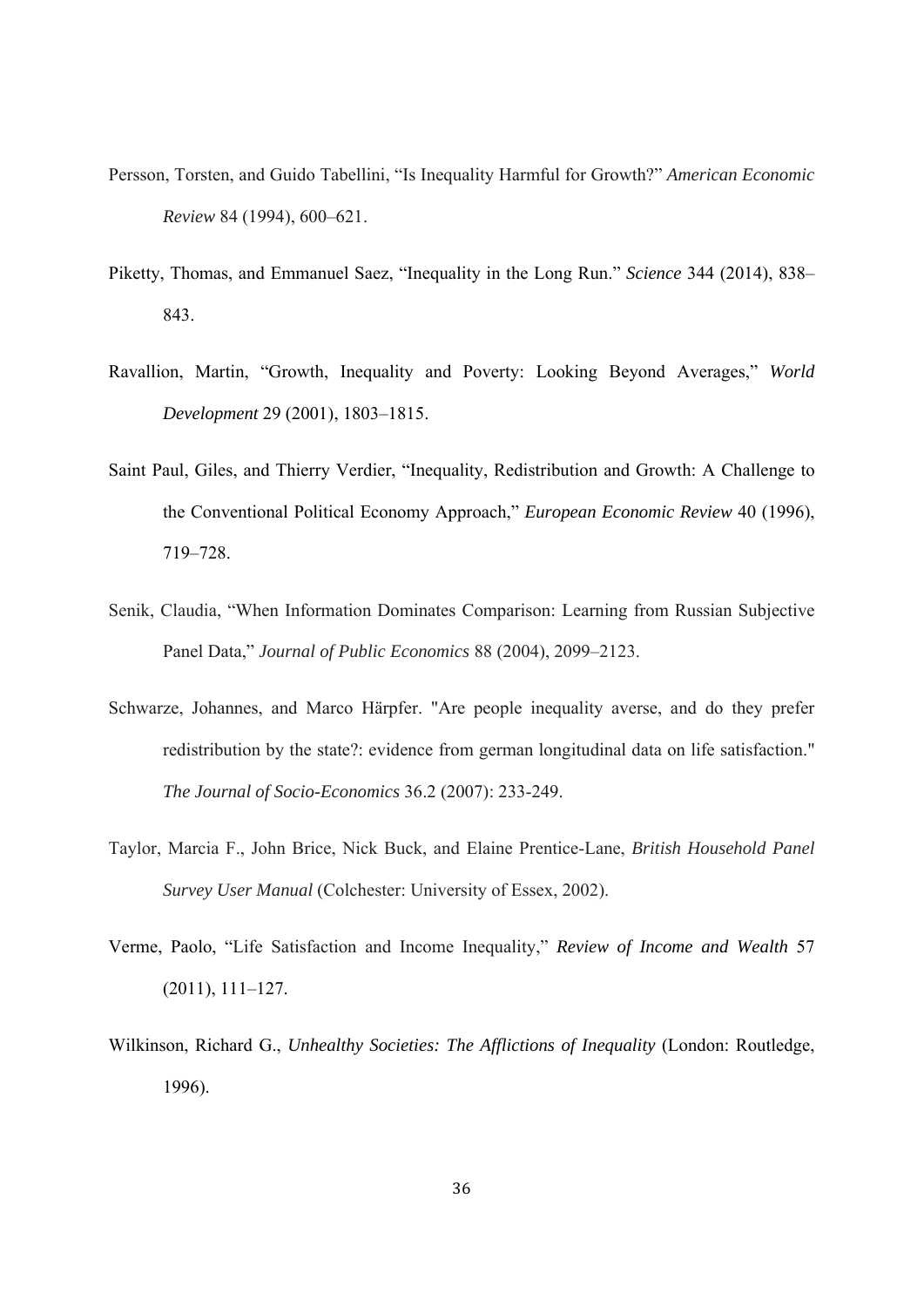Persson, Torsten, and Guido Tabellini, “Is Inequality Harmful for Growth?” *American Economic Review* 84 (1994), 600–621.

Piketty, Thomas, and Emmanuel Saez, “Inequality in the Long Run.” *Science* 344 (2014), 838–843.

Ravallion, Martin, “Growth, Inequality and Poverty: Looking Beyond Averages,” *World Development* 29 (2001), 1803–1815.

Saint Paul, Giles, and Thierry Verdier, “Inequality, Redistribution and Growth: A Challenge to the Conventional Political Economy Approach,” *European Economic Review* 40 (1996), 719–728.

Senik, Claudia, “When Information Dominates Comparison: Learning from Russian Subjective Panel Data,” *Journal of Public Economics* 88 (2004), 2099–2123.

Schwarze, Johannes, and Marco Härpfer. "Are people inequality averse, and do they prefer redistribution by the state?: evidence from german longitudinal data on life satisfaction." *The Journal of Socio-Economics* 36.2 (2007): 233-249.

Taylor, Marcia F., John Brice, Nick Buck, and Elaine Prentice-Lane, *British Household Panel Survey User Manual* (Colchester: University of Essex, 2002).

Verme, Paolo, “Life Satisfaction and Income Inequality,” *Review of Income and Wealth* 57 (2011), 111–127.

Wilkinson, Richard G., *Unhealthy Societies: The Afflictions of Inequality* (London: Routledge, 1996).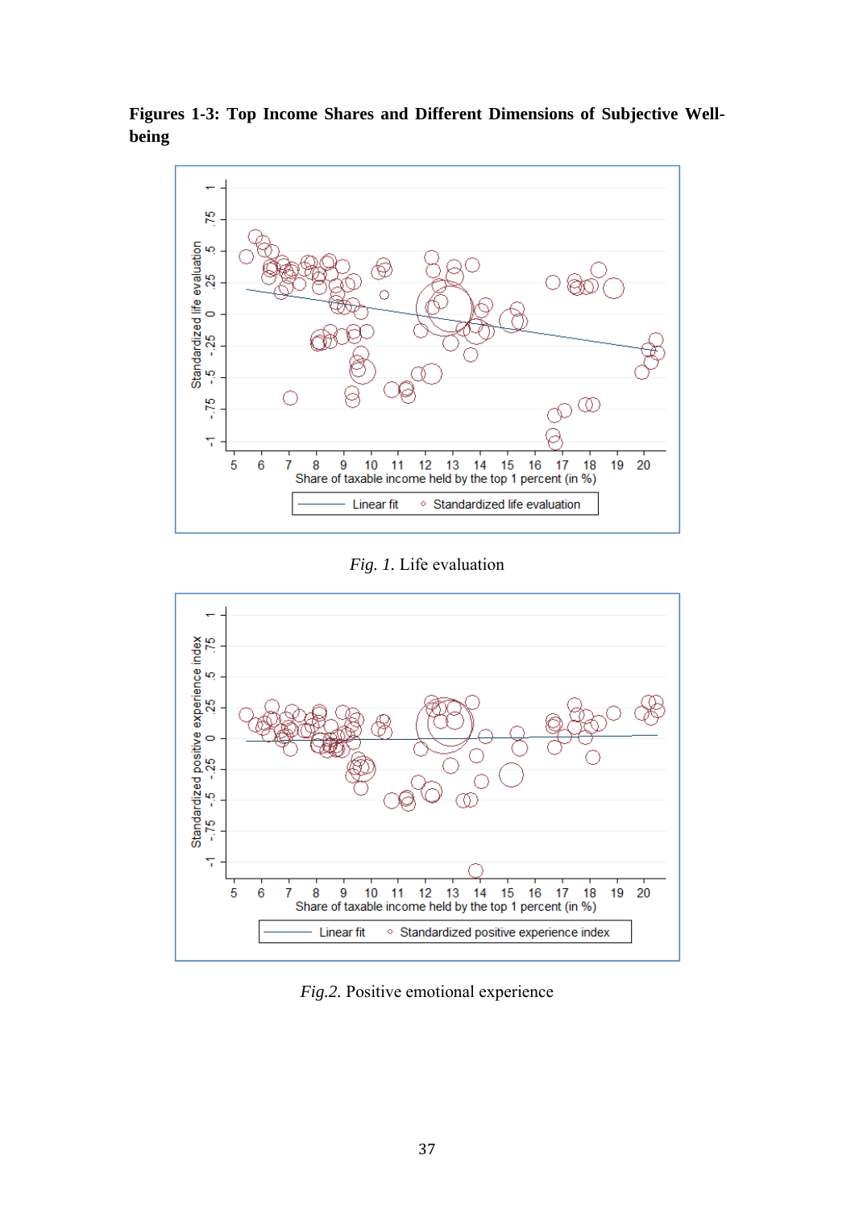**Figures 1-3: Top Income Shares and Different Dimensions of Subjective Well-being**

*Fig. 1.* Life evaluation

*Fig.2.* Positive emotional experience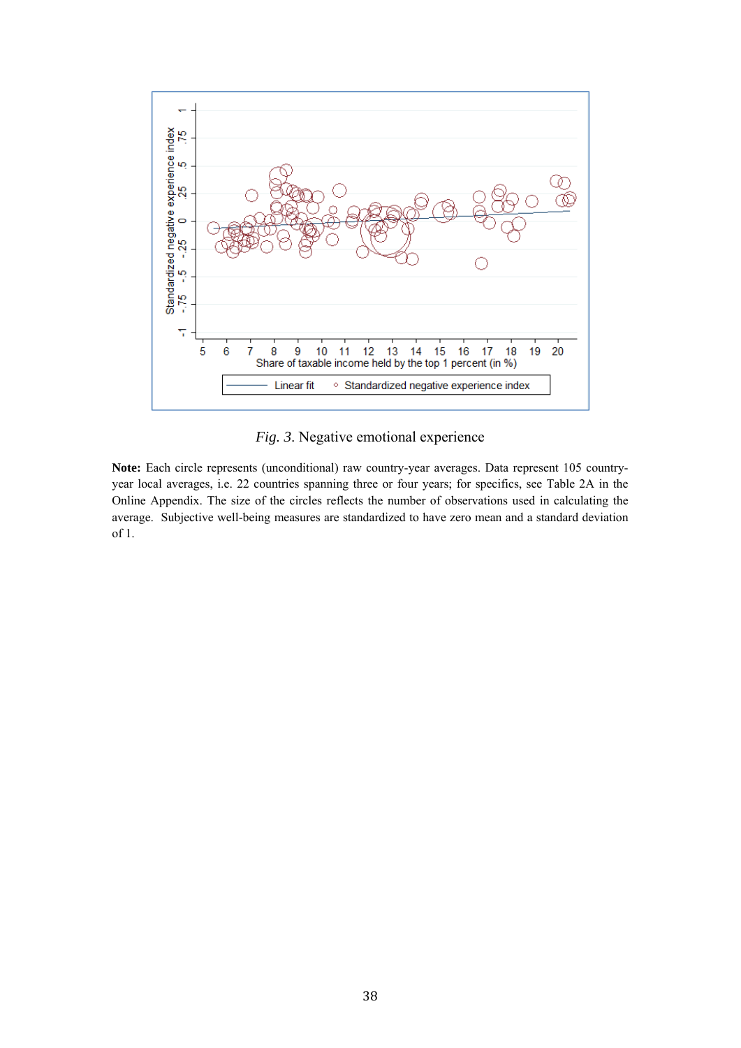*Fig. 3*. Negative emotional experience

**Note:** Each circle represents (unconditional) raw country-year averages. Data represent 105 country-year local averages, i.e. 22 countries spanning three or four years; for specifics, see Table 2A in the Online Appendix. The size of the circles reflects the number of observations used in calculating the average. Subjective well-being measures are standardized to have zero mean and a standard deviation of 1.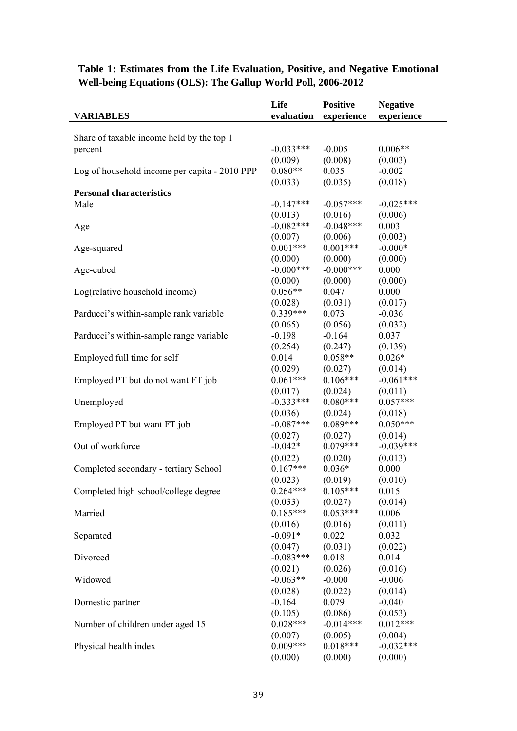**Table 1: Estimates from the Life Evaluation, Positive, and Negative Emotional Well-being Equations (OLS): The Gallup World Poll, 2006-2012**

| VARIABLES | Life evaluation | Positive experience | Negative experience |
|---|---|---|---|
| Share of taxable income held by the top 1 percent | -0.033*** | -0.005 | 0.006** |
| | (0.009) | (0.008) | (0.003) |
| Log of household income per capita - 2010 PPP | 0.080** | 0.035 | -0.002 |
| | (0.033) | (0.035) | (0.018) |
| **Personal characteristics** | | | |
| Male | -0.147*** | -0.057*** | -0.025*** |
| | (0.013) | (0.016) | (0.006) |
| Age | -0.082*** | -0.048*** | 0.003 |
| | (0.007) | (0.006) | (0.003) |
| Age-squared | 0.001*** | 0.001*** | -0.000* |
| | (0.000) | (0.000) | (0.000) |
| Age-cubed | -0.000*** | -0.000*** | 0.000 |
| | (0.000) | (0.000) | (0.000) |
| Log(relative household income) | 0.056** | 0.047 | 0.000 |
| | (0.028) | (0.031) | (0.017) |
| Parducci's within-sample rank variable | 0.339*** | 0.073 | -0.036 |
| | (0.065) | (0.056) | (0.032) |
| Parducci's within-sample range variable | -0.198 | -0.164 | 0.037 |
| | (0.254) | (0.247) | (0.139) |
| Employed full time for self | 0.014 | 0.058** | 0.026* |
| | (0.029) | (0.027) | (0.014) |
| Employed PT but do not want FT job | 0.061*** | 0.106*** | -0.061*** |
| | (0.017) | (0.024) | (0.011) |
| Unemployed | -0.333*** | 0.080*** | 0.057*** |
| | (0.036) | (0.024) | (0.018) |
| Employed PT but want FT job | -0.087*** | 0.089*** | 0.050*** |
| | (0.027) | (0.027) | (0.014) |
| Out of workforce | -0.042* | 0.079*** | -0.039*** |
| | (0.022) | (0.020) | (0.013) |
| Completed secondary - tertiary School | 0.167*** | 0.036* | 0.000 |
| | (0.023) | (0.019) | (0.010) |
| Completed high school/college degree | 0.264*** | 0.105*** | 0.015 |
| | (0.033) | (0.027) | (0.014) |
| Married | 0.185*** | 0.053*** | 0.006 |
| | (0.016) | (0.016) | (0.011) |
| Separated | -0.091* | 0.022 | 0.032 |
| | (0.047) | (0.031) | (0.022) |
| Divorced | -0.083*** | 0.018 | 0.014 |
| | (0.021) | (0.026) | (0.016) |
| Widowed | -0.063** | -0.000 | -0.006 |
| | (0.028) | (0.022) | (0.014) |
| Domestic partner | -0.164 | 0.079 | -0.040 |
| | (0.105) | (0.086) | (0.053) |
| Number of children under aged 15 | 0.028*** | -0.014*** | 0.012*** |
| | (0.007) | (0.005) | (0.004) |
| Physical health index | 0.009*** | 0.018*** | -0.032*** |
| | (0.000) | (0.000) | (0.000) |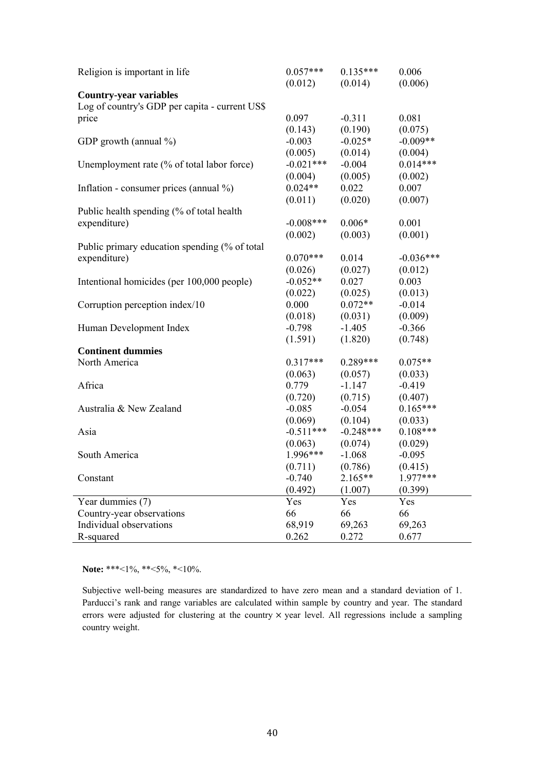| | | | |
|---|---|---|---|
| Religion is important in life | 0.057*** | 0.135*** | 0.006 |
| | (0.012) | (0.014) | (0.006) |
| **Country-year variables** | | | |
| Log of country's GDP per capita - current US$ price | 0.097 | -0.311 | 0.081 |
| | (0.143) | (0.190) | (0.075) |
| GDP growth (annual %) | -0.003 | -0.025* | -0.009** |
| | (0.005) | (0.014) | (0.004) |
| Unemployment rate (% of total labor force) | -0.021*** | -0.004 | 0.014*** |
| | (0.004) | (0.005) | (0.002) |
| Inflation - consumer prices (annual %) | 0.024** | 0.022 | 0.007 |
| | (0.011) | (0.020) | (0.007) |
| Public health spending (% of total health expenditure) | -0.008*** | 0.006* | 0.001 |
| | (0.002) | (0.003) | (0.001) |
| Public primary education spending (% of total expenditure) | 0.070*** | 0.014 | -0.036*** |
| | (0.026) | (0.027) | (0.012) |
| Intentional homicides (per 100,000 people) | -0.052** | 0.027 | 0.003 |
| | (0.022) | (0.025) | (0.013) |
| Corruption perception index/10 | 0.000 | 0.072** | -0.014 |
| | (0.018) | (0.031) | (0.009) |
| Human Development Index | -0.798 | -1.405 | -0.366 |
| | (1.591) | (1.820) | (0.748) |
| **Continent dummies** | | | |
| North America | 0.317*** | 0.289*** | 0.075** |
| | (0.063) | (0.057) | (0.033) |
| Africa | 0.779 | -1.147 | -0.419 |
| | (0.720) | (0.715) | (0.407) |
| Australia & New Zealand | -0.085 | -0.054 | 0.165*** |
| | (0.069) | (0.104) | (0.033) |
| Asia | -0.511*** | -0.248*** | 0.108*** |
| | (0.063) | (0.074) | (0.029) |
| South America | 1.996*** | -1.068 | -0.095 |
| | (0.711) | (0.786) | (0.415) |
| Constant | -0.740 | 2.165** | 1.977*** |
| | (0.492) | (1.007) | (0.399) |
| Year dummies (7) | Yes | Yes | Yes |
| Country-year observations | 66 | 66 | 66 |
| Individual observations | 68,919 | 69,263 | 69,263 |
| R-squared | 0.262 | 0.272 | 0.677 |

**Note:** ***<1%, **<5%, *<10%.

Subjective well-being measures are standardized to have zero mean and a standard deviation of 1. Parducci's rank and range variables are calculated within sample by country and year. The standard errors were adjusted for clustering at the country × year level. All regressions include a sampling country weight.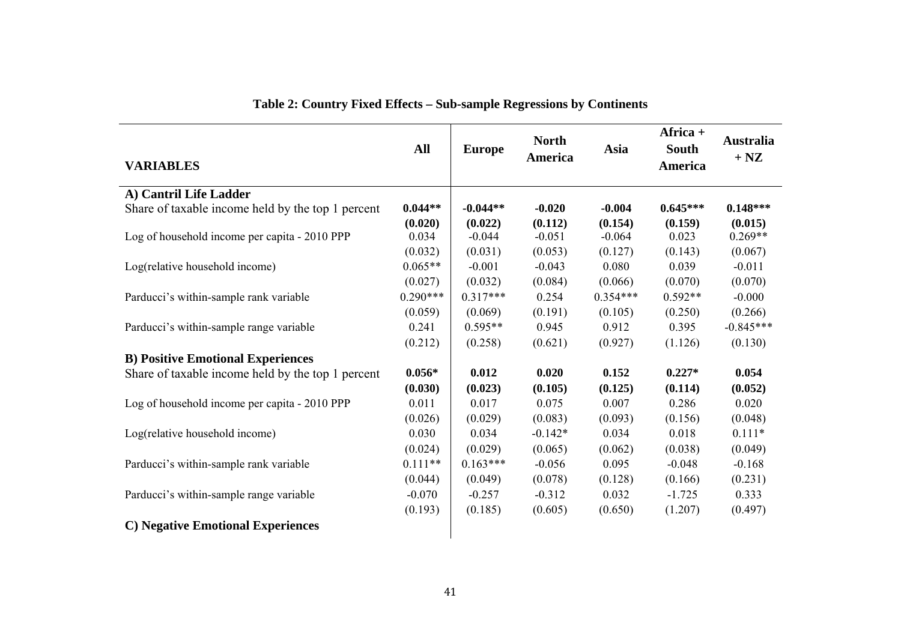**Table 2: Country Fixed Effects – Sub-sample Regressions by Continents**

| VARIABLES | All | Europe | North America | Asia | Africa + South America | Australia + NZ |
|---|---|---|---|---|---|---|
| **A) Cantril Life Ladder** | | | | | | |
| Share of taxable income held by the top 1 percent | **0.044\*\*** | **-0.044\*\*** | **-0.020** | **-0.004** | **0.645\*\*\*** | **0.148\*\*\*** |
| | **(0.020)** | **(0.022)** | **(0.112)** | **(0.154)** | **(0.159)** | **(0.015)** |
| Log of household income per capita - 2010 PPP | 0.034 | -0.044 | -0.051 | -0.064 | 0.023 | 0.269\*\* |
| | (0.032) | (0.031) | (0.053) | (0.127) | (0.143) | (0.067) |
| Log(relative household income) | 0.065\*\* | -0.001 | -0.043 | 0.080 | 0.039 | -0.011 |
| | (0.027) | (0.032) | (0.084) | (0.066) | (0.070) | (0.070) |
| Parducci's within-sample rank variable | 0.290\*\*\* | 0.317\*\*\* | 0.254 | 0.354\*\*\* | 0.592\*\* | -0.000 |
| | (0.059) | (0.069) | (0.191) | (0.105) | (0.250) | (0.266) |
| Parducci's within-sample range variable | 0.241 | 0.595\*\* | 0.945 | 0.912 | 0.395 | -0.845\*\*\* |
| | (0.212) | (0.258) | (0.621) | (0.927) | (1.126) | (0.130) |
| **B) Positive Emotional Experiences** | | | | | | |
| Share of taxable income held by the top 1 percent | **0.056\*** | **0.012** | **0.020** | **0.152** | **0.227\*** | **0.054** |
| | **(0.030)** | **(0.023)** | **(0.105)** | **(0.125)** | **(0.114)** | **(0.052)** |
| Log of household income per capita - 2010 PPP | 0.011 | 0.017 | 0.075 | 0.007 | 0.286 | 0.020 |
| | (0.026) | (0.029) | (0.083) | (0.093) | (0.156) | (0.048) |
| Log(relative household income) | 0.030 | 0.034 | -0.142\* | 0.034 | 0.018 | 0.111\* |
| | (0.024) | (0.029) | (0.065) | (0.062) | (0.038) | (0.049) |
| Parducci's within-sample rank variable | 0.111\*\* | 0.163\*\*\* | -0.056 | 0.095 | -0.048 | -0.168 |
| | (0.044) | (0.049) | (0.078) | (0.128) | (0.166) | (0.231) |
| Parducci's within-sample range variable | -0.070 | -0.257 | -0.312 | 0.032 | -1.725 | 0.333 |
| | (0.193) | (0.185) | (0.605) | (0.650) | (1.207) | (0.497) |
| **C) Negative Emotional Experiences** | | | | | | |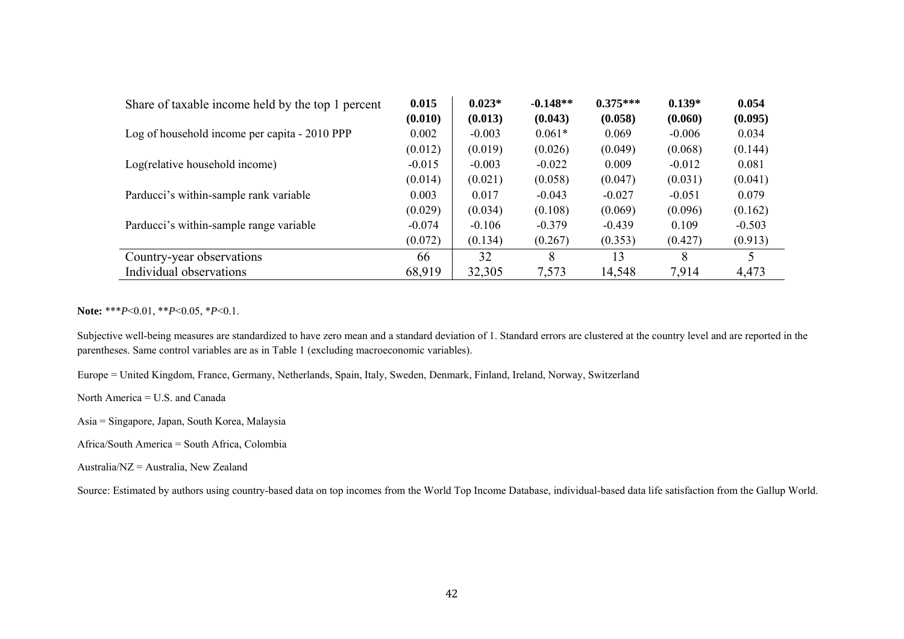| | | | | | | |
|---|---|---|---|---|---|---|
| Share of taxable income held by the top 1 percent | **0.015** | **0.023*** | **-0.148**** | **0.375***** | **0.139*** | **0.054** |
| | **(0.010)** | **(0.013)** | **(0.043)** | **(0.058)** | **(0.060)** | **(0.095)** |
| Log of household income per capita - 2010 PPP | 0.002 | -0.003 | 0.061* | 0.069 | -0.006 | 0.034 |
| | (0.012) | (0.019) | (0.026) | (0.049) | (0.068) | (0.144) |
| Log(relative household income) | -0.015 | -0.003 | -0.022 | 0.009 | -0.012 | 0.081 |
| | (0.014) | (0.021) | (0.058) | (0.047) | (0.031) | (0.041) |
| Parducci's within-sample rank variable | 0.003 | 0.017 | -0.043 | -0.027 | -0.051 | 0.079 |
| | (0.029) | (0.034) | (0.108) | (0.069) | (0.096) | (0.162) |
| Parducci's within-sample range variable | -0.074 | -0.106 | -0.379 | -0.439 | 0.109 | -0.503 |
| | (0.072) | (0.134) | (0.267) | (0.353) | (0.427) | (0.913) |
| Country-year observations | 66 | 32 | 8 | 13 | 8 | 5 |
| Individual observations | 68,919 | 32,305 | 7,573 | 14,548 | 7,914 | 4,473 |

**Note:** ****P*<0.01, ***P*<0.05, **P*<0.1.

Subjective well-being measures are standardized to have zero mean and a standard deviation of 1. Standard errors are clustered at the country level and are reported in the parentheses. Same control variables are as in Table 1 (excluding macroeconomic variables).

Europe = United Kingdom, France, Germany, Netherlands, Spain, Italy, Sweden, Denmark, Finland, Ireland, Norway, Switzerland

North America = U.S. and Canada

Asia = Singapore, Japan, South Korea, Malaysia

Africa/South America = South Africa, Colombia

Australia/NZ = Australia, New Zealand

Source: Estimated by authors using country-based data on top incomes from the World Top Income Database, individual-based data life satisfaction from the Gallup World.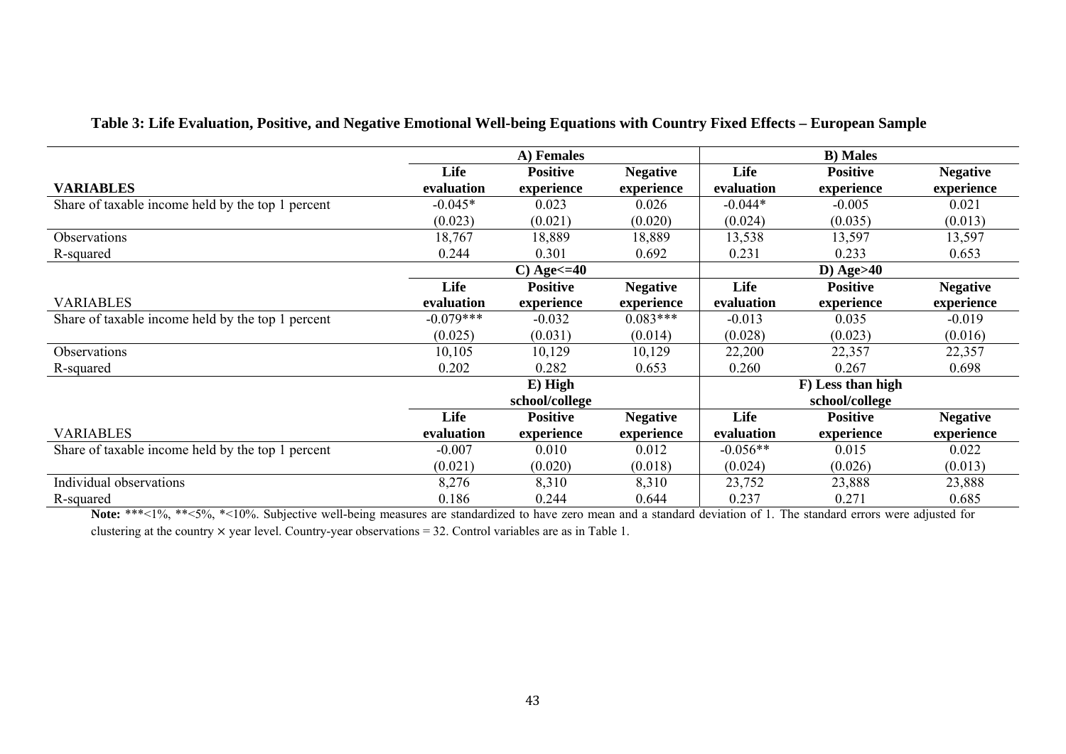**Table 3: Life Evaluation, Positive, and Negative Emotional Well-being Equations with Country Fixed Effects – European Sample**

| | A) Females | | | B) Males | | |
|---|---|---|---|---|---|---|
| **VARIABLES** | **Life evaluation** | **Positive experience** | **Negative experience** | **Life evaluation** | **Positive experience** | **Negative experience** |
| Share of taxable income held by the top 1 percent | -0.045* | 0.023 | 0.026 | -0.044* | -0.005 | 0.021 |
| | (0.023) | (0.021) | (0.020) | (0.024) | (0.035) | (0.013) |
| Observations | 18,767 | 18,889 | 18,889 | 13,538 | 13,597 | 13,597 |
| R-squared | 0.244 | 0.301 | 0.692 | 0.231 | 0.233 | 0.653 |
| | **C) Age<=40** | | | **D) Age>40** | | |
| VARIABLES | **Life evaluation** | **Positive experience** | **Negative experience** | **Life evaluation** | **Positive experience** | **Negative experience** |
| Share of taxable income held by the top 1 percent | -0.079*** | -0.032 | 0.083*** | -0.013 | 0.035 | -0.019 |
| | (0.025) | (0.031) | (0.014) | (0.028) | (0.023) | (0.016) |
| Observations | 10,105 | 10,129 | 10,129 | 22,200 | 22,357 | 22,357 |
| R-squared | 0.202 | 0.282 | 0.653 | 0.260 | 0.267 | 0.698 |
| | **E) High school/college** | | | **F) Less than high school/college** | | |
| VARIABLES | **Life evaluation** | **Positive experience** | **Negative experience** | **Life evaluation** | **Positive experience** | **Negative experience** |
| Share of taxable income held by the top 1 percent | -0.007 | 0.010 | 0.012 | -0.056** | 0.015 | 0.022 |
| | (0.021) | (0.020) | (0.018) | (0.024) | (0.026) | (0.013) |
| Individual observations | 8,276 | 8,310 | 8,310 | 23,752 | 23,888 | 23,888 |
| R-squared | 0.186 | 0.244 | 0.644 | 0.237 | 0.271 | 0.685 |

**Note:** ***<1%, **<5%, *<10%. Subjective well-being measures are standardized to have zero mean and a standard deviation of 1. The standard errors were adjusted for clustering at the country × year level. Country-year observations = 32. Control variables are as in Table 1.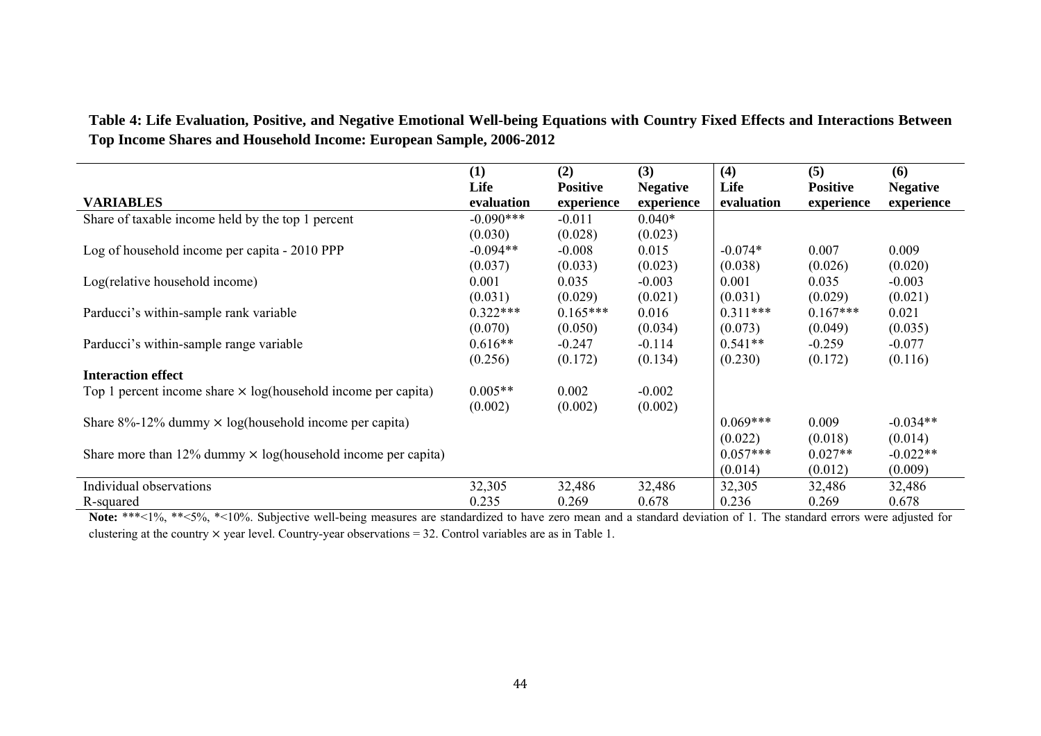**Table 4: Life Evaluation, Positive, and Negative Emotional Well-being Equations with Country Fixed Effects and Interactions Between Top Income Shares and Household Income: European Sample, 2006-2012**

| VARIABLES | (1) Life evaluation | (2) Positive experience | (3) Negative experience | (4) Life evaluation | (5) Positive experience | (6) Negative experience |
|---|---|---|---|---|---|---|
| Share of taxable income held by the top 1 percent | -0.090*** | -0.011 | 0.040* | | | |
| | (0.030) | (0.028) | (0.023) | | | |
| Log of household income per capita - 2010 PPP | -0.094** | -0.008 | 0.015 | -0.074* | 0.007 | 0.009 |
| | (0.037) | (0.033) | (0.023) | (0.038) | (0.026) | (0.020) |
| Log(relative household income) | 0.001 | 0.035 | -0.003 | 0.001 | 0.035 | -0.003 |
| | (0.031) | (0.029) | (0.021) | (0.031) | (0.029) | (0.021) |
| Parducci's within-sample rank variable | 0.322*** | 0.165*** | 0.016 | 0.311*** | 0.167*** | 0.021 |
| | (0.070) | (0.050) | (0.034) | (0.073) | (0.049) | (0.035) |
| Parducci's within-sample range variable | 0.616** | -0.247 | -0.114 | 0.541** | -0.259 | -0.077 |
| | (0.256) | (0.172) | (0.134) | (0.230) | (0.172) | (0.116) |
| **Interaction effect** | | | | | | |
| Top 1 percent income share × log(household income per capita) | 0.005** | 0.002 | -0.002 | | | |
| | (0.002) | (0.002) | (0.002) | | | |
| Share 8%-12% dummy × log(household income per capita) | | | | 0.069*** | 0.009 | -0.034** |
| | | | | (0.022) | (0.018) | (0.014) |
| Share more than 12% dummy × log(household income per capita) | | | | 0.057*** | 0.027** | -0.022** |
| | | | | (0.014) | (0.012) | (0.009) |
| Individual observations | 32,305 | 32,486 | 32,486 | 32,305 | 32,486 | 32,486 |
| R-squared | 0.235 | 0.269 | 0.678 | 0.236 | 0.269 | 0.678 |

**Note:** ***<1%, **<5%, *<10%. Subjective well-being measures are standardized to have zero mean and a standard deviation of 1. The standard errors were adjusted for clustering at the country × year level. Country-year observations = 32. Control variables are as in Table 1.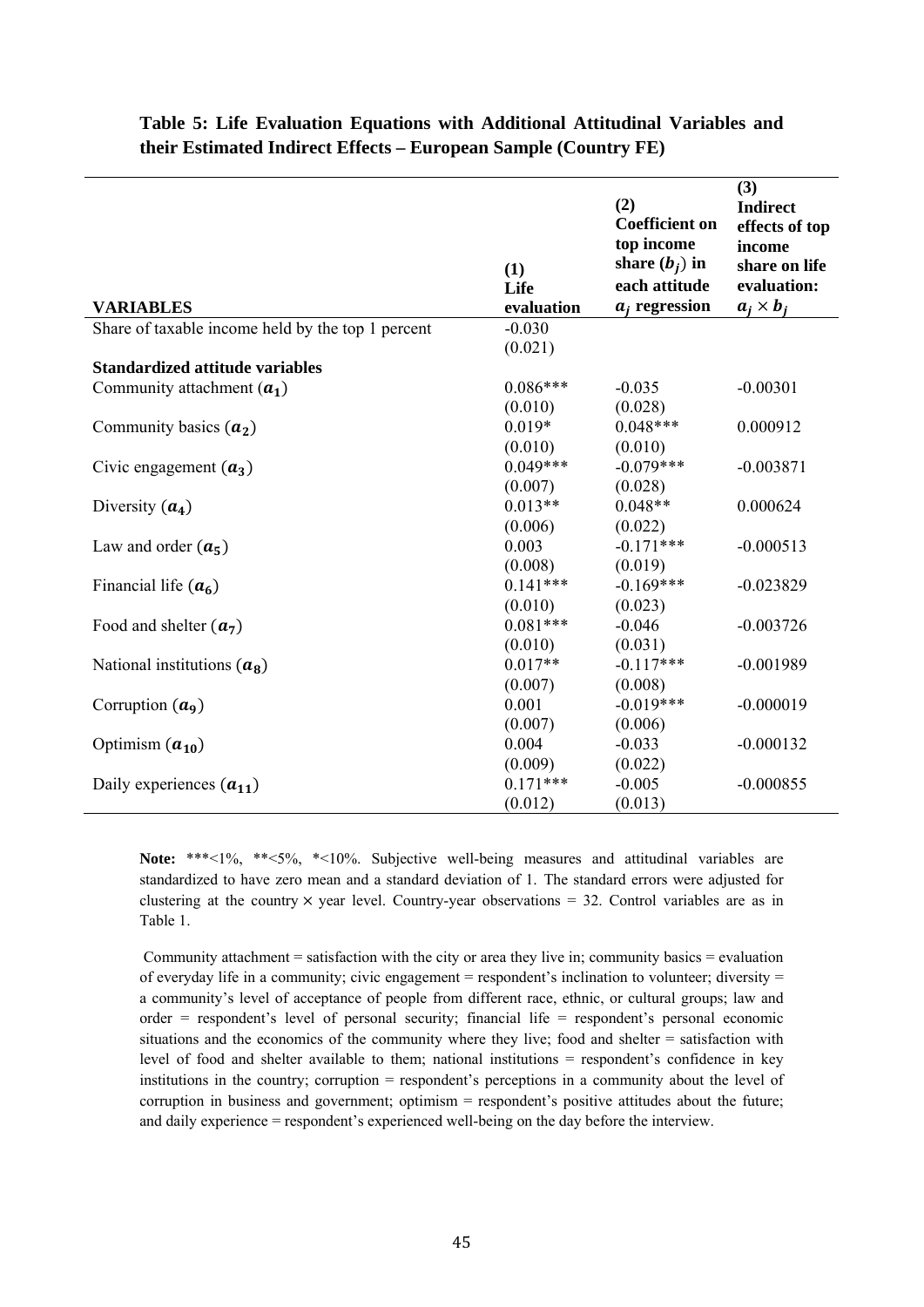**Table 5: Life Evaluation Equations with Additional Attitudinal Variables and their Estimated Indirect Effects – European Sample (Country FE)**

| VARIABLES | (1) Life evaluation | (2) Coefficient on top income share ($b_j$) in each attitude $a_j$ regression | (3) Indirect effects of top income share on life evaluation: $a_j \times b_j$ |
|---|---|---|---|
| Share of taxable income held by the top 1 percent | -0.030 | | |
| | (0.021) | | |
| **Standardized attitude variables** | | | |
| Community attachment ($a_1$) | 0.086*** | -0.035 | -0.00301 |
| | (0.010) | (0.028) | |
| Community basics ($a_2$) | 0.019* | 0.048*** | 0.000912 |
| | (0.010) | (0.010) | |
| Civic engagement ($a_3$) | 0.049*** | -0.079*** | -0.003871 |
| | (0.007) | (0.028) | |
| Diversity ($a_4$) | 0.013** | 0.048** | 0.000624 |
| | (0.006) | (0.022) | |
| Law and order ($a_5$) | 0.003 | -0.171*** | -0.000513 |
| | (0.008) | (0.019) | |
| Financial life ($a_6$) | 0.141*** | -0.169*** | -0.023829 |
| | (0.010) | (0.023) | |
| Food and shelter ($a_7$) | 0.081*** | -0.046 | -0.003726 |
| | (0.010) | (0.031) | |
| National institutions ($a_8$) | 0.017** | -0.117*** | -0.001989 |
| | (0.007) | (0.008) | |
| Corruption ($a_9$) | 0.001 | -0.019*** | -0.000019 |
| | (0.007) | (0.006) | |
| Optimism ($a_{10}$) | 0.004 | -0.033 | -0.000132 |
| | (0.009) | (0.022) | |
| Daily experiences ($a_{11}$) | 0.171*** | -0.005 | -0.000855 |
| | (0.012) | (0.013) | |

**Note:** ***<1%, **<5%, *<10%. Subjective well-being measures and attitudinal variables are standardized to have zero mean and a standard deviation of 1. The standard errors were adjusted for clustering at the country × year level. Country-year observations = 32. Control variables are as in Table 1.

Community attachment = satisfaction with the city or area they live in; community basics = evaluation of everyday life in a community; civic engagement = respondent's inclination to volunteer; diversity = a community's level of acceptance of people from different race, ethnic, or cultural groups; law and order = respondent's level of personal security; financial life = respondent's personal economic situations and the economics of the community where they live; food and shelter = satisfaction with level of food and shelter available to them; national institutions = respondent's confidence in key institutions in the country; corruption = respondent's perceptions in a community about the level of corruption in business and government; optimism = respondent's positive attitudes about the future; and daily experience = respondent's experienced well-being on the day before the interview.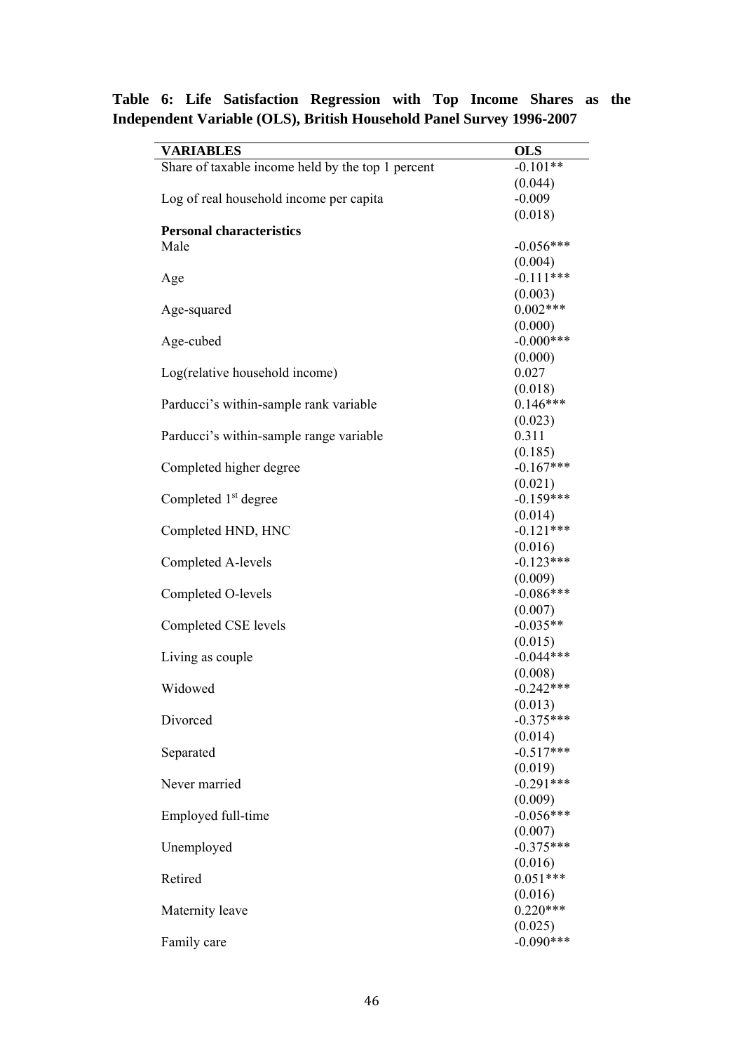**Table 6: Life Satisfaction Regression with Top Income Shares as the Independent Variable (OLS), British Household Panel Survey 1996-2007**

| VARIABLES | OLS |
|---|---|
| Share of taxable income held by the top 1 percent | -0.101** |
| | (0.044) |
| Log of real household income per capita | -0.009 |
| | (0.018) |
| **Personal characteristics** | |
| Male | -0.056*** |
| | (0.004) |
| Age | -0.111*** |
| | (0.003) |
| Age-squared | 0.002*** |
| | (0.000) |
| Age-cubed | -0.000*** |
| | (0.000) |
| Log(relative household income) | 0.027 |
| | (0.018) |
| Parducci's within-sample rank variable | 0.146*** |
| | (0.023) |
| Parducci's within-sample range variable | 0.311 |
| | (0.185) |
| Completed higher degree | -0.167*** |
| | (0.021) |
| Completed 1st degree | -0.159*** |
| | (0.014) |
| Completed HND, HNC | -0.121*** |
| | (0.016) |
| Completed A-levels | -0.123*** |
| | (0.009) |
| Completed O-levels | -0.086*** |
| | (0.007) |
| Completed CSE levels | -0.035** |
| | (0.015) |
| Living as couple | -0.044*** |
| | (0.008) |
| Widowed | -0.242*** |
| | (0.013) |
| Divorced | -0.375*** |
| | (0.014) |
| Separated | -0.517*** |
| | (0.019) |
| Never married | -0.291*** |
| | (0.009) |
| Employed full-time | -0.056*** |
| | (0.007) |
| Unemployed | -0.375*** |
| | (0.016) |
| Retired | 0.051*** |
| | (0.016) |
| Maternity leave | 0.220*** |
| | (0.025) |
| Family care | -0.090*** |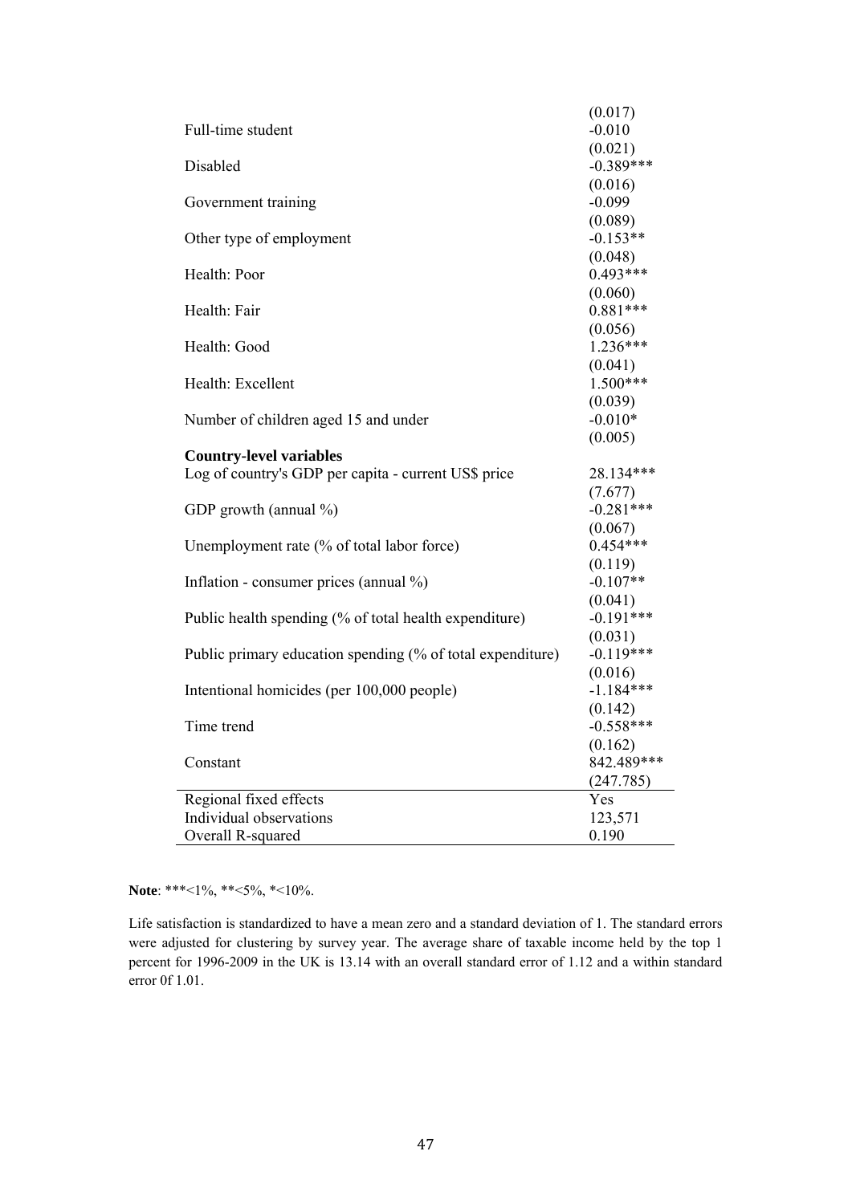| | |
|---|---|
| | (0.017) |
| Full-time student | -0.010 |
| | (0.021) |
| Disabled | -0.389*** |
| | (0.016) |
| Government training | -0.099 |
| | (0.089) |
| Other type of employment | -0.153** |
| | (0.048) |
| Health: Poor | 0.493*** |
| | (0.060) |
| Health: Fair | 0.881*** |
| | (0.056) |
| Health: Good | 1.236*** |
| | (0.041) |
| Health: Excellent | 1.500*** |
| | (0.039) |
| Number of children aged 15 and under | -0.010* |
| | (0.005) |
| **Country-level variables** | |
| Log of country's GDP per capita - current US$ price | 28.134*** |
| | (7.677) |
| GDP growth (annual %) | -0.281*** |
| | (0.067) |
| Unemployment rate (% of total labor force) | 0.454*** |
| | (0.119) |
| Inflation - consumer prices (annual %) | -0.107** |
| | (0.041) |
| Public health spending (% of total health expenditure) | -0.191*** |
| | (0.031) |
| Public primary education spending (% of total expenditure) | -0.119*** |
| | (0.016) |
| Intentional homicides (per 100,000 people) | -1.184*** |
| | (0.142) |
| Time trend | -0.558*** |
| | (0.162) |
| Constant | 842.489*** |
| | (247.785) |
| Regional fixed effects | Yes |
| Individual observations | 123,571 |
| Overall R-squared | 0.190 |

**Note**: ***<1%, **<5%, *<10%.

Life satisfaction is standardized to have a mean zero and a standard deviation of 1. The standard errors were adjusted for clustering by survey year. The average share of taxable income held by the top 1 percent for 1996-2009 in the UK is 13.14 with an overall standard error of 1.12 and a within standard error 0f 1.01.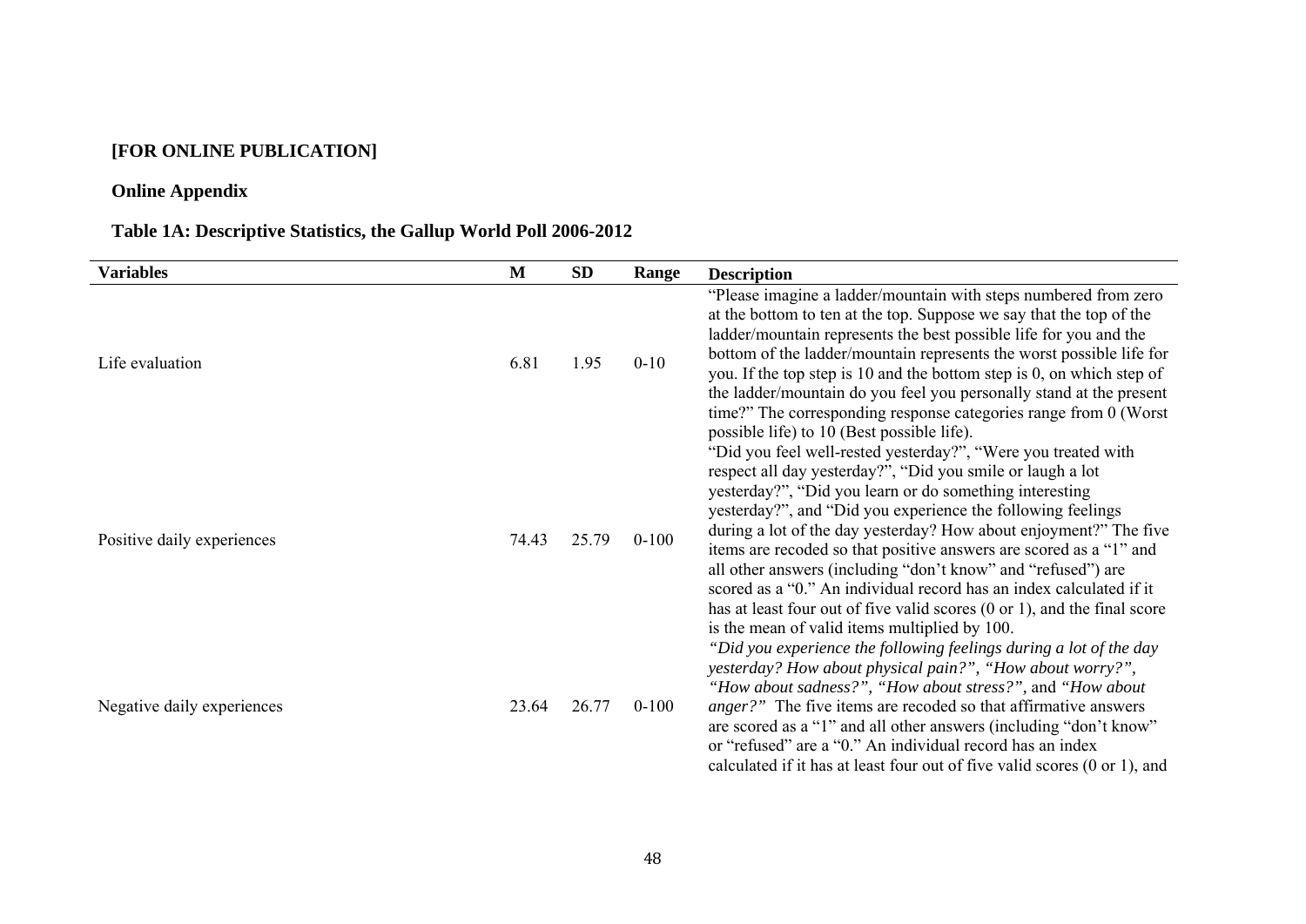**[FOR ONLINE PUBLICATION]**

**Online Appendix**

**Table 1A: Descriptive Statistics, the Gallup World Poll 2006-2012**

| Variables | M | SD | Range | Description |
|---|---|---|---|---|
| Life evaluation | 6.81 | 1.95 | 0-10 | "Please imagine a ladder/mountain with steps numbered from zero at the bottom to ten at the top. Suppose we say that the top of the ladder/mountain represents the best possible life for you and the bottom of the ladder/mountain represents the worst possible life for you. If the top step is 10 and the bottom step is 0, on which step of the ladder/mountain do you feel you personally stand at the present time?" The corresponding response categories range from 0 (Worst possible life) to 10 (Best possible life). |
| Positive daily experiences | 74.43 | 25.79 | 0-100 | "Did you feel well-rested yesterday?", "Were you treated with respect all day yesterday?", "Did you smile or laugh a lot yesterday?", "Did you learn or do something interesting yesterday?", and "Did you experience the following feelings during a lot of the day yesterday? How about enjoyment?" The five items are recoded so that positive answers are scored as a "1" and all other answers (including "don't know" and "refused") are scored as a "0." An individual record has an index calculated if it has at least four out of five valid scores (0 or 1), and the final score is the mean of valid items multiplied by 100. |
| Negative daily experiences | 23.64 | 26.77 | 0-100 | *"Did you experience the following feelings during a lot of the day yesterday? How about physical pain?", "How about worry?", "How about sadness?", "How about stress?",* and *"How about anger?"* The five items are recoded so that affirmative answers are scored as a "1" and all other answers (including "don't know" or "refused" are a "0." An individual record has an index calculated if it has at least four out of five valid scores (0 or 1), and |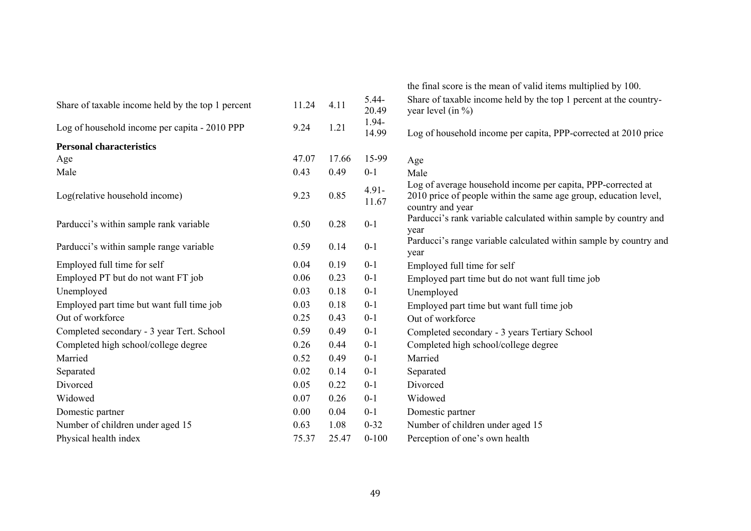| | | | | |
|---|---|---|---|---|
| | | | | the final score is the mean of valid items multiplied by 100. |
| Share of taxable income held by the top 1 percent | 11.24 | 4.11 | 5.44-20.49 | Share of taxable income held by the top 1 percent at the country-year level (in %) |
| Log of household income per capita - 2010 PPP | 9.24 | 1.21 | 1.94-14.99 | Log of household income per capita, PPP-corrected at 2010 price |
| **Personal characteristics** | | | | |
| Age | 47.07 | 17.66 | 15-99 | Age |
| Male | 0.43 | 0.49 | 0-1 | Male |
| Log(relative household income) | 9.23 | 0.85 | 4.91-11.67 | Log of average household income per capita, PPP-corrected at 2010 price of people within the same age group, education level, country and year |
| Parducci's within sample rank variable | 0.50 | 0.28 | 0-1 | Parducci's rank variable calculated within sample by country and year |
| Parducci's within sample range variable | 0.59 | 0.14 | 0-1 | Parducci's range variable calculated within sample by country and year |
| Employed full time for self | 0.04 | 0.19 | 0-1 | Employed full time for self |
| Employed PT but do not want FT job | 0.06 | 0.23 | 0-1 | Employed part time but do not want full time job |
| Unemployed | 0.03 | 0.18 | 0-1 | Unemployed |
| Employed part time but want full time job | 0.03 | 0.18 | 0-1 | Employed part time but want full time job |
| Out of workforce | 0.25 | 0.43 | 0-1 | Out of workforce |
| Completed secondary - 3 year Tert. School | 0.59 | 0.49 | 0-1 | Completed secondary - 3 years Tertiary School |
| Completed high school/college degree | 0.26 | 0.44 | 0-1 | Completed high school/college degree |
| Married | 0.52 | 0.49 | 0-1 | Married |
| Separated | 0.02 | 0.14 | 0-1 | Separated |
| Divorced | 0.05 | 0.22 | 0-1 | Divorced |
| Widowed | 0.07 | 0.26 | 0-1 | Widowed |
| Domestic partner | 0.00 | 0.04 | 0-1 | Domestic partner |
| Number of children under aged 15 | 0.63 | 1.08 | 0-32 | Number of children under aged 15 |
| Physical health index | 75.37 | 25.47 | 0-100 | Perception of one's own health |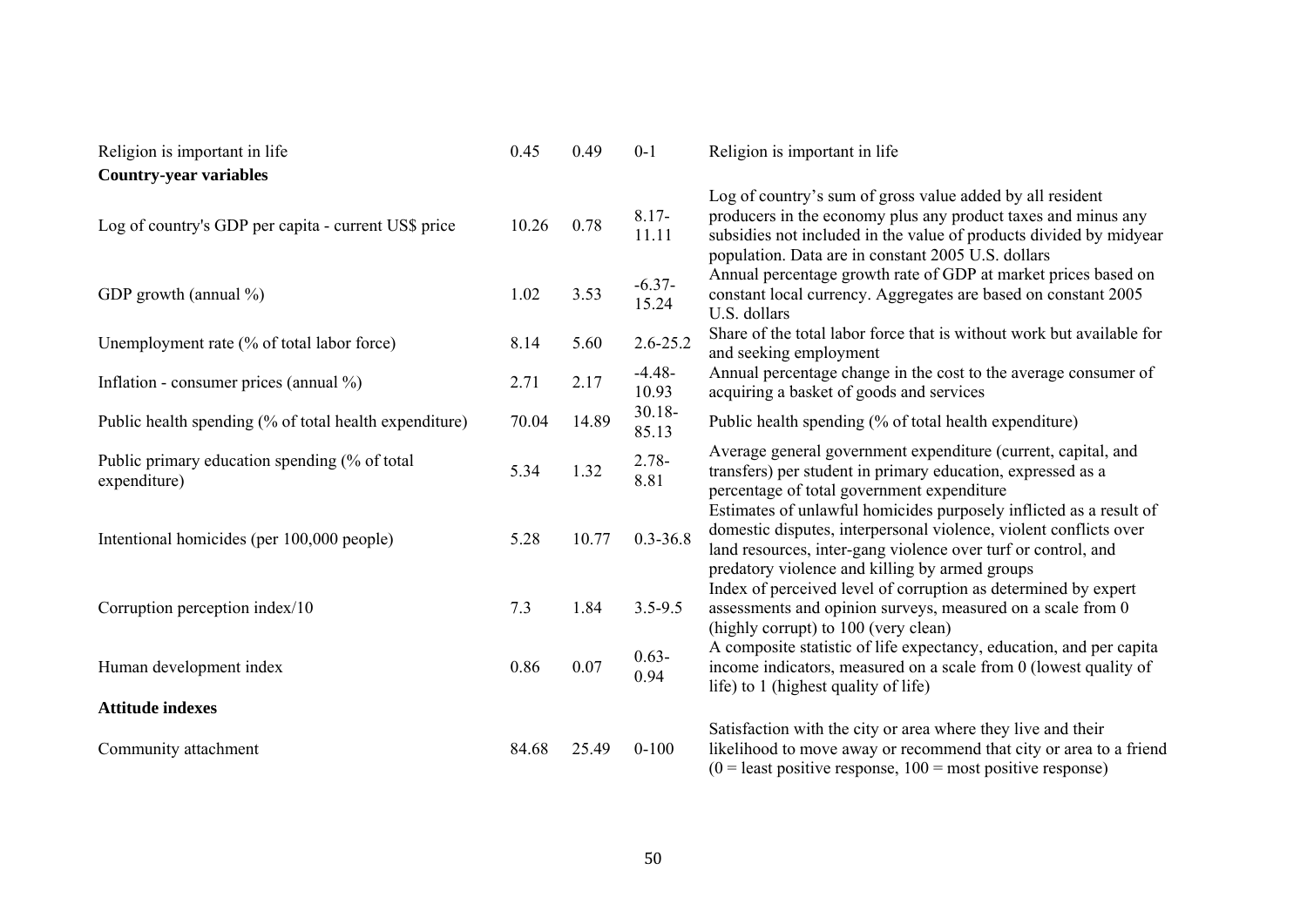| | | | | |
|---|---|---|---|---|
| Religion is important in life | 0.45 | 0.49 | 0-1 | Religion is important in life |
| **Country-year variables** | | | | |
| Log of country's GDP per capita - current US$ price | 10.26 | 0.78 | 8.17-11.11 | Log of country's sum of gross value added by all resident producers in the economy plus any product taxes and minus any subsidies not included in the value of products divided by midyear population. Data are in constant 2005 U.S. dollars |
| GDP growth (annual %) | 1.02 | 3.53 | -6.37-15.24 | Annual percentage growth rate of GDP at market prices based on constant local currency. Aggregates are based on constant 2005 U.S. dollars |
| Unemployment rate (% of total labor force) | 8.14 | 5.60 | 2.6-25.2 | Share of the total labor force that is without work but available for and seeking employment |
| Inflation - consumer prices (annual %) | 2.71 | 2.17 | -4.48-10.93 | Annual percentage change in the cost to the average consumer of acquiring a basket of goods and services |
| Public health spending (% of total health expenditure) | 70.04 | 14.89 | 30.18-85.13 | Public health spending (% of total health expenditure) |
| Public primary education spending (% of total expenditure) | 5.34 | 1.32 | 2.78-8.81 | Average general government expenditure (current, capital, and transfers) per student in primary education, expressed as a percentage of total government expenditure |
| Intentional homicides (per 100,000 people) | 5.28 | 10.77 | 0.3-36.8 | Estimates of unlawful homicides purposely inflicted as a result of domestic disputes, interpersonal violence, violent conflicts over land resources, inter-gang violence over turf or control, and predatory violence and killing by armed groups |
| Corruption perception index/10 | 7.3 | 1.84 | 3.5-9.5 | Index of perceived level of corruption as determined by expert assessments and opinion surveys, measured on a scale from 0 (highly corrupt) to 100 (very clean) |
| Human development index | 0.86 | 0.07 | 0.63-0.94 | A composite statistic of life expectancy, education, and per capita income indicators, measured on a scale from 0 (lowest quality of life) to 1 (highest quality of life) |
| **Attitude indexes** | | | | |
| Community attachment | 84.68 | 25.49 | 0-100 | Satisfaction with the city or area where they live and their likelihood to move away or recommend that city or area to a friend (0 = least positive response, 100 = most positive response) |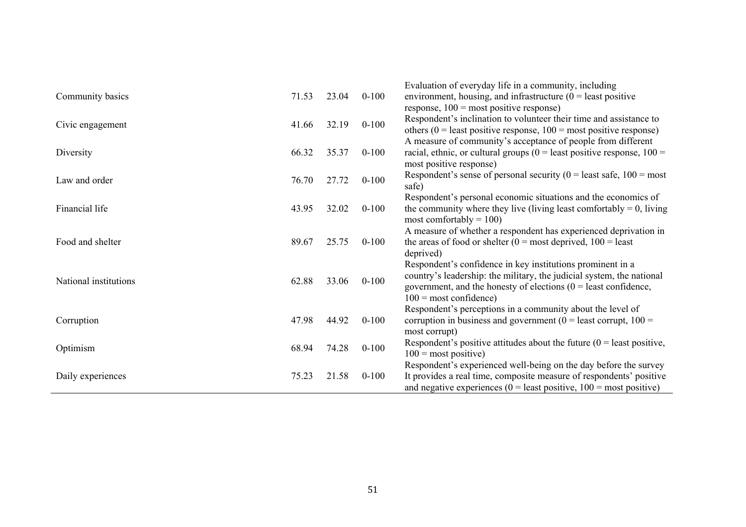| | | | | |
|---|---|---|---|---|
| Community basics | 71.53 | 23.04 | 0-100 | Evaluation of everyday life in a community, including environment, housing, and infrastructure (0 = least positive response, 100 = most positive response) |
| Civic engagement | 41.66 | 32.19 | 0-100 | Respondent's inclination to volunteer their time and assistance to others (0 = least positive response, 100 = most positive response) |
| Diversity | 66.32 | 35.37 | 0-100 | A measure of community's acceptance of people from different racial, ethnic, or cultural groups (0 = least positive response, 100 = most positive response) |
| Law and order | 76.70 | 27.72 | 0-100 | Respondent's sense of personal security (0 = least safe, 100 = most safe) |
| Financial life | 43.95 | 32.02 | 0-100 | Respondent's personal economic situations and the economics of the community where they live (living least comfortably = 0, living most comfortably = 100) |
| Food and shelter | 89.67 | 25.75 | 0-100 | A measure of whether a respondent has experienced deprivation in the areas of food or shelter (0 = most deprived, 100 = least deprived) |
| National institutions | 62.88 | 33.06 | 0-100 | Respondent's confidence in key institutions prominent in a country's leadership: the military, the judicial system, the national government, and the honesty of elections (0 = least confidence, 100 = most confidence) |
| Corruption | 47.98 | 44.92 | 0-100 | Respondent's perceptions in a community about the level of corruption in business and government (0 = least corrupt, 100 = most corrupt) |
| Optimism | 68.94 | 74.28 | 0-100 | Respondent's positive attitudes about the future (0 = least positive, 100 = most positive) |
| Daily experiences | 75.23 | 21.58 | 0-100 | Respondent's experienced well-being on the day before the survey It provides a real time, composite measure of respondents' positive and negative experiences (0 = least positive, 100 = most positive) |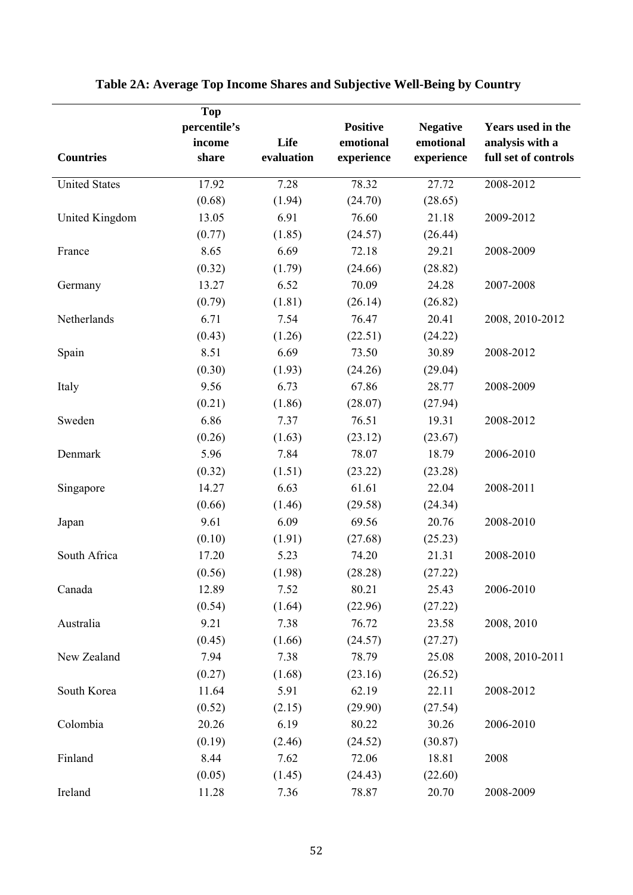**Table 2A: Average Top Income Shares and Subjective Well-Being by Country**

| Countries | Top percentile's income share | Life evaluation | Positive emotional experience | Negative emotional experience | Years used in the analysis with a full set of controls |
|---|---|---|---|---|---|
| United States | 17.92 | 7.28 | 78.32 | 27.72 | 2008-2012 |
| | (0.68) | (1.94) | (24.70) | (28.65) | |
| United Kingdom | 13.05 | 6.91 | 76.60 | 21.18 | 2009-2012 |
| | (0.77) | (1.85) | (24.57) | (26.44) | |
| France | 8.65 | 6.69 | 72.18 | 29.21 | 2008-2009 |
| | (0.32) | (1.79) | (24.66) | (28.82) | |
| Germany | 13.27 | 6.52 | 70.09 | 24.28 | 2007-2008 |
| | (0.79) | (1.81) | (26.14) | (26.82) | |
| Netherlands | 6.71 | 7.54 | 76.47 | 20.41 | 2008, 2010-2012 |
| | (0.43) | (1.26) | (22.51) | (24.22) | |
| Spain | 8.51 | 6.69 | 73.50 | 30.89 | 2008-2012 |
| | (0.30) | (1.93) | (24.26) | (29.04) | |
| Italy | 9.56 | 6.73 | 67.86 | 28.77 | 2008-2009 |
| | (0.21) | (1.86) | (28.07) | (27.94) | |
| Sweden | 6.86 | 7.37 | 76.51 | 19.31 | 2008-2012 |
| | (0.26) | (1.63) | (23.12) | (23.67) | |
| Denmark | 5.96 | 7.84 | 78.07 | 18.79 | 2006-2010 |
| | (0.32) | (1.51) | (23.22) | (23.28) | |
| Singapore | 14.27 | 6.63 | 61.61 | 22.04 | 2008-2011 |
| | (0.66) | (1.46) | (29.58) | (24.34) | |
| Japan | 9.61 | 6.09 | 69.56 | 20.76 | 2008-2010 |
| | (0.10) | (1.91) | (27.68) | (25.23) | |
| South Africa | 17.20 | 5.23 | 74.20 | 21.31 | 2008-2010 |
| | (0.56) | (1.98) | (28.28) | (27.22) | |
| Canada | 12.89 | 7.52 | 80.21 | 25.43 | 2006-2010 |
| | (0.54) | (1.64) | (22.96) | (27.22) | |
| Australia | 9.21 | 7.38 | 76.72 | 23.58 | 2008, 2010 |
| | (0.45) | (1.66) | (24.57) | (27.27) | |
| New Zealand | 7.94 | 7.38 | 78.79 | 25.08 | 2008, 2010-2011 |
| | (0.27) | (1.68) | (23.16) | (26.52) | |
| South Korea | 11.64 | 5.91 | 62.19 | 22.11 | 2008-2012 |
| | (0.52) | (2.15) | (29.90) | (27.54) | |
| Colombia | 20.26 | 6.19 | 80.22 | 30.26 | 2006-2010 |
| | (0.19) | (2.46) | (24.52) | (30.87) | |
| Finland | 8.44 | 7.62 | 72.06 | 18.81 | 2008 |
| | (0.05) | (1.45) | (24.43) | (22.60) | |
| Ireland | 11.28 | 7.36 | 78.87 | 20.70 | 2008-2009 |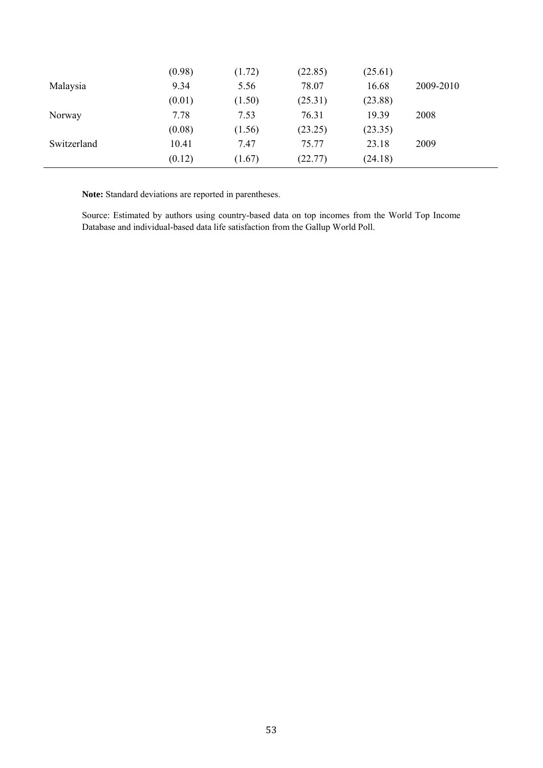| | | | | | |
|---|---|---|---|---|---|
| | (0.98) | (1.72) | (22.85) | (25.61) | |
| Malaysia | 9.34 | 5.56 | 78.07 | 16.68 | 2009-2010 |
| | (0.01) | (1.50) | (25.31) | (23.88) | |
| Norway | 7.78 | 7.53 | 76.31 | 19.39 | 2008 |
| | (0.08) | (1.56) | (23.25) | (23.35) | |
| Switzerland | 10.41 | 7.47 | 75.77 | 23.18 | 2009 |
| | (0.12) | (1.67) | (22.77) | (24.18) | |

**Note:** Standard deviations are reported in parentheses.

Source: Estimated by authors using country-based data on top incomes from the World Top Income Database and individual-based data life satisfaction from the Gallup World Poll.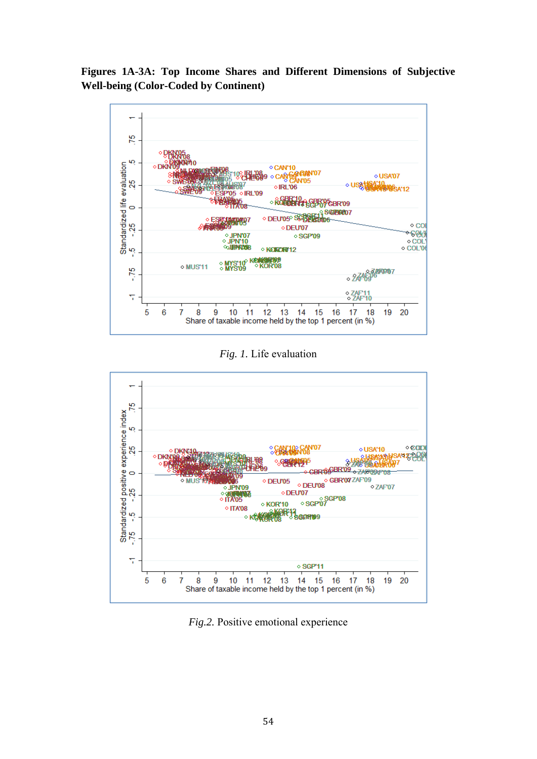**Figures 1A-3A: Top Income Shares and Different Dimensions of Subjective Well-being (Color-Coded by Continent)**

*Fig. 1.* Life evaluation

*Fig.2.* Positive emotional experience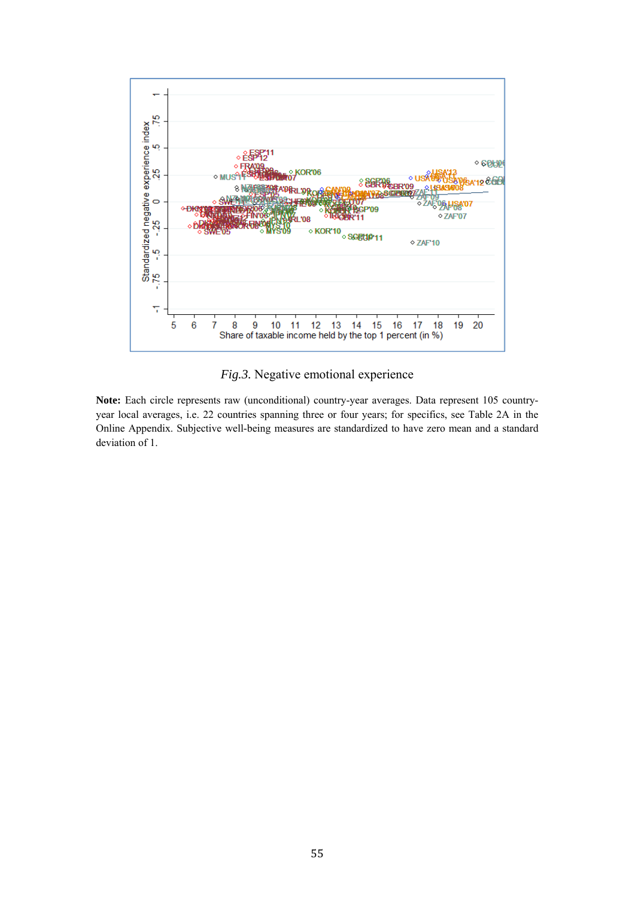*Fig.3.* Negative emotional experience

**Note:** Each circle represents raw (unconditional) country-year averages. Data represent 105 country-year local averages, i.e. 22 countries spanning three or four years; for specifics, see Table 2A in the Online Appendix. Subjective well-being measures are standardized to have zero mean and a standard deviation of 1.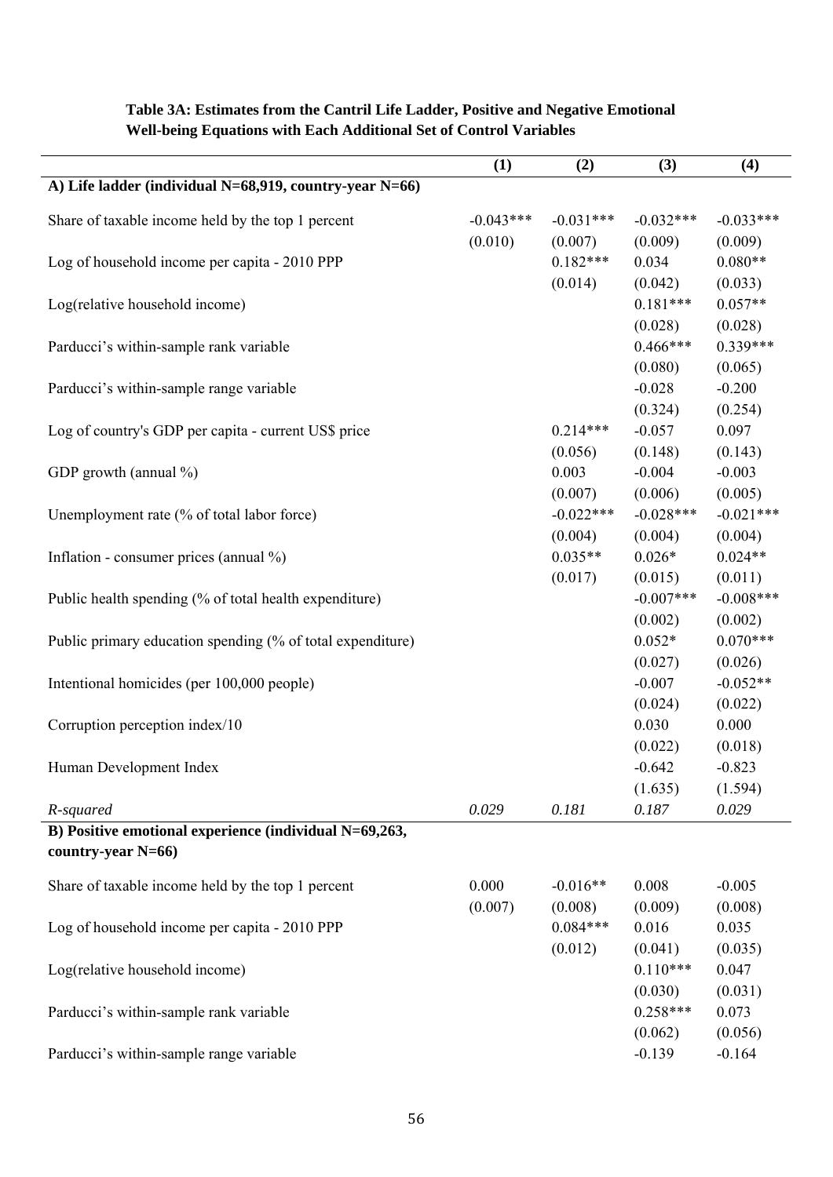**Table 3A: Estimates from the Cantril Life Ladder, Positive and Negative Emotional Well-being Equations with Each Additional Set of Control Variables**

| | (1) | (2) | (3) | (4) |
|---|---|---|---|---|
| **A) Life ladder (individual N=68,919, country-year N=66)** | | | | |
| Share of taxable income held by the top 1 percent | -0.043*** | -0.031*** | -0.032*** | -0.033*** |
| | (0.010) | (0.007) | (0.009) | (0.009) |
| Log of household income per capita - 2010 PPP | | 0.182*** | 0.034 | 0.080** |
| | | (0.014) | (0.042) | (0.033) |
| Log(relative household income) | | | 0.181*** | 0.057** |
| | | | (0.028) | (0.028) |
| Parducci's within-sample rank variable | | | 0.466*** | 0.339*** |
| | | | (0.080) | (0.065) |
| Parducci's within-sample range variable | | | -0.028 | -0.200 |
| | | | (0.324) | (0.254) |
| Log of country's GDP per capita - current US$ price | | 0.214*** | -0.057 | 0.097 |
| | | (0.056) | (0.148) | (0.143) |
| GDP growth (annual %) | | 0.003 | -0.004 | -0.003 |
| | | (0.007) | (0.006) | (0.005) |
| Unemployment rate (% of total labor force) | | -0.022*** | -0.028*** | -0.021*** |
| | | (0.004) | (0.004) | (0.004) |
| Inflation - consumer prices (annual %) | | 0.035** | 0.026* | 0.024** |
| | | (0.017) | (0.015) | (0.011) |
| Public health spending (% of total health expenditure) | | | -0.007*** | -0.008*** |
| | | | (0.002) | (0.002) |
| Public primary education spending (% of total expenditure) | | | 0.052* | 0.070*** |
| | | | (0.027) | (0.026) |
| Intentional homicides (per 100,000 people) | | | -0.007 | -0.052** |
| | | | (0.024) | (0.022) |
| Corruption perception index/10 | | | 0.030 | 0.000 |
| | | | (0.022) | (0.018) |
| Human Development Index | | | -0.642 | -0.823 |
| | | | (1.635) | (1.594) |
| *R-squared* | *0.029* | *0.181* | *0.187* | *0.029* |
| **B) Positive emotional experience (individual N=69,263, country-year N=66)** | | | | |
| Share of taxable income held by the top 1 percent | 0.000 | -0.016** | 0.008 | -0.005 |
| | (0.007) | (0.008) | (0.009) | (0.008) |
| Log of household income per capita - 2010 PPP | | 0.084*** | 0.016 | 0.035 |
| | | (0.012) | (0.041) | (0.035) |
| Log(relative household income) | | | 0.110*** | 0.047 |
| | | | (0.030) | (0.031) |
| Parducci's within-sample rank variable | | | 0.258*** | 0.073 |
| | | | (0.062) | (0.056) |
| Parducci's within-sample range variable | | | -0.139 | -0.164 |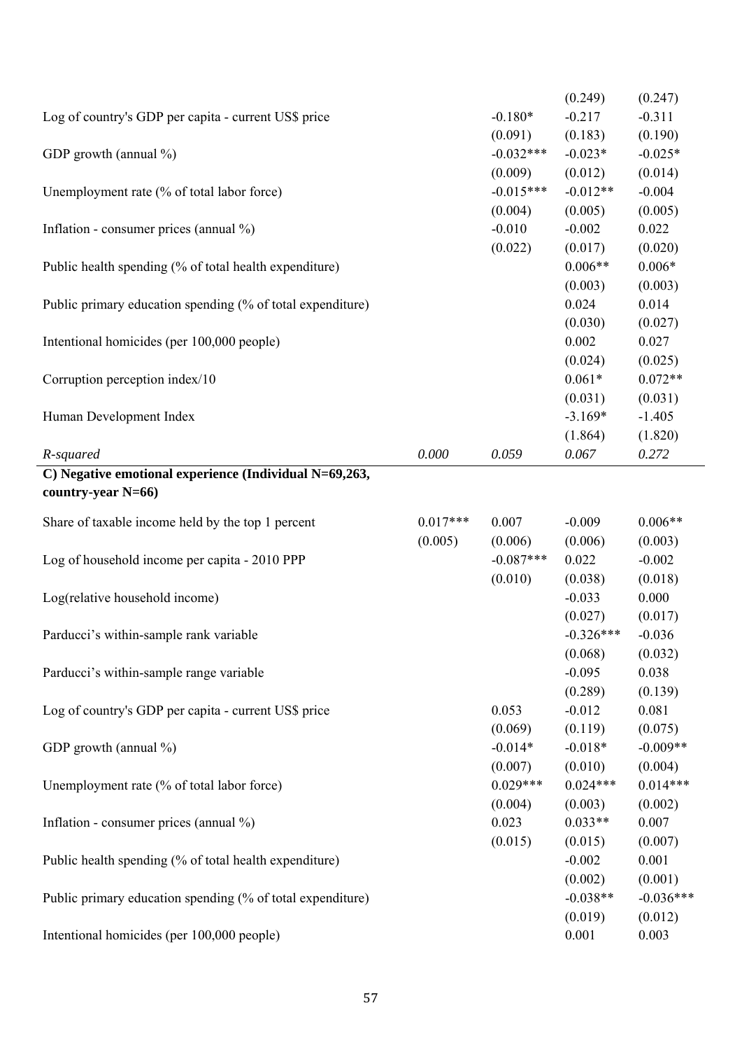| | | | | |
|---|---|---|---|---|
| | | | (0.249) | (0.247) |
| Log of country's GDP per capita - current US$ price | | -0.180* | -0.217 | -0.311 |
| | | (0.091) | (0.183) | (0.190) |
| GDP growth (annual %) | | -0.032*** | -0.023* | -0.025* |
| | | (0.009) | (0.012) | (0.014) |
| Unemployment rate (% of total labor force) | | -0.015*** | -0.012** | -0.004 |
| | | (0.004) | (0.005) | (0.005) |
| Inflation - consumer prices (annual %) | | -0.010 | -0.002 | 0.022 |
| | | (0.022) | (0.017) | (0.020) |
| Public health spending (% of total health expenditure) | | | 0.006** | 0.006* |
| | | | (0.003) | (0.003) |
| Public primary education spending (% of total expenditure) | | | 0.024 | 0.014 |
| | | | (0.030) | (0.027) |
| Intentional homicides (per 100,000 people) | | | 0.002 | 0.027 |
| | | | (0.024) | (0.025) |
| Corruption perception index/10 | | | 0.061* | 0.072** |
| | | | (0.031) | (0.031) |
| Human Development Index | | | -3.169* | -1.405 |
| | | | (1.864) | (1.820) |
| *R-squared* | *0.000* | *0.059* | *0.067* | *0.272* |
| **C) Negative emotional experience (Individual N=69,263, country-year N=66)** | | | | |
| Share of taxable income held by the top 1 percent | 0.017*** | 0.007 | -0.009 | 0.006** |
| | (0.005) | (0.006) | (0.006) | (0.003) |
| Log of household income per capita - 2010 PPP | | -0.087*** | 0.022 | -0.002 |
| | | (0.010) | (0.038) | (0.018) |
| Log(relative household income) | | | -0.033 | 0.000 |
| | | | (0.027) | (0.017) |
| Parducci's within-sample rank variable | | | -0.326*** | -0.036 |
| | | | (0.068) | (0.032) |
| Parducci's within-sample range variable | | | -0.095 | 0.038 |
| | | | (0.289) | (0.139) |
| Log of country's GDP per capita - current US$ price | | 0.053 | -0.012 | 0.081 |
| | | (0.069) | (0.119) | (0.075) |
| GDP growth (annual %) | | -0.014* | -0.018* | -0.009** |
| | | (0.007) | (0.010) | (0.004) |
| Unemployment rate (% of total labor force) | | 0.029*** | 0.024*** | 0.014*** |
| | | (0.004) | (0.003) | (0.002) |
| Inflation - consumer prices (annual %) | | 0.023 | 0.033** | 0.007 |
| | | (0.015) | (0.015) | (0.007) |
| Public health spending (% of total health expenditure) | | | -0.002 | 0.001 |
| | | | (0.002) | (0.001) |
| Public primary education spending (% of total expenditure) | | | -0.038** | -0.036*** |
| | | | (0.019) | (0.012) |
| Intentional homicides (per 100,000 people) | | | 0.001 | 0.003 |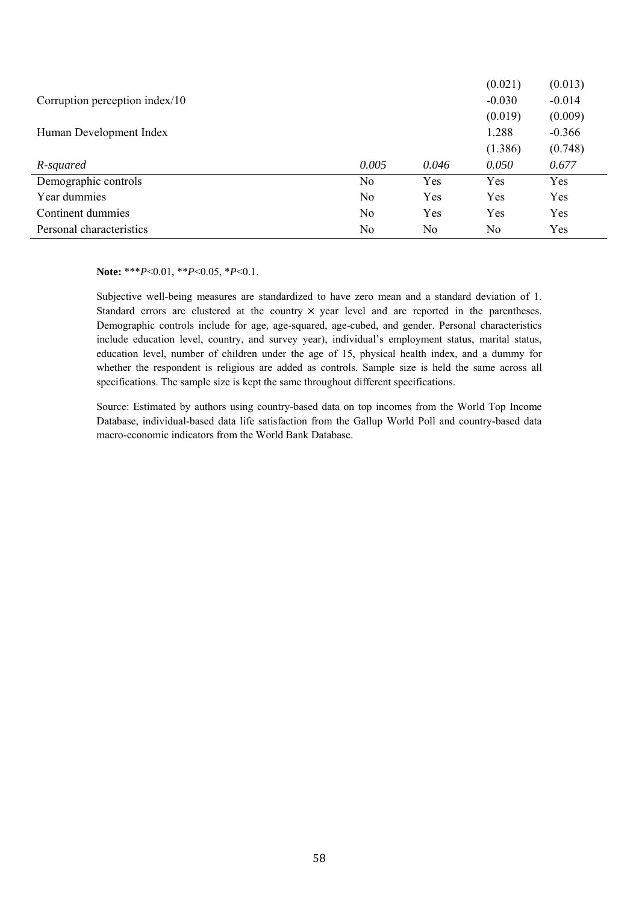| | | | | |
|---|---|---|---|---|
| | | | (0.021) | (0.013) |
| Corruption perception index/10 | | | -0.030 | -0.014 |
| | | | (0.019) | (0.009) |
| Human Development Index | | | 1.288 | -0.366 |
| | | | (1.386) | (0.748) |
| *R-squared* | *0.005* | *0.046* | *0.050* | *0.677* |
| Demographic controls | No | Yes | Yes | Yes |
| Year dummies | No | Yes | Yes | Yes |
| Continent dummies | No | Yes | Yes | Yes |
| Personal characteristics | No | No | No | Yes |

**Note:** \*\*\**P*<0.01, \*\**P*<0.05, \**P*<0.1.

Subjective well-being measures are standardized to have zero mean and a standard deviation of 1. Standard errors are clustered at the country × year level and are reported in the parentheses. Demographic controls include for age, age-squared, age-cubed, and gender. Personal characteristics include education level, country, and survey year), individual's employment status, marital status, education level, number of children under the age of 15, physical health index, and a dummy for whether the respondent is religious are added as controls. Sample size is held the same across all specifications. The sample size is kept the same throughout different specifications.

Source: Estimated by authors using country-based data on top incomes from the World Top Income Database, individual-based data life satisfaction from the Gallup World Poll and country-based data macro-economic indicators from the World Bank Database.